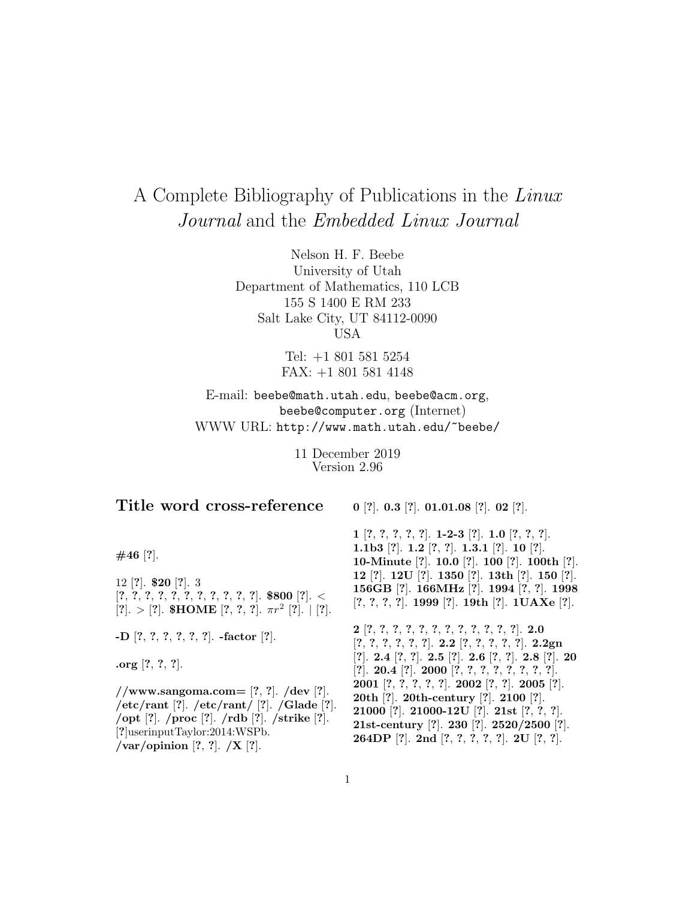# A Complete Bibliography of Publications in the *Linux Journal* and the *Embedded Linux Journal*

Nelson H. F. Beebe
University of Utah
Department of Mathematics, 110 LCB
155 S 1400 E RM 233
Salt Lake City, UT 84112-0090
USA

Tel: +1 801 581 5254
FAX: +1 801 581 4148

E-mail: beebe@math.utah.edu, beebe@acm.org, beebe@computer.org (Internet)
WWW URL: http://www.math.utah.edu/~beebe/

11 December 2019
Version 2.96

## Title word cross-reference

**#46** [?].

12 [?]. **$20** [?]. 3 [?, ?, ?, ?, ?, ?, ?, ?, ?, ?, ?, ?]. **$800** [?]. < [?]. > [?]. **$HOME** [?, ?, ?]. $\pi r^2$ [?]. | [?].

**-D** [?, ?, ?, ?, ?, ?]. **-factor** [?].

**.org** [?, ?, ?].

**//www.sangoma.com=** [?, ?]. **/dev** [?]. **/etc/rant** [?]. **/etc/rant/** [?]. **/Glade** [?]. **/opt** [?]. **/proc** [?]. **/rdb** [?]. **/strike** [?]. [?]userinputTaylor:2014:WSPb. **/var/opinion** [?, ?]. **/X** [?].

**0** [?]. **0.3** [?]. **01.01.08** [?]. **02** [?].

**1** [?, ?, ?, ?, ?]. **1-2-3** [?]. **1.0** [?, ?, ?]. **1.1b3** [?]. **1.2** [?, ?]. **1.3.1** [?]. **10** [?]. **10-Minute** [?]. **10.0** [?]. **100** [?]. **100th** [?]. **12** [?]. **12U** [?]. **1350** [?]. **13th** [?]. **150** [?]. **156GB** [?]. **166MHz** [?]. **1994** [?, ?]. **1998** [?, ?, ?, ?]. **1999** [?]. **19th** [?]. **1UAXe** [?].

**2** [?, ?, ?, ?, ?, ?, ?, ?, ?, ?, ?, ?, ?]. **2.0** [?, ?, ?, ?, ?, ?]. **2.2** [?, ?, ?, ?, ?]. **2.2gn** [?]. **2.4** [?, ?]. **2.5** [?]. **2.6** [?, ?]. **2.8** [?]. **20** [?]. **20.4** [?]. **2000** [?, ?, ?, ?, ?, ?, ?, ?]. **2001** [?, ?, ?, ?, ?]. **2002** [?, ?]. **2005** [?]. **20th** [?]. **20th-century** [?]. **2100** [?]. **21000** [?]. **21000-12U** [?]. **21st** [?, ?, ?]. **21st-century** [?]. **230** [?]. **2520/2500** [?]. **264DP** [?]. **2nd** [?, ?, ?, ?, ?]. **2U** [?, ?].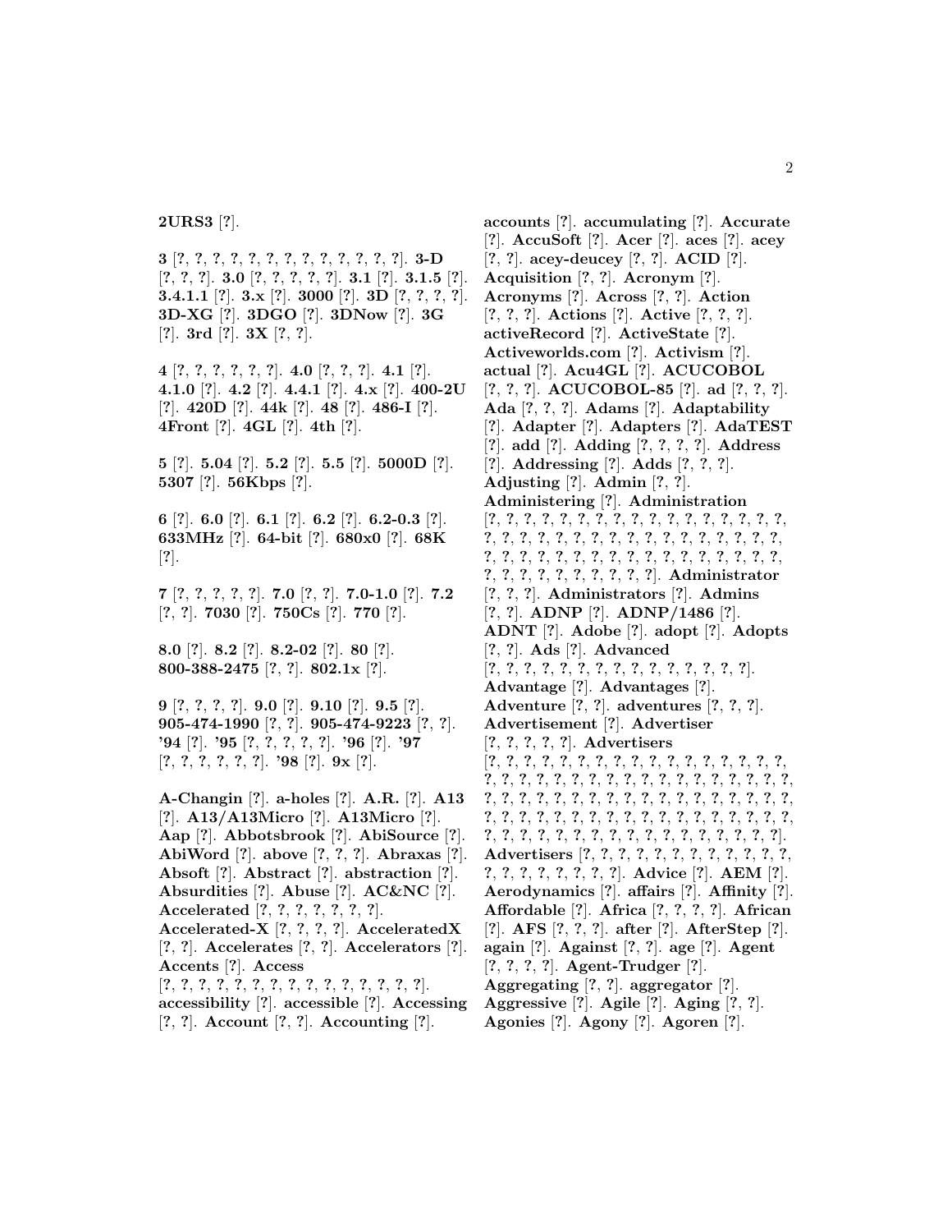**2URS3** [?].

**3** [?, ?, ?, ?, ?, ?, ?, ?, ?, ?, ?, ?, ?, ?]. **3-D** [?, ?, ?]. **3.0** [?, ?, ?, ?, ?]. **3.1** [?]. **3.1.5** [?]. **3.4.1.1** [?]. **3.x** [?]. **3000** [?]. **3D** [?, ?, ?, ?]. **3D-XG** [?]. **3DGO** [?]. **3DNow** [?]. **3G** [?]. **3rd** [?]. **3X** [?, ?].

**4** [?, ?, ?, ?, ?, ?]. **4.0** [?, ?, ?]. **4.1** [?]. **4.1.0** [?]. **4.2** [?]. **4.4.1** [?]. **4.x** [?]. **400-2U** [?]. **420D** [?]. **44k** [?]. **48** [?]. **486-I** [?]. **4Front** [?]. **4GL** [?]. **4th** [?].

**5** [?]. **5.04** [?]. **5.2** [?]. **5.5** [?]. **5000D** [?]. **5307** [?]. **56Kbps** [?].

**6** [?]. **6.0** [?]. **6.1** [?]. **6.2** [?]. **6.2-0.3** [?]. **633MHz** [?]. **64-bit** [?]. **680x0** [?]. **68K** [?].

**7** [?, ?, ?, ?, ?]. **7.0** [?, ?]. **7.0-1.0** [?]. **7.2** [?, ?]. **7030** [?]. **750Cs** [?]. **770** [?].

**8.0** [?]. **8.2** [?]. **8.2-02** [?]. **80** [?]. **800-388-2475** [?, ?]. **802.1x** [?].

**9** [?, ?, ?, ?]. **9.0** [?]. **9.10** [?]. **9.5** [?]. **905-474-1990** [?, ?]. **905-474-9223** [?, ?]. **'94** [?]. **'95** [?, ?, ?, ?, ?]. **'96** [?]. **'97** [?, ?, ?, ?, ?, ?]. **'98** [?]. **9x** [?].

**A-Changin** [?]. **a-holes** [?]. **A.R.** [?]. **A13** [?]. **A13/A13Micro** [?]. **A13Micro** [?]. **Aap** [?]. **Abbotsbrook** [?]. **AbiSource** [?]. **AbiWord** [?]. **above** [?, ?, ?]. **Abraxas** [?]. **Absoft** [?]. **Abstract** [?]. **abstraction** [?]. **Absurdities** [?]. **Abuse** [?]. **AC&NC** [?]. **Accelerated** [?, ?, ?, ?, ?, ?, ?]. **Accelerated-X** [?, ?, ?, ?]. **AcceleratedX** [?, ?]. **Accelerates** [?, ?]. **Accelerators** [?]. **Accents** [?]. **Access** [?, ?, ?, ?, ?, ?, ?, ?, ?, ?, ?, ?, ?, ?, ?]. **accessibility** [?]. **accessible** [?]. **Accessing** [?, ?]. **Account** [?, ?]. **Accounting** [?]. **accounts** [?]. **accumulating** [?]. **Accurate** [?]. **AccuSoft** [?]. **Acer** [?]. **aces** [?]. **acey** [?, ?]. **acey-deucey** [?, ?]. **ACID** [?]. **Acquisition** [?, ?]. **Acronym** [?]. **Acronyms** [?]. **Across** [?, ?]. **Action** [?, ?, ?]. **Actions** [?]. **Active** [?, ?, ?]. **activeRecord** [?]. **ActiveState** [?]. **Activeworlds.com** [?]. **Activism** [?]. **actual** [?]. **Acu4GL** [?]. **ACUCOBOL** [?, ?, ?]. **ACUCOBOL-85** [?]. **ad** [?, ?, ?]. **Ada** [?, ?, ?]. **Adams** [?]. **Adaptability** [?]. **Adapter** [?]. **Adapters** [?]. **AdaTEST** [?]. **add** [?]. **Adding** [?, ?, ?, ?]. **Address** [?]. **Addressing** [?]. **Adds** [?, ?, ?]. **Adjusting** [?]. **Admin** [?, ?]. **Administering** [?]. **Administration** [?, ?, ?, ?, ?, ?, ?, ?, ?, ?, ?, ?, ?, ?, ?, ?, ?, ?, ?, ?, ?, ?, ?, ?, ?, ?, ?, ?, ?, ?, ?, ?, ?, ?, ?, ?, ?, ?, ?, ?, ?, ?, ?, ?, ?, ?, ?, ?, ?, ?, ?, ?, ?, ?, ?, ?, ?, ?, ?, ?, ?, ?, ?, ?, ?, ?, ?]. **Administrator** [?, ?, ?]. **Administrators** [?]. **Admins** [?, ?]. **ADNP** [?]. **ADNP/1486** [?]. **ADNT** [?]. **Adobe** [?]. **adopt** [?]. **Adopts** [?, ?]. **Ads** [?]. **Advanced** [?, ?, ?, ?, ?, ?, ?, ?, ?, ?, ?, ?, ?, ?, ?, ?]. **Advantage** [?]. **Advantages** [?]. **Adventure** [?, ?]. **adventures** [?, ?, ?]. **Advertisement** [?]. **Advertiser** [?, ?, ?, ?, ?]. **Advertisers** [?, ?, ?, ?, ?, ?, ?, ?, ?, ?, ?, ?, ?, ?, ?, ?, ?, ?, ?, ?, ?, ?, ?, ?, ?, ?, ?, ?, ?, ?, ?, ?, ?, ?, ?, ?, ?, ?, ?, ?, ?, ?, ?, ?, ?, ?, ?, ?, ?, ?, ?, ?, ?, ?, ?, ?, ?, ?, ?, ?, ?, ?, ?, ?, ?, ?, ?, ?, ?, ?, ?, ?, ?, ?, ?, ?, ?, ?, ?, ?, ?, ?, ?, ?, ?, ?, ?, ?, ?, ?, ?, ?, ?, ?, ?]. **Advertisers** [?, ?, ?, ?, ?, ?, ?, ?, ?, ?, ?, ?, ?, ?, ?, ?, ?, ?, ?, ?, ?, ?]. **Advice** [?]. **AEM** [?]. **Aerodynamics** [?]. **affairs** [?]. **Affinity** [?]. **Affordable** [?]. **Africa** [?, ?, ?, ?]. **African** [?]. **AFS** [?, ?, ?]. **after** [?]. **AfterStep** [?]. **again** [?]. **Against** [?, ?]. **age** [?]. **Agent** [?, ?, ?, ?]. **Agent-Trudger** [?]. **Aggregating** [?, ?]. **aggregator** [?]. **Aggressive** [?]. **Agile** [?]. **Aging** [?, ?]. **Agonies** [?]. **Agony** [?]. **Agoren** [?].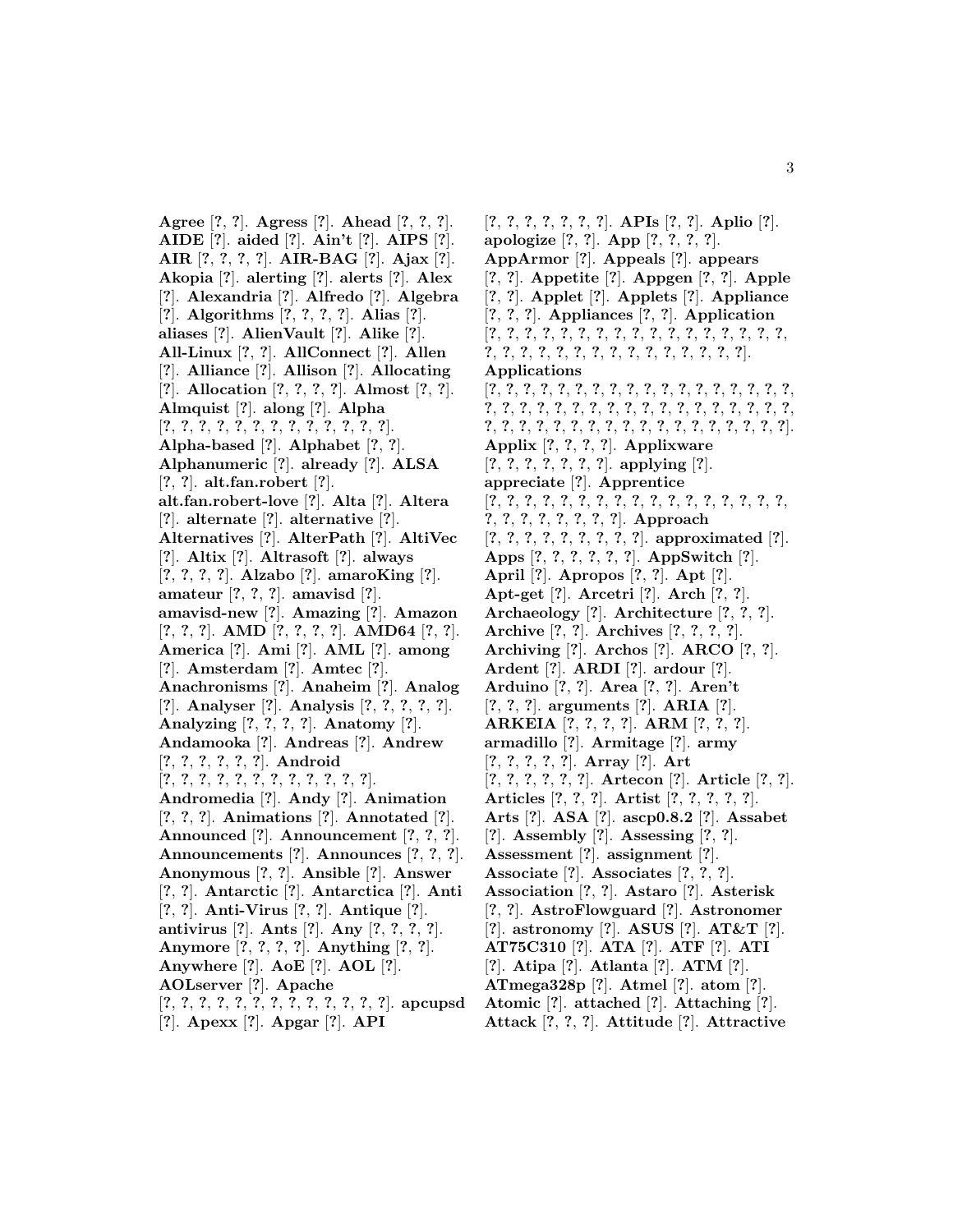**Agree** [?, ?]. **Agress** [?]. **Ahead** [?, ?, ?]. **AIDE** [?]. **aided** [?]. **Ain't** [?]. **AIPS** [?]. **AIR** [?, ?, ?, ?]. **AIR-BAG** [?]. **Ajax** [?]. **Akopia** [?]. **alerting** [?]. **alerts** [?]. **Alex** [?]. **Alexandria** [?]. **Alfredo** [?]. **Algebra** [?]. **Algorithms** [?, ?, ?, ?]. **Alias** [?]. **aliases** [?]. **AlienVault** [?]. **Alike** [?]. **All-Linux** [?, ?]. **AllConnect** [?]. **Allen** [?]. **Alliance** [?]. **Allison** [?]. **Allocating** [?]. **Allocation** [?, ?, ?, ?]. **Almost** [?, ?]. **Almquist** [?]. **along** [?]. **Alpha** [?, ?, ?, ?, ?, ?, ?, ?, ?, ?, ?, ?, ?]. **Alpha-based** [?]. **Alphabet** [?, ?]. **Alphanumeric** [?]. **already** [?]. **ALSA** [?, ?]. **alt.fan.robert** [?]. **alt.fan.robert-love** [?]. **Alta** [?]. **Altera** [?]. **alternate** [?]. **alternative** [?]. **Alternatives** [?]. **AlterPath** [?]. **AltiVec** [?]. **Altix** [?]. **Altrasoft** [?]. **always** [?, ?, ?, ?]. **Alzabo** [?]. **amaroKing** [?]. **amateur** [?, ?, ?]. **amavisd** [?]. **amavisd-new** [?]. **Amazing** [?]. **Amazon** [?, ?, ?]. **AMD** [?, ?, ?, ?]. **AMD64** [?, ?]. **America** [?]. **Ami** [?]. **AML** [?]. **among** [?]. **Amsterdam** [?]. **Amtec** [?]. **Anachronisms** [?]. **Anaheim** [?]. **Analog** [?]. **Analyser** [?]. **Analysis** [?, ?, ?, ?, ?]. **Analyzing** [?, ?, ?, ?]. **Anatomy** [?]. **Andamooka** [?]. **Andreas** [?]. **Andrew** [?, ?, ?, ?, ?, ?]. **Android** [?, ?, ?, ?, ?, ?, ?, ?, ?, ?, ?, ?, ?]. **Andromedia** [?]. **Andy** [?]. **Animation** [?, ?, ?]. **Animations** [?]. **Annotated** [?]. **Announced** [?]. **Announcement** [?, ?, ?]. **Announcements** [?]. **Announces** [?, ?, ?]. **Anonymous** [?, ?]. **Ansible** [?]. **Answer** [?, ?]. **Antarctic** [?]. **Antarctica** [?]. **Anti** [?, ?]. **Anti-Virus** [?, ?]. **Antique** [?]. **antivirus** [?]. **Ants** [?]. **Any** [?, ?, ?, ?]. **Anymore** [?, ?, ?, ?]. **Anything** [?, ?]. **Anywhere** [?]. **AoE** [?]. **AOL** [?]. **AOLserver** [?]. **Apache** [?, ?, ?, ?, ?, ?, ?, ?, ?, ?, ?, ?, ?, ?]. **apcupsd** [?]. **Apexx** [?]. **Apgar** [?]. **API** [?, ?, ?, ?, ?, ?, ?, ?]. **APIs** [?, ?]. **Aplio** [?]. **apologize** [?, ?]. **App** [?, ?, ?, ?]. **AppArmor** [?]. **Appeals** [?]. **appears** [?, ?]. **Appetite** [?]. **Appgen** [?, ?]. **Apple** [?, ?]. **Applet** [?]. **Applets** [?]. **Appliance** [?, ?, ?]. **Appliances** [?, ?]. **Application** [?, ?, ?, ?, ?, ?, ?, ?, ?, ?, ?, ?, ?, ?, ?, ?, ?, ?, ?, ?, ?, ?, ?, ?, ?, ?, ?, ?, ?, ?, ?, ?, ?, ?, ?]. **Applications** [?, ?, ?, ?, ?, ?, ?, ?, ?, ?, ?, ?, ?, ?, ?, ?, ?, ?, ?, ?, ?, ?, ?, ?, ?, ?, ?, ?, ?, ?, ?, ?, ?, ?, ?, ?, ?, ?, ?, ?, ?, ?, ?, ?, ?, ?, ?, ?, ?, ?, ?, ?, ?, ?, ?, ?, ?]. **Applix** [?, ?, ?, ?]. **Applixware** [?, ?, ?, ?, ?, ?, ?]. **applying** [?]. **appreciate** [?]. **Apprentice** [?, ?, ?, ?, ?, ?, ?, ?, ?, ?, ?, ?, ?, ?, ?, ?, ?, ?, ?, ?, ?, ?, ?, ?, ?, ?, ?]. **Approach** [?, ?, ?, ?, ?, ?, ?, ?, ?, ?]. **approximated** [?]. **Apps** [?, ?, ?, ?, ?, ?]. **AppSwitch** [?]. **April** [?]. **Apropos** [?, ?]. **Apt** [?]. **Apt-get** [?]. **Arcetri** [?]. **Arch** [?, ?]. **Archaeology** [?]. **Architecture** [?, ?, ?]. **Archive** [?, ?]. **Archives** [?, ?, ?, ?]. **Archiving** [?]. **Archos** [?]. **ARCO** [?, ?]. **Ardent** [?]. **ARDI** [?]. **ardour** [?]. **Arduino** [?, ?]. **Area** [?, ?]. **Aren't** [?, ?, ?]. **arguments** [?]. **ARIA** [?]. **ARKEIA** [?, ?, ?, ?]. **ARM** [?, ?, ?]. **armadillo** [?]. **Armitage** [?]. **army** [?, ?, ?, ?, ?]. **Array** [?]. **Art** [?, ?, ?, ?, ?, ?]. **Artecon** [?]. **Article** [?, ?]. **Articles** [?, ?, ?]. **Artist** [?, ?, ?, ?, ?]. **Arts** [?]. **ASA** [?]. **ascp0.8.2** [?]. **Assabet** [?]. **Assembly** [?]. **Assessing** [?, ?]. **Assessment** [?]. **assignment** [?]. **Associate** [?]. **Associates** [?, ?, ?]. **Association** [?, ?]. **Astaro** [?]. **Asterisk** [?, ?]. **AstroFlowguard** [?]. **Astronomer** [?]. **astronomy** [?]. **ASUS** [?]. **AT&T** [?]. **AT75C310** [?]. **ATA** [?]. **ATF** [?]. **ATI** [?]. **Atipa** [?]. **Atlanta** [?]. **ATM** [?]. **ATmega328p** [?]. **Atmel** [?]. **atom** [?]. **Atomic** [?]. **attached** [?]. **Attaching** [?]. **Attack** [?, ?, ?]. **Attitude** [?]. **Attractive**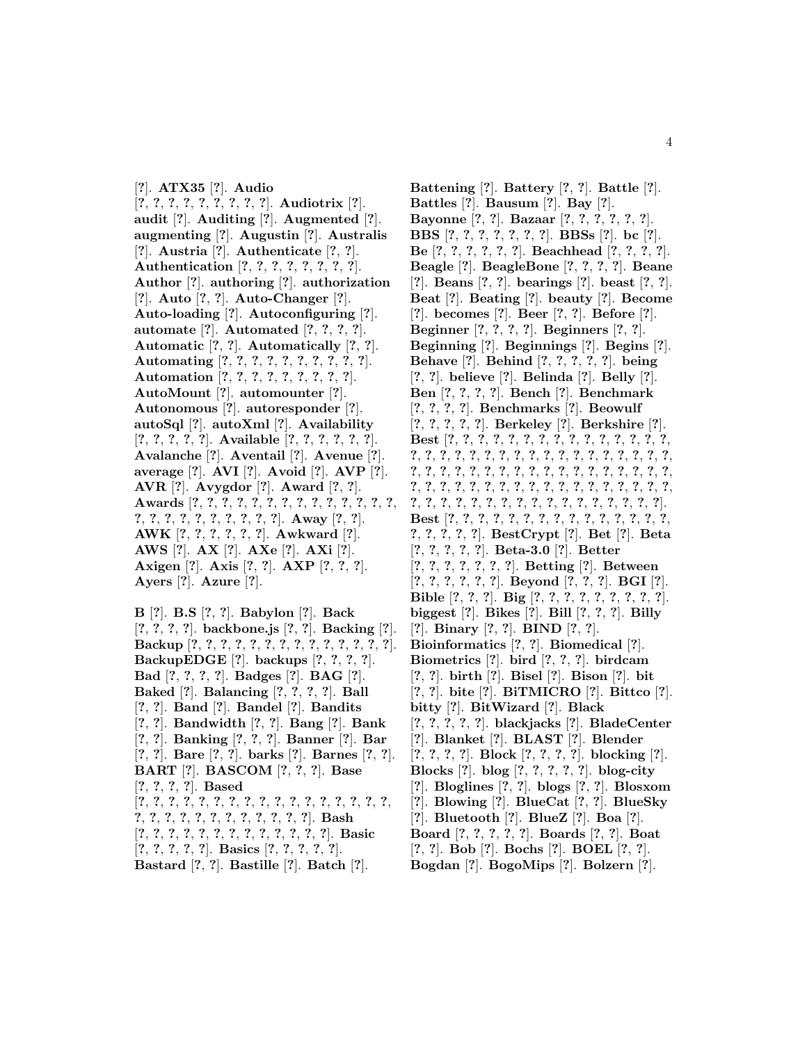[?]. **ATX35** [?]. **Audio** [?, ?, ?, ?, ?, ?, ?, ?, ?, ?]. **Audiotrix** [?]. **audit** [?]. **Auditing** [?]. **Augmented** [?]. **augmenting** [?]. **Augustin** [?]. **Australis** [?]. **Austria** [?]. **Authenticate** [?, ?]. **Authentication** [?, ?, ?, ?, ?, ?, ?, ?]. **Author** [?]. **authoring** [?]. **authorization** [?]. **Auto** [?, ?]. **Auto-Changer** [?]. **Auto-loading** [?]. **Autoconfiguring** [?]. **automate** [?]. **Automated** [?, ?, ?, ?]. **Automatic** [?, ?]. **Automatically** [?, ?]. **Automating** [?, ?, ?, ?, ?, ?, ?, ?, ?, ?]. **Automation** [?, ?, ?, ?, ?, ?, ?, ?, ?]. **AutoMount** [?]. **automounter** [?]. **Autonomous** [?]. **autoresponder** [?]. **autoSql** [?]. **autoXml** [?]. **Availability** [?, ?, ?, ?, ?]. **Available** [?, ?, ?, ?, ?, ?]. **Avalanche** [?]. **Aventail** [?]. **Avenue** [?]. **average** [?]. **AVI** [?]. **Avoid** [?]. **AVP** [?]. **AVR** [?]. **Avygdor** [?]. **Award** [?, ?]. **Awards** [?, ?, ?, ?, ?, ?, ?, ?, ?, ?, ?, ?, ?, ?, ?, ?, ?, ?, ?, ?, ?, ?, ?, ?, ?]. **Away** [?, ?]. **AWK** [?, ?, ?, ?, ?, ?]. **Awkward** [?]. **AWS** [?]. **AX** [?]. **AXe** [?]. **AXi** [?]. **Axigen** [?]. **Axis** [?, ?]. **AXP** [?, ?, ?]. **Ayers** [?]. **Azure** [?].

**B** [?]. **B.S** [?, ?]. **Babylon** [?]. **Back** [?, ?, ?, ?]. **backbone.js** [?, ?]. **Backing** [?]. **Backup** [?, ?, ?, ?, ?, ?, ?, ?, ?, ?, ?, ?, ?, ?, ?]. **BackupEDGE** [?]. **backups** [?, ?, ?, ?]. **Bad** [?, ?, ?, ?]. **Badges** [?]. **BAG** [?]. **Baked** [?]. **Balancing** [?, ?, ?, ?]. **Ball** [?, ?]. **Band** [?]. **Bandel** [?]. **Bandits** [?, ?]. **Bandwidth** [?, ?]. **Bang** [?]. **Bank** [?, ?]. **Banking** [?, ?, ?]. **Banner** [?]. **Bar** [?, ?]. **Bare** [?, ?]. **barks** [?]. **Barnes** [?, ?]. **BART** [?]. **BASCOM** [?, ?, ?]. **Base** [?, ?, ?, ?]. **Based** [?, ?, ?, ?, ?, ?, ?, ?, ?, ?, ?, ?, ?, ?, ?, ?, ?, ?, ?, ?, ?, ?, ?, ?, ?, ?, ?, ?, ?, ?, ?]. **Bash** [?, ?, ?, ?, ?, ?, ?, ?, ?, ?, ?, ?, ?]. **Basic** [?, ?, ?, ?, ?]. **Basics** [?, ?, ?, ?, ?]. **Bastard** [?, ?]. **Bastille** [?]. **Batch** [?].

**Battening** [?]. **Battery** [?, ?]. **Battle** [?]. **Battles** [?]. **Bausum** [?]. **Bay** [?]. **Bayonne** [?, ?]. **Bazaar** [?, ?, ?, ?, ?, ?]. **BBS** [?, ?, ?, ?, ?, ?, ?]. **BBSs** [?]. **bc** [?]. **Be** [?, ?, ?, ?, ?, ?]. **Beachhead** [?, ?, ?, ?]. **Beagle** [?]. **BeagleBone** [?, ?, ?, ?]. **Beane** [?]. **Beans** [?, ?]. **bearings** [?]. **beast** [?, ?]. **Beat** [?]. **Beating** [?]. **beauty** [?]. **Become** [?]. **becomes** [?]. **Beer** [?, ?]. **Before** [?]. **Beginner** [?, ?, ?, ?]. **Beginners** [?, ?]. **Beginning** [?]. **Beginnings** [?]. **Begins** [?]. **Behave** [?]. **Behind** [?, ?, ?, ?, ?]. **being** [?, ?]. **believe** [?]. **Belinda** [?]. **Belly** [?]. **Ben** [?, ?, ?, ?]. **Bench** [?]. **Benchmark** [?, ?, ?, ?]. **Benchmarks** [?]. **Beowulf** [?, ?, ?, ?, ?]. **Berkeley** [?]. **Berkshire** [?]. **Best** [?, ?, ?, ?, ?, ?, ?, ?, ?, ?, ?, ?, ?, ?, ?, ?, ?, ?, ?, ?, ?, ?, ?, ?, ?, ?, ?, ?, ?, ?, ?, ?, ?, ?, ?, ?, ?, ?, ?, ?, ?, ?, ?, ?, ?, ?, ?, ?, ?, ?, ?, ?, ?, ?, ?, ?, ?, ?, ?, ?, ?, ?, ?, ?, ?, ?, ?, ?, ?, ?, ?, ?, ?, ?, ?, ?, ?, ?, ?, ?, ?, ?, ?, ?, ?, ?, ?, ?, ?, ?, ?, ?, ?, ?, ?]. **Best** [?, ?, ?, ?, ?, ?, ?, ?, ?, ?, ?, ?, ?, ?, ?, ?, ?, ?, ?, ?, ?, ?]. **BestCrypt** [?]. **Bet** [?]. **Beta** [?, ?, ?, ?, ?]. **Beta-3.0** [?]. **Better** [?, ?, ?, ?, ?, ?, ?, ?]. **Betting** [?]. **Between** [?, ?, ?, ?, ?, ?]. **Beyond** [?, ?, ?]. **BGI** [?]. **Bible** [?, ?, ?]. **Big** [?, ?, ?, ?, ?, ?, ?, ?, ?, ?]. **biggest** [?]. **Bikes** [?]. **Bill** [?, ?, ?]. **Billy** [?]. **Binary** [?, ?]. **BIND** [?, ?]. **Bioinformatics** [?, ?]. **Biomedical** [?]. **Biometrics** [?]. **bird** [?, ?, ?]. **birdcam** [?, ?]. **birth** [?]. **Bisel** [?]. **Bison** [?]. **bit** [?, ?]. **bite** [?]. **BiTMICRO** [?]. **Bittco** [?]. **bitty** [?]. **BitWizard** [?]. **Black** [?, ?, ?, ?, ?]. **blackjacks** [?]. **BladeCenter** [?]. **Blanket** [?]. **BLAST** [?]. **Blender** [?, ?, ?, ?]. **Block** [?, ?, ?, ?]. **blocking** [?]. **Blocks** [?]. **blog** [?, ?, ?, ?, ?]. **blog-city** [?]. **Bloglines** [?, ?]. **blogs** [?, ?]. **Blosxom** [?]. **Blowing** [?]. **BlueCat** [?, ?]. **BlueSky** [?]. **Bluetooth** [?]. **BlueZ** [?]. **Boa** [?]. **Board** [?, ?, ?, ?, ?]. **Boards** [?, ?]. **Boat** [?, ?]. **Bob** [?]. **Bochs** [?]. **BOEL** [?, ?]. **Bogdan** [?]. **BogoMips** [?]. **Bolzern** [?].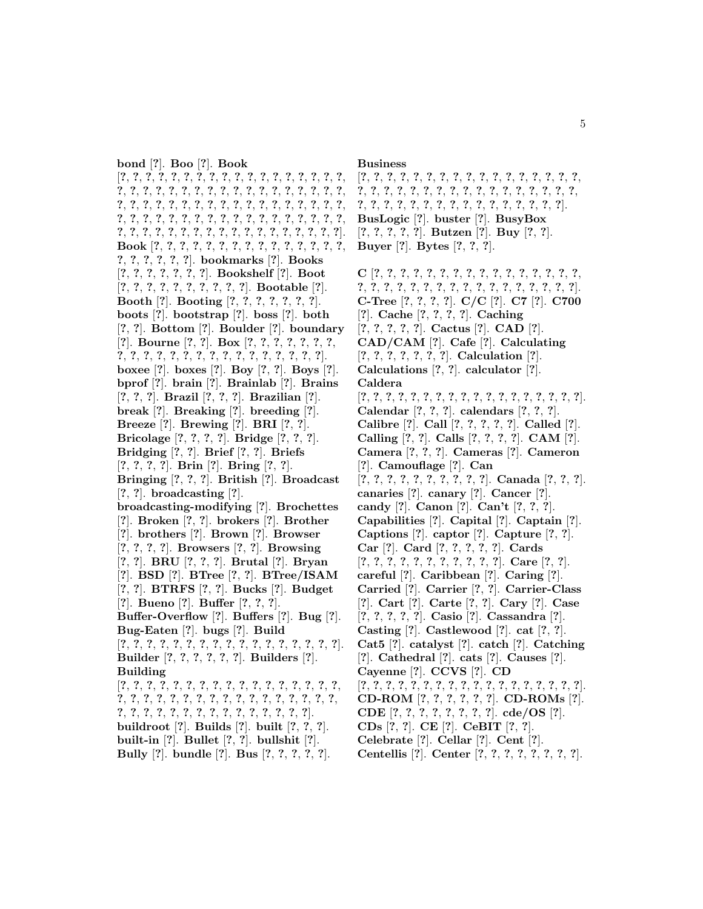**bond** [?]. **Boo** [?]. **Book** [?, ?, ?, ?, ?, ?, ?, ?, ?, ?, ?, ?, ?, ?, ?, ?, ?, ?, ?, ?, ?, ?, ?, ?, ?, ?, ?, ?, ?, ?, ?, ?, ?, ?, ?, ?, ?, ?, ?, ?, ?, ?, ?, ?, ?, ?, ?, ?, ?, ?, ?, ?, ?, ?, ?, ?, ?, ?, ?, ?, ?, ?, ?, ?, ?, ?, ?, ?, ?, ?, ?, ?, ?, ?, ?, ?, ?, ?, ?, ?, ?, ?, ?, ?, ?, ?, ?, ?, ?, ?, ?, ?, ?, ?, ?, ?, ?, ?, ?, ?, ?, ?, ?]. **Book** [?, ?, ?, ?, ?, ?, ?, ?, ?, ?, ?, ?, ?, ?, ?, ?, ?, ?, ?, ?, ?, ?]. **bookmarks** [?]. **Books** [?, ?, ?, ?, ?, ?, ?]. **Bookshelf** [?]. **Boot** [?, ?, ?, ?, ?, ?, ?, ?, ?, ?, ?]. **Bootable** [?]. **Booth** [?]. **Booting** [?, ?, ?, ?, ?, ?, ?]. **boots** [?]. **bootstrap** [?]. **boss** [?]. **both** [?, ?]. **Bottom** [?]. **Boulder** [?]. **boundary** [?]. **Bourne** [?, ?]. **Box** [?, ?, ?, ?, ?, ?, ?, ?, ?, ?, ?, ?, ?, ?, ?, ?, ?, ?, ?, ?, ?, ?, ?, ?, ?, ?, ?]. **boxee** [?]. **boxes** [?]. **Boy** [?, ?]. **Boys** [?]. **bprof** [?]. **brain** [?]. **Brainlab** [?]. **Brains** [?, ?, ?]. **Brazil** [?, ?, ?]. **Brazilian** [?]. **break** [?]. **Breaking** [?]. **breeding** [?]. **Breeze** [?]. **Brewing** [?]. **BRI** [?, ?]. **Bricolage** [?, ?, ?, ?]. **Bridge** [?, ?, ?]. **Bridging** [?, ?]. **Brief** [?, ?]. **Briefs** [?, ?, ?, ?]. **Brin** [?]. **Bring** [?, ?]. **Bringing** [?, ?, ?]. **British** [?]. **Broadcast** [?, ?]. **broadcasting** [?]. **broadcasting-modifying** [?]. **Brochettes** [?]. **Broken** [?, ?]. **brokers** [?]. **Brother** [?]. **brothers** [?]. **Brown** [?]. **Browser** [?, ?, ?, ?]. **Browsers** [?, ?]. **Browsing** [?, ?]. **BRU** [?, ?, ?]. **Brutal** [?]. **Bryan** [?]. **BSD** [?]. **BTree** [?, ?]. **BTree/ISAM** [?, ?]. **BTRFS** [?, ?]. **Bucks** [?]. **Budget** [?]. **Bueno** [?]. **Buffer** [?, ?, ?]. **Buffer-Overflow** [?]. **Buffers** [?]. **Bug** [?]. **Bug-Eaten** [?]. **bugs** [?]. **Build** [?, ?, ?, ?, ?, ?, ?, ?, ?, ?, ?, ?, ?, ?, ?, ?, ?, ?, ?]. **Builder** [?, ?, ?, ?, ?, ?]. **Builders** [?]. **Building** [?, ?, ?, ?, ?, ?, ?, ?, ?, ?, ?, ?, ?, ?, ?, ?, ?, ?, ?, ?, ?, ?, ?, ?, ?, ?, ?, ?, ?, ?, ?, ?, ?, ?, ?, ?, ?, ?, ?, ?, ?, ?, ?, ?, ?, ?, ?, ?, ?, ?, ?, ?, ?, ?, ?, ?, ?, ?]. **buildroot** [?]. **Builds** [?]. **built** [?, ?, ?]. **built-in** [?]. **Bullet** [?, ?]. **bullshit** [?]. **Bully** [?]. **bundle** [?]. **Bus** [?, ?, ?, ?, ?]. **Business** [?, ?, ?, ?, ?, ?, ?, ?, ?, ?, ?, ?, ?, ?, ?, ?, ?, ?, ?, ?, ?, ?, ?, ?, ?, ?, ?, ?, ?, ?, ?, ?, ?, ?, ?, ?, ?, ?, ?, ?, ?, ?, ?, ?, ?, ?, ?, ?, ?, ?, ?, ?, ?, ?, ?, ?, ?, ?, ?, ?]. **BusLogic** [?]. **buster** [?]. **BusyBox** [?, ?, ?, ?, ?]. **Butzen** [?]. **Buy** [?, ?]. **Buyer** [?]. **Bytes** [?, ?, ?].

**C** [?, ?, ?, ?, ?, ?, ?, ?, ?, ?, ?, ?, ?, ?, ?, ?, ?, ?, ?, ?, ?, ?, ?, ?, ?, ?, ?, ?, ?, ?, ?, ?, ?, ?, ?, ?, ?, ?, ?]. **C-Tree** [?, ?, ?, ?]. **C/C** [?]. **C7** [?]. **C700** [?]. **Cache** [?, ?, ?, ?]. **Caching** [?, ?, ?, ?, ?]. **Cactus** [?]. **CAD** [?]. **CAD/CAM** [?]. **Cafe** [?]. **Calculating** [?, ?, ?, ?, ?, ?, ?]. **Calculation** [?]. **Calculations** [?, ?]. **calculator** [?]. **Caldera** [?, ?, ?, ?, ?, ?, ?, ?, ?, ?, ?, ?, ?, ?, ?, ?, ?, ?, ?]. **Calendar** [?, ?, ?]. **calendars** [?, ?, ?]. **Calibre** [?]. **Call** [?, ?, ?, ?, ?]. **Called** [?]. **Calling** [?, ?]. **Calls** [?, ?, ?, ?]. **CAM** [?]. **Camera** [?, ?, ?]. **Cameras** [?]. **Cameron** [?]. **Camouflage** [?]. **Can** [?, ?, ?, ?, ?, ?, ?, ?, ?, ?, ?]. **Canada** [?, ?, ?]. **canaries** [?]. **canary** [?]. **Cancer** [?]. **candy** [?]. **Canon** [?]. **Can't** [?, ?, ?]. **Capabilities** [?]. **Capital** [?]. **Captain** [?]. **Captions** [?]. **captor** [?]. **Capture** [?, ?]. **Car** [?]. **Card** [?, ?, ?, ?, ?]. **Cards** [?, ?, ?, ?, ?, ?, ?, ?, ?, ?, ?]. **Care** [?, ?]. **careful** [?]. **Caribbean** [?]. **Caring** [?]. **Carried** [?]. **Carrier** [?, ?]. **Carrier-Class** [?]. **Cart** [?]. **Carte** [?, ?]. **Cary** [?]. **Case** [?, ?, ?, ?, ?]. **Casio** [?]. **Cassandra** [?]. **Casting** [?]. **Castlewood** [?]. **cat** [?, ?]. **Cat5** [?]. **catalyst** [?]. **catch** [?]. **Catching** [?]. **Cathedral** [?]. **cats** [?]. **Causes** [?]. **Cayenne** [?]. **CCVS** [?]. **CD** [?, ?, ?, ?, ?, ?, ?, ?, ?, ?, ?, ?, ?, ?, ?, ?, ?, ?, ?]. **CD-ROM** [?, ?, ?, ?, ?, ?]. **CD-ROMs** [?]. **CDE** [?, ?, ?, ?, ?, ?, ?, ?]. **cde/OS** [?]. **CDs** [?, ?]. **CE** [?]. **CeBIT** [?, ?]. **Celebrate** [?]. **Cellar** [?]. **Cent** [?]. **Centellis** [?]. **Center** [?, ?, ?, ?, ?, ?, ?, ?].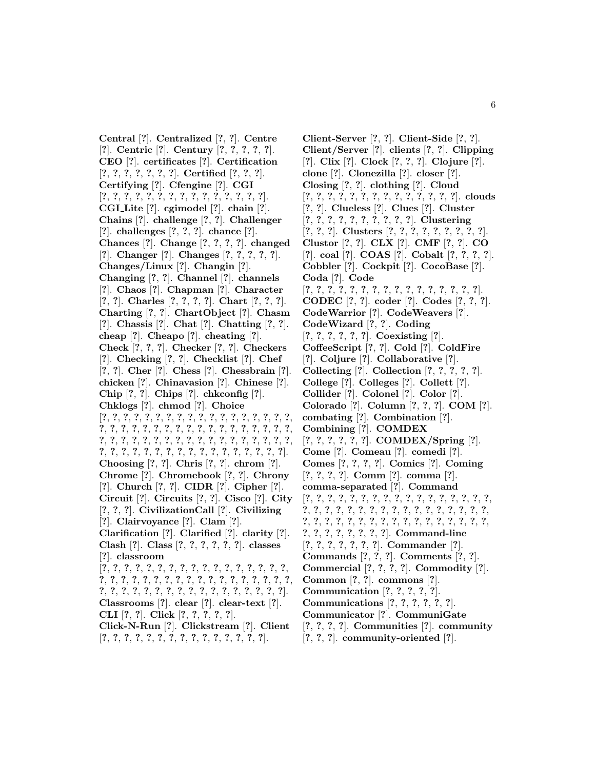**Central** [?]. **Centralized** [?, ?]. **Centre** [?]. **Centric** [?]. **Century** [?, ?, ?, ?, ?]. **CEO** [?]. **certificates** [?]. **Certification** [?, ?, ?, ?, ?, ?, ?]. **Certified** [?, ?, ?]. **Certifying** [?]. **Cfengine** [?]. **CGI** [?, ?, ?, ?, ?, ?, ?, ?, ?, ?, ?, ?, ?, ?, ?, ?]. **CGI_Lite** [?]. **cgimodel** [?]. **chain** [?]. **Chains** [?]. **challenge** [?, ?]. **Challenger** [?]. **challenges** [?, ?, ?]. **chance** [?]. **Chances** [?]. **Change** [?, ?, ?, ?]. **changed** [?]. **Changer** [?]. **Changes** [?, ?, ?, ?, ?]. **Changes/Linux** [?]. **Changin** [?]. **Changing** [?, ?]. **Channel** [?]. **channels** [?]. **Chaos** [?]. **Chapman** [?]. **Character** [?, ?]. **Charles** [?, ?, ?, ?]. **Chart** [?, ?, ?]. **Charting** [?, ?]. **ChartObject** [?]. **Chasm** [?]. **Chassis** [?]. **Chat** [?]. **Chatting** [?, ?]. **cheap** [?]. **Cheapo** [?]. **cheating** [?]. **Check** [?, ?, ?]. **Checker** [?, ?]. **Checkers** [?]. **Checking** [?, ?]. **Checklist** [?]. **Chef** [?, ?]. **Cher** [?]. **Chess** [?]. **Chessbrain** [?]. **chicken** [?]. **Chinavasion** [?]. **Chinese** [?]. **Chip** [?, ?]. **Chips** [?]. **chkconfig** [?]. **Chklogs** [?]. **chmod** [?]. **Choice** [?, ?, ?, ?, ?, ?, ?, ?, ?, ?, ?, ?, ?, ?, ?, ?, ?, ?, ?, ?, ?, ?, ?, ?, ?, ?, ?, ?, ?, ?, ?, ?, ?, ?, ?, ?, ?, ?, ?, ?, ?, ?, ?, ?, ?, ?, ?, ?, ?, ?, ?, ?, ?, ?, ?, ?, ?, ?, ?, ?, ?, ?, ?, ?, ?, ?, ?, ?, ?, ?, ?, ?, ?, ?, ?, ?, ?, ?]. **Choosing** [?, ?]. **Chris** [?, ?]. **chrom** [?]. **Chrome** [?]. **Chromebook** [?, ?]. **Chrony** [?]. **Church** [?, ?]. **CIDR** [?]. **Cipher** [?]. **Circuit** [?]. **Circuits** [?, ?]. **Cisco** [?]. **City** [?, ?, ?]. **CivilizationCall** [?]. **Civilizing** [?]. **Clairvoyance** [?]. **Clam** [?]. **Clarification** [?]. **Clarified** [?]. **clarity** [?]. **Clash** [?]. **Class** [?, ?, ?, ?, ?, ?]. **classes** [?]. **classroom** [?, ?, ?, ?, ?, ?, ?, ?, ?, ?, ?, ?, ?, ?, ?, ?, ?, ?, ?, ?, ?, ?, ?, ?, ?, ?, ?, ?, ?, ?, ?, ?, ?, ?, ?, ?, ?, ?, ?, ?, ?, ?, ?, ?, ?, ?, ?, ?, ?, ?, ?, ?, ?, ?, ?, ?, ?, ?]. **Classrooms** [?]. **clear** [?]. **clear-text** [?]. **CLI** [?, ?]. **Click** [?, ?, ?, ?, ?]. **Click-N-Run** [?]. **Clickstream** [?]. **Client** [?, ?, ?, ?, ?, ?, ?, ?, ?, ?, ?, ?, ?, ?, ?, ?].

**Client-Server** [?, ?]. **Client-Side** [?, ?]. **Client/Server** [?]. **clients** [?, ?]. **Clipping** [?]. **Clix** [?]. **Clock** [?, ?, ?]. **Clojure** [?]. **clone** [?]. **Clonezilla** [?]. **closer** [?]. **Closing** [?, ?]. **clothing** [?]. **Cloud** [?, ?, ?, ?, ?, ?, ?, ?, ?, ?, ?, ?, ?, ?, ?]. **clouds** [?, ?]. **Clueless** [?]. **Clues** [?]. **Cluster** [?, ?, ?, ?, ?, ?, ?, ?, ?, ?, ?]. **Clustering** [?, ?, ?]. **Clusters** [?, ?, ?, ?, ?, ?, ?, ?, ?, ?]. **Clustor** [?, ?]. **CLX** [?]. **CMF** [?, ?]. **CO** [?]. **coal** [?]. **COAS** [?]. **Cobalt** [?, ?, ?, ?]. **Cobbler** [?]. **Cockpit** [?]. **CocoBase** [?]. **Coda** [?]. **Code** [?, ?, ?, ?, ?, ?, ?, ?, ?, ?, ?, ?, ?, ?, ?, ?, ?]. **CODEC** [?, ?]. **coder** [?]. **Codes** [?, ?, ?]. **CodeWarrior** [?]. **CodeWeavers** [?]. **CodeWizard** [?, ?]. **Coding** [?, ?, ?, ?, ?, ?]. **Coexisting** [?]. **CoffeeScript** [?, ?]. **Cold** [?]. **ColdFire** [?]. **Coljure** [?]. **Collaborative** [?]. **Collecting** [?]. **Collection** [?, ?, ?, ?, ?]. **College** [?]. **Colleges** [?]. **Collett** [?]. **Collider** [?]. **Colonel** [?]. **Color** [?]. **Colorado** [?]. **Column** [?, ?, ?]. **COM** [?]. **combating** [?]. **Combination** [?]. **Combining** [?]. **COMDEX** [?, ?, ?, ?, ?, ?]. **COMDEX/Spring** [?]. **Come** [?]. **Comeau** [?]. **comedi** [?]. **Comes** [?, ?, ?, ?]. **Comics** [?]. **Coming** [?, ?, ?, ?]. **Comm** [?]. **comma** [?]. **comma-separated** [?]. **Command** [?, ?, ?, ?, ?, ?, ?, ?, ?, ?, ?, ?, ?, ?, ?, ?, ?, ?, ?, ?, ?, ?, ?, ?, ?, ?, ?, ?, ?, ?, ?, ?, ?, ?, ?, ?, ?, ?, ?, ?, ?, ?, ?, ?, ?, ?, ?, ?, ?, ?, ?, ?, ?, ?, ?, ?, ?, ?, ?, ?, ?, ?]. **Command-line** [?, ?, ?, ?, ?, ?, ?]. **Commander** [?]. **Commands** [?, ?, ?]. **Comments** [?, ?]. **Commercial** [?, ?, ?, ?]. **Commodity** [?]. **Common** [?, ?]. **commons** [?]. **Communication** [?, ?, ?, ?, ?]. **Communications** [?, ?, ?, ?, ?, ?]. **Communicator** [?]. **CommuniGate** [?, ?, ?, ?]. **Communities** [?]. **community** [?, ?, ?]. **community-oriented** [?].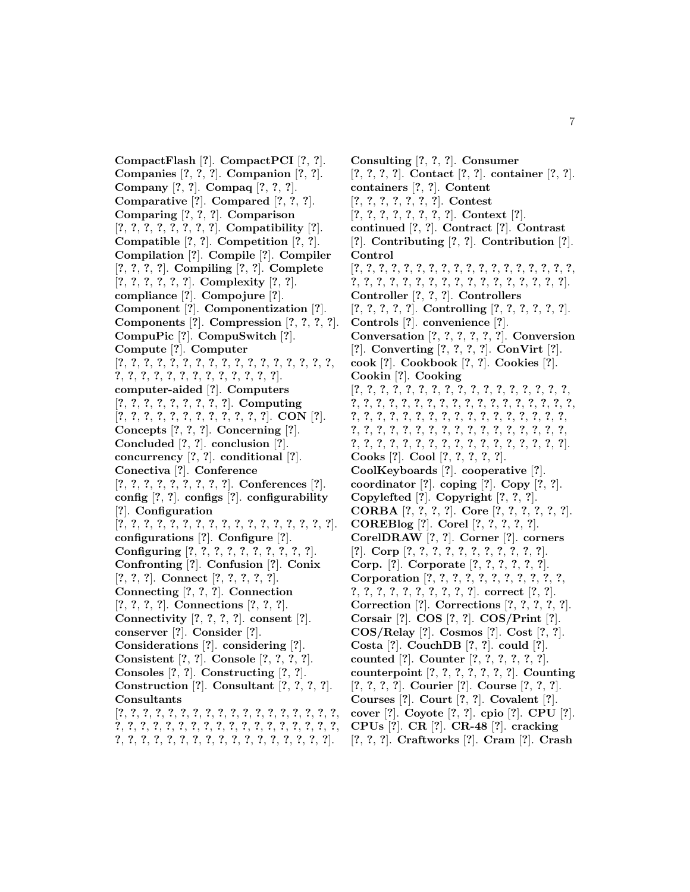**CompactFlash** [?]. **CompactPCI** [?, ?]. **Companies** [?, ?, ?]. **Companion** [?, ?]. **Company** [?, ?]. **Compaq** [?, ?, ?]. **Comparative** [?]. **Compared** [?, ?, ?]. **Comparing** [?, ?, ?]. **Comparison** [?, ?, ?, ?, ?, ?, ?, ?, ?]. **Compatibility** [?]. **Compatible** [?, ?]. **Competition** [?, ?]. **Compilation** [?]. **Compile** [?]. **Compiler** [?, ?, ?, ?]. **Compiling** [?, ?]. **Complete** [?, ?, ?, ?, ?, ?]. **Complexity** [?, ?]. **compliance** [?]. **Compojure** [?]. **Component** [?]. **Componentization** [?]. **Components** [?]. **Compression** [?, ?, ?, ?]. **CompuPic** [?]. **CompuSwitch** [?]. **Compute** [?]. **Computer** [?, ?, ?, ?, ?, ?, ?, ?, ?, ?, ?, ?, ?, ?, ?, ?, ?, ?, ?, ?, ?, ?, ?, ?, ?, ?, ?, ?, ?, ?, ?, ?]. **computer-aided** [?]. **Computers** [?, ?, ?, ?, ?, ?, ?, ?, ?, ?]. **Computing** [?, ?, ?, ?, ?, ?, ?, ?, ?, ?, ?, ?, ?]. **CON** [?]. **Concepts** [?, ?, ?]. **Concerning** [?]. **Concluded** [?, ?]. **conclusion** [?]. **concurrency** [?, ?]. **conditional** [?]. **Conectiva** [?]. **Conference** [?, ?, ?, ?, ?, ?, ?, ?, ?, ?]. **Conferences** [?]. **config** [?, ?]. **configs** [?]. **configurability** [?]. **Configuration** [?, ?, ?, ?, ?, ?, ?, ?, ?, ?, ?, ?, ?, ?, ?, ?, ?, ?, ?]. **configurations** [?]. **Configure** [?]. **Configuring** [?, ?, ?, ?, ?, ?, ?, ?, ?, ?, ?]. **Confronting** [?]. **Confusion** [?]. **Conix** [?, ?, ?]. **Connect** [?, ?, ?, ?, ?]. **Connecting** [?, ?, ?]. **Connection** [?, ?, ?, ?]. **Connections** [?, ?, ?]. **Connectivity** [?, ?, ?, ?]. **consent** [?]. **conserver** [?]. **Consider** [?]. **Considerations** [?]. **considering** [?]. **Consistent** [?, ?]. **Console** [?, ?, ?, ?]. **Consoles** [?, ?]. **Constructing** [?, ?]. **Construction** [?]. **Consultant** [?, ?, ?, ?]. **Consultants** [?, ?, ?, ?, ?, ?, ?, ?, ?, ?, ?, ?, ?, ?, ?, ?, ?, ?, ?, ?, ?, ?, ?, ?, ?, ?, ?, ?, ?, ?, ?, ?, ?, ?, ?, ?, ?, ?, ?, ?, ?, ?, ?, ?, ?, ?, ?, ?, ?, ?, ?, ?, ?, ?, ?, ?, ?]. **Consulting** [?, ?, ?]. **Consumer** [?, ?, ?, ?]. **Contact** [?, ?]. **container** [?, ?]. **containers** [?, ?]. **Content** [?, ?, ?, ?, ?, ?, ?]. **Contest** [?, ?, ?, ?, ?, ?, ?, ?]. **Context** [?]. **continued** [?, ?]. **Contract** [?]. **Contrast** [?]. **Contributing** [?, ?]. **Contribution** [?]. **Control** [?, ?, ?, ?, ?, ?, ?, ?, ?, ?, ?, ?, ?, ?, ?, ?, ?, ?, ?, ?, ?, ?, ?, ?, ?, ?, ?, ?, ?, ?, ?, ?, ?, ?, ?, ?, ?, ?, ?]. **Controller** [?, ?, ?]. **Controllers** [?, ?, ?, ?, ?]. **Controlling** [?, ?, ?, ?, ?, ?]. **Controls** [?]. **convenience** [?]. **Conversation** [?, ?, ?, ?, ?, ?]. **Conversion** [?]. **Converting** [?, ?, ?, ?]. **ConVirt** [?]. **cook** [?]. **Cookbook** [?, ?]. **Cookies** [?]. **Cookin** [?]. **Cooking** [?, ?, ?, ?, ?, ?, ?, ?, ?, ?, ?, ?, ?, ?, ?, ?, ?, ?, ?, ?, ?, ?, ?, ?, ?, ?, ?, ?, ?, ?, ?, ?, ?, ?, ?, ?, ?, ?, ?, ?, ?, ?, ?, ?, ?, ?, ?, ?, ?, ?, ?, ?, ?, ?, ?, ?, ?, ?, ?, ?, ?, ?, ?, ?, ?, ?, ?, ?, ?, ?, ?, ?, ?, ?, ?, ?, ?, ?, ?, ?, ?, ?, ?, ?, ?, ?, ?, ?, ?, ?, ?, ?, ?, ?]. **Cooks** [?]. **Cool** [?, ?, ?, ?, ?]. **CoolKeyboards** [?]. **cooperative** [?]. **coordinator** [?]. **coping** [?]. **Copy** [?, ?]. **Copylefted** [?]. **Copyright** [?, ?, ?]. **CORBA** [?, ?, ?, ?]. **Core** [?, ?, ?, ?, ?, ?]. **COREBlog** [?]. **Corel** [?, ?, ?, ?, ?]. **CorelDRAW** [?, ?]. **Corner** [?]. **corners** [?]. **Corp** [?, ?, ?, ?, ?, ?, ?, ?, ?, ?, ?, ?]. **Corp.** [?]. **Corporate** [?, ?, ?, ?, ?, ?]. **Corporation** [?, ?, ?, ?, ?, ?, ?, ?, ?, ?, ?, ?, ?, ?, ?, ?, ?, ?, ?, ?, ?, ?, ?]. **correct** [?, ?]. **Correction** [?]. **Corrections** [?, ?, ?, ?, ?]. **Corsair** [?]. **COS** [?, ?]. **COS/Print** [?]. **COS/Relay** [?]. **Cosmos** [?]. **Cost** [?, ?]. **Costa** [?]. **CouchDB** [?, ?]. **could** [?]. **counted** [?]. **Counter** [?, ?, ?, ?, ?, ?]. **counterpoint** [?, ?, ?, ?, ?, ?, ?]. **Counting** [?, ?, ?, ?]. **Courier** [?]. **Course** [?, ?, ?]. **Courses** [?]. **Court** [?, ?]. **Covalent** [?]. **cover** [?]. **Coyote** [?, ?]. **cpio** [?]. **CPU** [?]. **CPUs** [?]. **CR** [?]. **CR-48** [?]. **cracking** [?, ?, ?]. **Craftworks** [?]. **Cram** [?]. **Crash**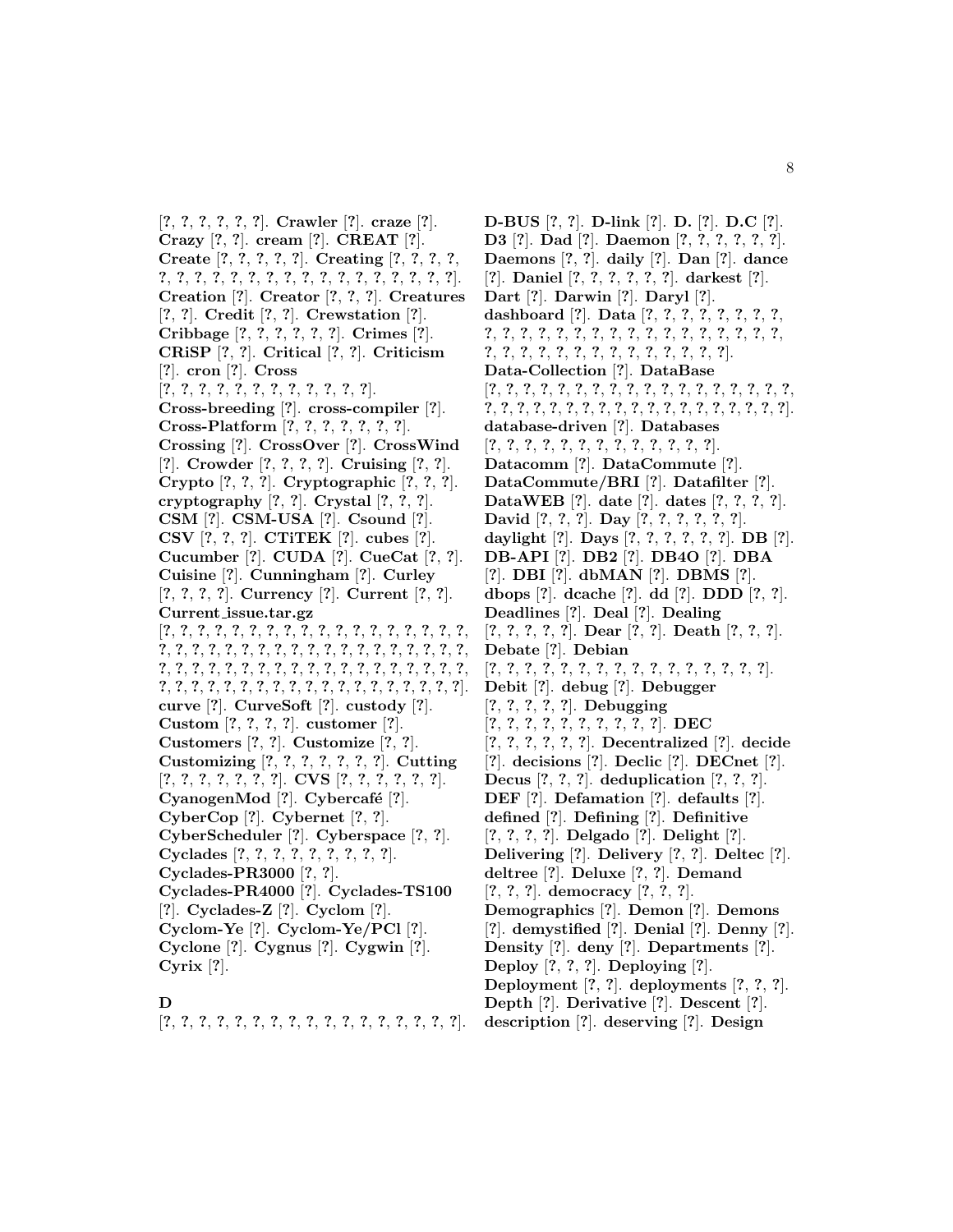[?, ?, ?, ?, ?, ?]. **Crawler** [?]. **craze** [?]. **Crazy** [?, ?]. **cream** [?]. **CREAT** [?]. **Create** [?, ?, ?, ?, ?]. **Creating** [?, ?, ?, ?, ?, ?, ?, ?, ?, ?, ?, ?, ?, ?, ?, ?, ?, ?, ?, ?, ?, ?, ?]. **Creation** [?]. **Creator** [?, ?, ?]. **Creatures** [?, ?]. **Credit** [?, ?]. **Crewstation** [?]. **Cribbage** [?, ?, ?, ?, ?, ?]. **Crimes** [?]. **CRiSP** [?, ?]. **Critical** [?, ?]. **Criticism** [?]. **cron** [?]. **Cross** [?, ?, ?, ?, ?, ?, ?, ?, ?, ?, ?, ?, ?]. **Cross-breeding** [?]. **cross-compiler** [?]. **Cross-Platform** [?, ?, ?, ?, ?, ?, ?]. **Crossing** [?]. **CrossOver** [?]. **CrossWind** [?]. **Crowder** [?, ?, ?, ?]. **Cruising** [?, ?]. **Crypto** [?, ?, ?]. **Cryptographic** [?, ?, ?]. **cryptography** [?, ?]. **Crystal** [?, ?, ?]. **CSM** [?]. **CSM-USA** [?]. **Csound** [?]. **CSV** [?, ?, ?]. **CTiTEK** [?]. **cubes** [?]. **Cucumber** [?]. **CUDA** [?]. **CueCat** [?, ?]. **Cuisine** [?]. **Cunningham** [?]. **Curley** [?, ?, ?, ?]. **Currency** [?]. **Current** [?, ?]. **Current_issue.tar.gz** [?, ?, ?, ?, ?, ?, ?, ?, ?, ?, ?, ?, ?, ?, ?, ?, ?, ?, ?, ?, ?, ?, ?, ?, ?, ?, ?, ?, ?, ?, ?, ?, ?, ?, ?, ?, ?, ?, ?, ?, ?, ?, ?, ?, ?, ?, ?, ?, ?, ?, ?, ?, ?, ?, ?, ?, ?, ?, ?, ?, ?, ?, ?, ?, ?, ?, ?, ?, ?, ?, ?, ?, ?, ?, ?, ?, ?, ?, ?, ?, ?, ?, ?, ?]. **curve** [?]. **CurveSoft** [?]. **custody** [?]. **Custom** [?, ?, ?, ?]. **customer** [?]. **Customers** [?, ?]. **Customize** [?, ?]. **Customizing** [?, ?, ?, ?, ?, ?, ?]. **Cutting** [?, ?, ?, ?, ?, ?, ?]. **CVS** [?, ?, ?, ?, ?, ?]. **CyanogenMod** [?]. **Cybercafé** [?]. **CyberCop** [?]. **Cybernet** [?, ?]. **CyberScheduler** [?]. **Cyberspace** [?, ?]. **Cyclades** [?, ?, ?, ?, ?, ?, ?, ?, ?]. **Cyclades-PR3000** [?, ?]. **Cyclades-PR4000** [?]. **Cyclades-TS100** [?]. **Cyclades-Z** [?]. **Cyclom** [?]. **Cyclom-Ye** [?]. **Cyclom-Ye/PCl** [?]. **Cyclone** [?]. **Cygnus** [?]. **Cygwin** [?]. **Cyrix** [?].

### D

[?, ?, ?, ?, ?, ?, ?, ?, ?, ?, ?, ?, ?, ?, ?, ?, ?, ?]. **D-BUS** [?, ?]. **D-link** [?]. **D.** [?]. **D.C** [?]. **D3** [?]. **Dad** [?]. **Daemon** [?, ?, ?, ?, ?, ?]. **Daemons** [?, ?]. **daily** [?]. **Dan** [?]. **dance** [?]. **Daniel** [?, ?, ?, ?, ?, ?]. **darkest** [?]. **Dart** [?]. **Darwin** [?]. **Daryl** [?]. **dashboard** [?]. **Data** [?, ?, ?, ?, ?, ?, ?, ?, ?, ?, ?, ?, ?, ?, ?, ?, ?, ?, ?, ?, ?, ?, ?, ?, ?, ?, ?, ?, ?, ?, ?, ?, ?, ?, ?, ?, ?, ?, ?, ?, ?, ?, ?, ?]. **Data-Collection** [?]. **DataBase** [?, ?, ?, ?, ?, ?, ?, ?, ?, ?, ?, ?, ?, ?, ?, ?, ?, ?, ?, ?, ?, ?, ?, ?, ?, ?, ?, ?, ?, ?, ?, ?, ?, ?, ?, ?, ?, ?, ?, ?, ?, ?]. **database-driven** [?]. **Databases** [?, ?, ?, ?, ?, ?, ?, ?, ?, ?, ?, ?, ?, ?]. **Datacomm** [?]. **DataCommute** [?]. **DataCommute/BRI** [?]. **Datafilter** [?]. **DataWEB** [?]. **date** [?]. **dates** [?, ?, ?, ?]. **David** [?, ?, ?]. **Day** [?, ?, ?, ?, ?, ?]. **daylight** [?]. **Days** [?, ?, ?, ?, ?, ?]. **DB** [?]. **DB-API** [?]. **DB2** [?]. **DB4O** [?]. **DBA** [?]. **DBI** [?]. **dbMAN** [?]. **DBMS** [?]. **dbops** [?]. **dcache** [?]. **dd** [?]. **DDD** [?, ?]. **Deadlines** [?]. **Deal** [?]. **Dealing** [?, ?, ?, ?, ?]. **Dear** [?, ?]. **Death** [?, ?, ?]. **Debate** [?]. **Debian** [?, ?, ?, ?, ?, ?, ?, ?, ?, ?, ?, ?, ?, ?, ?, ?, ?, ?]. **Debit** [?]. **debug** [?]. **Debugger** [?, ?, ?, ?, ?]. **Debugging** [?, ?, ?, ?, ?, ?, ?, ?, ?, ?, ?]. **DEC** [?, ?, ?, ?, ?, ?]. **Decentralized** [?]. **decide** [?]. **decisions** [?]. **Declic** [?]. **DECnet** [?]. **Decus** [?, ?, ?]. **deduplication** [?, ?, ?]. **DEF** [?]. **Defamation** [?]. **defaults** [?]. **defined** [?]. **Defining** [?]. **Definitive** [?, ?, ?, ?]. **Delgado** [?]. **Delight** [?]. **Delivering** [?]. **Delivery** [?, ?]. **Deltec** [?]. **deltree** [?]. **Deluxe** [?, ?]. **Demand** [?, ?, ?]. **democracy** [?, ?, ?]. **Demographics** [?]. **Demon** [?]. **Demons** [?]. **demystified** [?]. **Denial** [?]. **Denny** [?]. **Density** [?]. **deny** [?]. **Departments** [?]. **Deploy** [?, ?, ?]. **Deploying** [?]. **Deployment** [?, ?]. **deployments** [?, ?, ?]. **Depth** [?]. **Derivative** [?]. **Descent** [?]. **description** [?]. **deserving** [?]. **Design**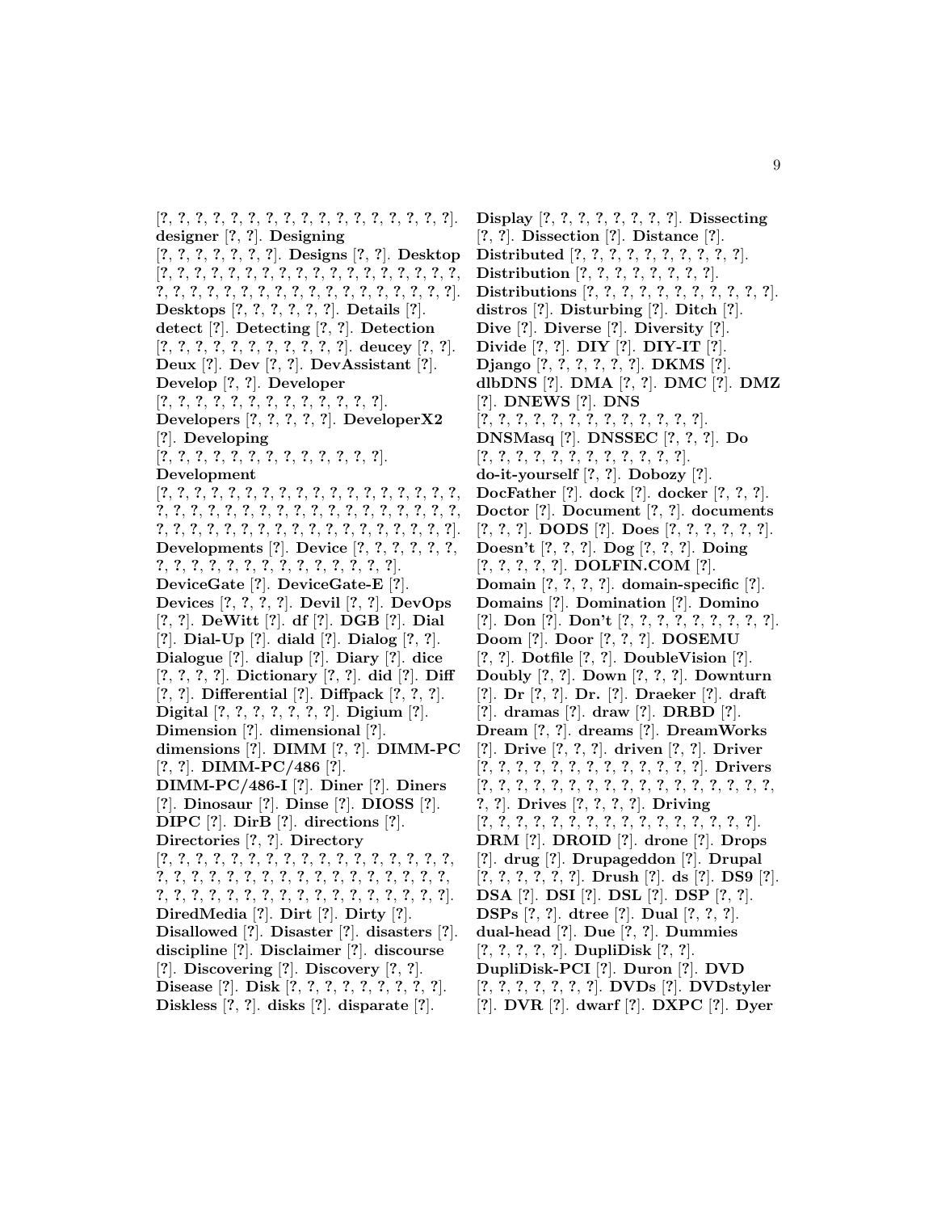[?, ?, ?, ?, ?, ?, ?, ?, ?, ?, ?, ?, ?, ?, ?, ?, ?, ?, ?]. **designer** [?, ?]. **Designing** [?, ?, ?, ?, ?, ?, ?, ?]. **Designs** [?, ?]. **Desktop** [?, ?, ?, ?, ?, ?, ?, ?, ?, ?, ?, ?, ?, ?, ?, ?, ?, ?, ?, ?, ?, ?, ?, ?, ?, ?, ?, ?, ?, ?, ?, ?, ?, ?, ?, ?, ?, ?, ?, ?]. **Desktops** [?, ?, ?, ?, ?, ?]. **Details** [?]. **detect** [?]. **Detecting** [?, ?]. **Detection** [?, ?, ?, ?, ?, ?, ?, ?, ?, ?, ?, ?]. **deucey** [?, ?]. **Deux** [?]. **Dev** [?, ?]. **DevAssistant** [?]. **Develop** [?, ?]. **Developer** [?, ?, ?, ?, ?, ?, ?, ?, ?, ?, ?, ?, ?, ?]. **Developers** [?, ?, ?, ?, ?]. **DeveloperX2** [?]. **Developing** [?, ?, ?, ?, ?, ?, ?, ?, ?, ?, ?, ?, ?, ?]. **Development** [?, ?, ?, ?, ?, ?, ?, ?, ?, ?, ?, ?, ?, ?, ?, ?, ?, ?, ?, ?, ?, ?, ?, ?, ?, ?, ?, ?, ?, ?, ?, ?, ?, ?, ?, ?, ?, ?, ?, ?, ?, ?, ?, ?, ?, ?, ?, ?, ?, ?, ?, ?, ?, ?, ?, ?, ?, ?, ?, ?]. **Developments** [?]. **Device** [?, ?, ?, ?, ?, ?, ?, ?, ?, ?, ?, ?, ?, ?, ?, ?, ?, ?, ?, ?]. **DeviceGate** [?]. **DeviceGate-E** [?]. **Devices** [?, ?, ?, ?]. **Devil** [?, ?]. **DevOps** [?, ?]. **DeWitt** [?]. **df** [?]. **DGB** [?]. **Dial** [?]. **Dial-Up** [?]. **diald** [?]. **Dialog** [?, ?]. **Dialogue** [?]. **dialup** [?]. **Diary** [?]. **dice** [?, ?, ?, ?]. **Dictionary** [?, ?]. **did** [?]. **Diff** [?, ?]. **Differential** [?]. **Diffpack** [?, ?, ?]. **Digital** [?, ?, ?, ?, ?, ?, ?]. **Digium** [?]. **Dimension** [?]. **dimensional** [?]. **dimensions** [?]. **DIMM** [?, ?]. **DIMM-PC** [?, ?]. **DIMM-PC/486** [?]. **DIMM-PC/486-I** [?]. **Diner** [?]. **Diners** [?]. **Dinosaur** [?]. **Dinse** [?]. **DIOSS** [?]. **DIPC** [?]. **DirB** [?]. **directions** [?]. **Directories** [?, ?]. **Directory** [?, ?, ?, ?, ?, ?, ?, ?, ?, ?, ?, ?, ?, ?, ?, ?, ?, ?, ?, ?, ?, ?, ?, ?, ?, ?, ?, ?, ?, ?, ?, ?, ?, ?, ?, ?, ?, ?, ?, ?, ?, ?, ?, ?, ?, ?, ?, ?, ?, ?, ?, ?, ?, ?, ?, ?, ?, ?, ?, ?]. **DiredMedia** [?]. **Dirt** [?]. **Dirty** [?]. **Disallowed** [?]. **Disaster** [?]. **disasters** [?]. **discipline** [?]. **Disclaimer** [?]. **discourse** [?]. **Discovering** [?]. **Discovery** [?, ?]. **Disease** [?]. **Disk** [?, ?, ?, ?, ?, ?, ?, ?, ?, ?]. **Diskless** [?, ?]. **disks** [?]. **disparate** [?].

**Display** [?, ?, ?, ?, ?, ?, ?, ?, ?]. **Dissecting** [?, ?]. **Dissection** [?]. **Distance** [?]. **Distributed** [?, ?, ?, ?, ?, ?, ?, ?, ?, ?, ?]. **Distribution** [?, ?, ?, ?, ?, ?, ?, ?, ?]. **Distributions** [?, ?, ?, ?, ?, ?, ?, ?, ?, ?, ?, ?]. **distros** [?]. **Disturbing** [?]. **Ditch** [?]. **Dive** [?]. **Diverse** [?]. **Diversity** [?]. **Divide** [?, ?]. **DIY** [?]. **DIY-IT** [?]. **Django** [?, ?, ?, ?, ?, ?]. **DKMS** [?]. **dlbDNS** [?]. **DMA** [?, ?]. **DMC** [?]. **DMZ** [?]. **DNEWS** [?]. **DNS** [?, ?, ?, ?, ?, ?, ?, ?, ?, ?, ?, ?, ?, ?]. **DNSMasq** [?]. **DNSSEC** [?, ?, ?]. **Do** [?, ?, ?, ?, ?, ?, ?, ?, ?, ?, ?, ?, ?]. **do-it-yourself** [?, ?]. **Dobozy** [?]. **DocFather** [?]. **dock** [?]. **docker** [?, ?, ?]. **Doctor** [?]. **Document** [?, ?]. **documents** [?, ?, ?]. **DODS** [?]. **Does** [?, ?, ?, ?, ?, ?]. **Doesn't** [?, ?, ?]. **Dog** [?, ?, ?]. **Doing** [?, ?, ?, ?, ?]. **DOLFIN.COM** [?]. **Domain** [?, ?, ?, ?]. **domain-specific** [?]. **Domains** [?]. **Domination** [?]. **Domino** [?]. **Don** [?]. **Don't** [?, ?, ?, ?, ?, ?, ?, ?, ?, ?]. **Doom** [?]. **Door** [?, ?, ?]. **DOSEMU** [?, ?]. **Dotfile** [?, ?]. **DoubleVision** [?]. **Doubly** [?, ?]. **Down** [?, ?, ?]. **Downturn** [?]. **Dr** [?, ?]. **Dr.** [?]. **Draeker** [?]. **draft** [?]. **dramas** [?]. **draw** [?]. **DRBD** [?]. **Dream** [?, ?]. **dreams** [?]. **DreamWorks** [?]. **Drive** [?, ?, ?]. **driven** [?, ?]. **Driver** [?, ?, ?, ?, ?, ?, ?, ?, ?, ?, ?, ?, ?, ?]. **Drivers** [?, ?, ?, ?, ?, ?, ?, ?, ?, ?, ?, ?, ?, ?, ?, ?, ?, ?, ?, ?, ?]. **Drives** [?, ?, ?, ?]. **Driving** [?, ?, ?, ?, ?, ?, ?, ?, ?, ?, ?, ?, ?, ?, ?, ?, ?, ?]. **DRM** [?]. **DROID** [?]. **drone** [?]. **Drops** [?]. **drug** [?]. **Drupageddon** [?]. **Drupal** [?, ?, ?, ?, ?, ?]. **Drush** [?]. **ds** [?]. **DS9** [?]. **DSA** [?]. **DSI** [?]. **DSL** [?]. **DSP** [?, ?]. **DSPs** [?, ?]. **dtree** [?]. **Dual** [?, ?, ?]. **dual-head** [?]. **Due** [?, ?]. **Dummies** [?, ?, ?, ?, ?]. **DupliDisk** [?, ?]. **DupliDisk-PCI** [?]. **Duron** [?]. **DVD** [?, ?, ?, ?, ?, ?, ?, ?]. **DVDs** [?]. **DVDstyler** [?]. **DVR** [?]. **dwarf** [?]. **DXPC** [?]. **Dyer**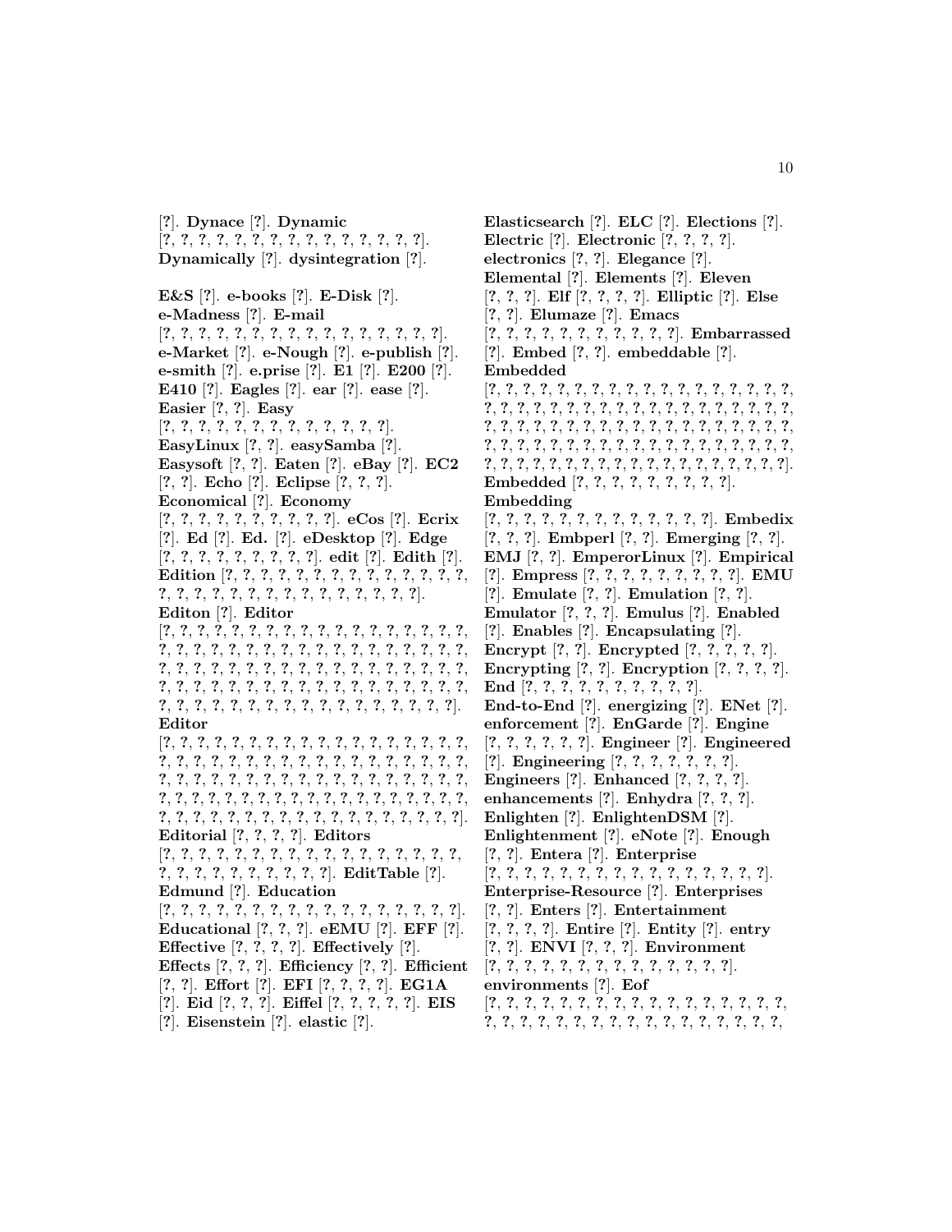[?]. **Dynace** [?]. **Dynamic** [?, ?, ?, ?, ?, ?, ?, ?, ?, ?, ?, ?, ?, ?, ?, ?, ?]. **Dynamically** [?]. **dysintegration** [?].

**E&S** [?]. **e-books** [?]. **E-Disk** [?]. **e-Madness** [?]. **E-mail** [?, ?, ?, ?, ?, ?, ?, ?, ?, ?, ?, ?, ?, ?, ?, ?, ?, ?]. **e-Market** [?]. **e-Nough** [?]. **e-publish** [?]. **e-smith** [?]. **e.prise** [?]. **E1** [?]. **E200** [?]. **E410** [?]. **Eagles** [?]. **ear** [?]. **ease** [?]. **Easier** [?, ?]. **Easy** [?, ?, ?, ?, ?, ?, ?, ?, ?, ?, ?, ?, ?, ?, ?]. **EasyLinux** [?, ?]. **easySamba** [?]. **Easysoft** [?, ?]. **Eaten** [?]. **eBay** [?]. **EC2** [?, ?]. **Echo** [?]. **Eclipse** [?, ?, ?]. **Economical** [?]. **Economy** [?, ?, ?, ?, ?, ?, ?, ?, ?, ?, ?]. **eCos** [?]. **Ecrix** [?]. **Ed** [?]. **Ed.** [?]. **eDesktop** [?]. **Edge** [?, ?, ?, ?, ?, ?, ?, ?, ?, ?]. **edit** [?]. **Edith** [?]. **Edition** [?, ?, ?, ?, ?, ?, ?, ?, ?, ?, ?, ?, ?, ?, ?, ?, ?, ?, ?, ?, ?, ?, ?, ?, ?, ?, ?, ?, ?, ?, ?, ?, ?]. **Editon** [?]. **Editor** [?, ?, ?, ?, ?, ?, ?, ?, ?, ?, ?, ?, ?, ?, ?, ?, ?, ?, ?, ?, ?, ?, ?, ?, ?, ?, ?, ?, ?, ?, ?, ?, ?, ?, ?, ?, ?, ?, ?, ?, ?, ?, ?, ?, ?, ?, ?, ?, ?, ?, ?, ?, ?, ?, ?, ?, ?, ?, ?, ?, ?, ?, ?, ?, ?, ?, ?, ?, ?, ?, ?, ?, ?, ?, ?, ?, ?, ?, ?, ?, ?, ?, ?, ?, ?, ?, ?, ?, ?, ?, ?, ?, ?, ?, ?, ?, ?, ?, ?]. **Editor** [?, ?, ?, ?, ?, ?, ?, ?, ?, ?, ?, ?, ?, ?, ?, ?, ?, ?, ?, ?, ?, ?, ?, ?, ?, ?, ?, ?, ?, ?, ?, ?, ?, ?, ?, ?, ?, ?, ?, ?, ?, ?, ?, ?, ?, ?, ?, ?, ?, ?, ?, ?, ?, ?, ?, ?, ?, ?, ?, ?, ?, ?, ?, ?, ?, ?, ?, ?, ?, ?, ?, ?, ?, ?, ?, ?, ?, ?, ?, ?, ?, ?, ?, ?, ?, ?, ?, ?, ?, ?, ?, ?, ?, ?, ?, ?, ?, ?, ?, ?]. **Editorial** [?, ?, ?, ?]. **Editors** [?, ?, ?, ?, ?, ?, ?, ?, ?, ?, ?, ?, ?, ?, ?, ?, ?, ?, ?, ?, ?, ?, ?, ?, ?, ?, ?, ?, ?, ?, ?]. **EditTable** [?]. **Edmund** [?]. **Education** [?, ?, ?, ?, ?, ?, ?, ?, ?, ?, ?, ?, ?, ?, ?, ?, ?, ?]. **Educational** [?, ?, ?]. **eEMU** [?]. **EFF** [?]. **Effective** [?, ?, ?, ?]. **Effectively** [?]. **Effects** [?, ?, ?]. **Efficiency** [?, ?]. **Efficient** [?, ?]. **Effort** [?]. **EFI** [?, ?, ?, ?]. **EG1A** [?]. **Eid** [?, ?, ?]. **Eiffel** [?, ?, ?, ?, ?]. **EIS** [?]. **Eisenstein** [?]. **elastic** [?].

**Elasticsearch** [?]. **ELC** [?]. **Elections** [?]. **Electric** [?]. **Electronic** [?, ?, ?, ?]. **electronics** [?, ?]. **Elegance** [?]. **Elemental** [?]. **Elements** [?]. **Eleven** [?, ?, ?]. **Elf** [?, ?, ?, ?]. **Elliptic** [?]. **Else** [?, ?]. **Elumaze** [?]. **Emacs** [?, ?, ?, ?, ?, ?, ?, ?, ?, ?, ?, ?]. **Embarrassed** [?]. **Embed** [?, ?]. **embeddable** [?]. **Embedded** [?, ?, ?, ?, ?, ?, ?, ?, ?, ?, ?, ?, ?, ?, ?, ?, ?, ?, ?, ?, ?, ?, ?, ?, ?, ?, ?, ?, ?, ?, ?, ?, ?, ?, ?, ?, ?, ?, ?, ?, ?, ?, ?, ?, ?, ?, ?, ?, ?, ?, ?, ?, ?, ?, ?, ?, ?, ?, ?, ?, ?, ?, ?, ?, ?, ?, ?, ?, ?, ?, ?, ?, ?, ?, ?, ?, ?, ?, ?, ?, ?, ?, ?, ?, ?, ?, ?, ?, ?, ?, ?, ?, ?, ?, ?, ?, ?, ?, ?, ?]. **Embedded** [?, ?, ?, ?, ?, ?, ?, ?, ?]. **Embedding** [?, ?, ?, ?, ?, ?, ?, ?, ?, ?, ?, ?, ?, ?]. **Embedix** [?, ?, ?]. **Embperl** [?, ?]. **Emerging** [?, ?]. **EMJ** [?, ?]. **EmperorLinux** [?]. **Empirical** [?]. **Empress** [?, ?, ?, ?, ?, ?, ?, ?, ?, ?]. **EMU** [?]. **Emulate** [?, ?]. **Emulation** [?, ?]. **Emulator** [?, ?, ?]. **Emulus** [?]. **Enabled** [?]. **Enables** [?]. **Encapsulating** [?]. **Encrypt** [?, ?]. **Encrypted** [?, ?, ?, ?, ?]. **Encrypting** [?, ?]. **Encryption** [?, ?, ?, ?]. **End** [?, ?, ?, ?, ?, ?, ?, ?, ?, ?, ?]. **End-to-End** [?]. **energizing** [?]. **ENet** [?]. **enforcement** [?]. **EnGarde** [?]. **Engine** [?, ?, ?, ?, ?, ?]. **Engineer** [?]. **Engineered** [?]. **Engineering** [?, ?, ?, ?, ?, ?, ?]. **Engineers** [?]. **Enhanced** [?, ?, ?, ?]. **enhancements** [?]. **Enhydra** [?, ?, ?]. **Enlighten** [?]. **EnlightenDSM** [?]. **Enlightenment** [?]. **eNote** [?]. **Enough** [?, ?]. **Entera** [?]. **Enterprise** [?, ?, ?, ?, ?, ?, ?, ?, ?, ?, ?, ?, ?, ?, ?, ?, ?]. **Enterprise-Resource** [?]. **Enterprises** [?, ?]. **Enters** [?]. **Entertainment** [?, ?, ?, ?]. **Entire** [?]. **Entity** [?]. **entry** [?, ?]. **ENVI** [?, ?, ?]. **Environment** [?, ?, ?, ?, ?, ?, ?, ?, ?, ?, ?, ?, ?, ?, ?]. **environments** [?]. **Eof** [?, ?, ?, ?, ?, ?, ?, ?, ?, ?, ?, ?, ?, ?, ?, ?, ?, ?, ?, ?, ?, ?, ?, ?, ?, ?, ?, ?, ?, ?, ?, ?, ?, ?, ?, ?, ?, ?, ?, ?,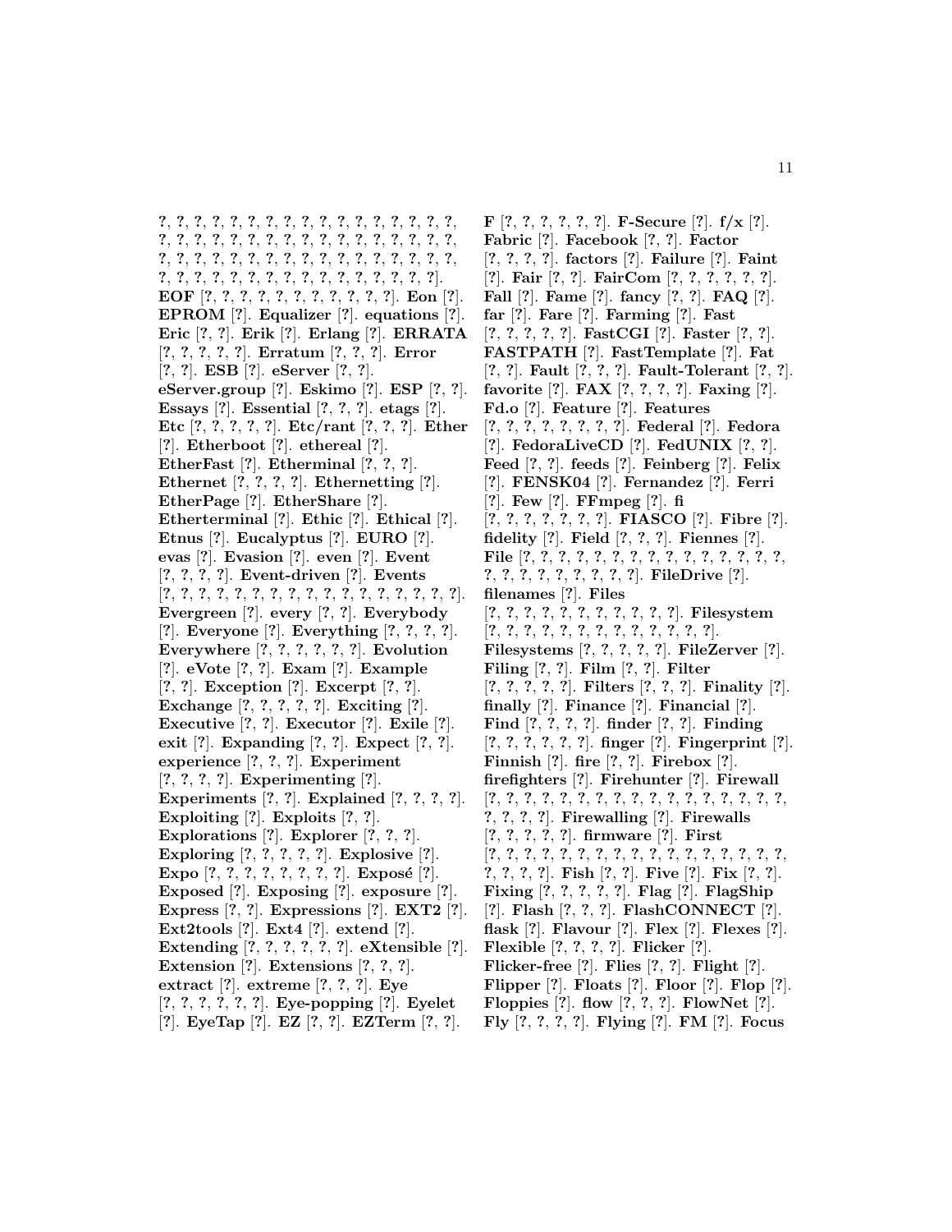?, ?, ?, ?, ?, ?, ?, ?, ?, ?, ?, ?, ?, ?, ?, ?, ?, ?, ?, ?, ?, ?, ?, ?, ?, ?, ?, ?, ?, ?, ?, ?, ?, ?, ?, ?, ?, ?, ?, ?, ?, ?, ?, ?, ?, ?, ?, ?, ?, ?, ?, ?, ?, ?, ?, ?, ?, ?, ?, ?, ?, ?, ?, ?, ?, ?, ?, ?, ?, ?, ?, ?, ?, ?, ?, ?]. **EOF** [?, ?, ?, ?, ?, ?, ?, ?, ?, ?, ?, ?]. **Eon** [?]. **EPROM** [?]. **Equalizer** [?]. **equations** [?]. **Eric** [?, ?]. **Erik** [?]. **Erlang** [?]. **ERRATA** [?, ?, ?, ?, ?]. **Erratum** [?, ?, ?]. **Error** [?, ?]. **ESB** [?]. **eServer** [?, ?]. **eServer.group** [?]. **Eskimo** [?]. **ESP** [?, ?]. **Essays** [?]. **Essential** [?, ?, ?]. **etags** [?]. **Etc** [?, ?, ?, ?, ?]. **Etc/rant** [?, ?, ?]. **Ether** [?]. **Etherboot** [?]. **ethereal** [?]. **EtherFast** [?]. **Etherminal** [?, ?, ?]. **Ethernet** [?, ?, ?, ?]. **Ethernetting** [?]. **EtherPage** [?]. **EtherShare** [?]. **Etherterminal** [?]. **Ethic** [?]. **Ethical** [?]. **Etnus** [?]. **Eucalyptus** [?]. **EURO** [?]. **evas** [?]. **Evasion** [?]. **even** [?]. **Event** [?, ?, ?, ?]. **Event-driven** [?]. **Events** [?, ?, ?, ?, ?, ?, ?, ?, ?, ?, ?, ?, ?, ?, ?, ?, ?, ?]. **Evergreen** [?]. **every** [?, ?]. **Everybody** [?]. **Everyone** [?]. **Everything** [?, ?, ?, ?]. **Everywhere** [?, ?, ?, ?, ?, ?]. **Evolution** [?]. **eVote** [?, ?]. **Exam** [?]. **Example** [?, ?]. **Exception** [?]. **Excerpt** [?, ?]. **Exchange** [?, ?, ?, ?, ?]. **Exciting** [?]. **Executive** [?, ?]. **Executor** [?]. **Exile** [?]. **exit** [?]. **Expanding** [?, ?]. **Expect** [?, ?]. **experience** [?, ?, ?]. **Experiment** [?, ?, ?, ?]. **Experimenting** [?]. **Experiments** [?, ?]. **Explained** [?, ?, ?, ?]. **Exploiting** [?]. **Exploits** [?, ?]. **Explorations** [?]. **Explorer** [?, ?, ?]. **Exploring** [?, ?, ?, ?, ?]. **Explosive** [?]. **Expo** [?, ?, ?, ?, ?, ?, ?, ?]. **Exposé** [?]. **Exposed** [?]. **Exposing** [?]. **exposure** [?]. **Express** [?, ?]. **Expressions** [?]. **EXT2** [?]. **Ext2tools** [?]. **Ext4** [?]. **extend** [?]. **Extending** [?, ?, ?, ?, ?, ?, ?]. **eXtensible** [?]. **Extension** [?]. **Extensions** [?, ?, ?]. **extract** [?]. **extreme** [?, ?, ?]. **Eye** [?, ?, ?, ?, ?, ?]. **Eye-popping** [?]. **Eyelet** [?]. **EyeTap** [?]. **EZ** [?, ?]. **EZTerm** [?, ?].

**F** [?, ?, ?, ?, ?, ?]. **F-Secure** [?]. **f/x** [?]. **Fabric** [?]. **Facebook** [?, ?]. **Factor** [?, ?, ?, ?]. **factors** [?]. **Failure** [?]. **Faint** [?]. **Fair** [?, ?]. **FairCom** [?, ?, ?, ?, ?, ?]. **Fall** [?]. **Fame** [?]. **fancy** [?, ?]. **FAQ** [?]. **far** [?]. **Fare** [?]. **Farming** [?]. **Fast** [?, ?, ?, ?, ?]. **FastCGI** [?]. **Faster** [?, ?]. **FASTPATH** [?]. **FastTemplate** [?]. **Fat** [?, ?]. **Fault** [?, ?, ?]. **Fault-Tolerant** [?, ?]. **favorite** [?]. **FAX** [?, ?, ?, ?]. **Faxing** [?]. **Fd.o** [?]. **Feature** [?]. **Features** [?, ?, ?, ?, ?, ?, ?, ?, ?]. **Federal** [?]. **Fedora** [?]. **FedoraLiveCD** [?]. **FedUNIX** [?, ?]. **Feed** [?, ?]. **feeds** [?]. **Feinberg** [?]. **Felix** [?]. **FENSK04** [?]. **Fernandez** [?]. **Ferri** [?]. **Few** [?]. **FFmpeg** [?]. **fi** [?, ?, ?, ?, ?, ?, ?, ?]. **FIASCO** [?]. **Fibre** [?]. **fidelity** [?]. **Field** [?, ?, ?]. **Fiennes** [?]. **File** [?, ?, ?, ?, ?, ?, ?, ?, ?, ?, ?, ?, ?, ?, ?, ?, ?, ?, ?, ?, ?, ?, ?, ?, ?, ?]. **FileDrive** [?]. **filenames** [?]. **Files** [?, ?, ?, ?, ?, ?, ?, ?, ?, ?, ?, ?]. **Filesystem** [?, ?, ?, ?, ?, ?, ?, ?, ?, ?, ?, ?, ?, ?]. **Filesystems** [?, ?, ?, ?, ?]. **FileZerver** [?]. **Filing** [?, ?]. **Film** [?, ?]. **Filter** [?, ?, ?, ?, ?]. **Filters** [?, ?, ?]. **Finality** [?]. **finally** [?]. **Finance** [?]. **Financial** [?]. **Find** [?, ?, ?, ?]. **finder** [?, ?]. **Finding** [?, ?, ?, ?, ?, ?]. **finger** [?]. **Fingerprint** [?]. **Finnish** [?]. **fire** [?, ?]. **Firebox** [?]. **firefighters** [?]. **Firehunter** [?]. **Firewall** [?, ?, ?, ?, ?, ?, ?, ?, ?, ?, ?, ?, ?, ?, ?, ?, ?, ?, ?, ?, ?, ?]. **Firewalling** [?]. **Firewalls** [?, ?, ?, ?, ?]. **firmware** [?]. **First** [?, ?, ?, ?, ?, ?, ?, ?, ?, ?, ?, ?, ?, ?, ?, ?, ?, ?, ?, ?, ?, ?]. **Fish** [?, ?]. **Five** [?]. **Fix** [?, ?]. **Fixing** [?, ?, ?, ?, ?]. **Flag** [?]. **FlagShip** [?]. **Flash** [?, ?, ?]. **FlashCONNECT** [?]. **flask** [?]. **Flavour** [?]. **Flex** [?]. **Flexes** [?]. **Flexible** [?, ?, ?, ?]. **Flicker** [?]. **Flicker-free** [?]. **Flies** [?, ?]. **Flight** [?]. **Flipper** [?]. **Floats** [?]. **Floor** [?]. **Flop** [?]. **Floppies** [?]. **flow** [?, ?, ?]. **FlowNet** [?]. **Fly** [?, ?, ?, ?]. **Flying** [?]. **FM** [?]. **Focus**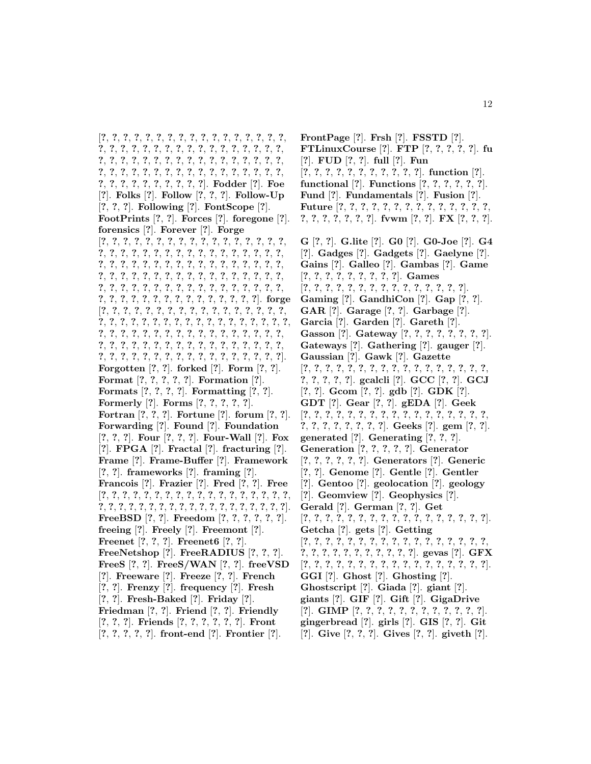[?, ?, ?, ?, ?, ?, ?, ?, ?, ?, ?, ?, ?, ?, ?, ?, ?, ?, ?, ?, ?, ?, ?, ?, ?, ?, ?, ?, ?, ?, ?, ?, ?, ?, ?, ?, ?, ?, ?, ?, ?, ?, ?, ?, ?, ?, ?, ?, ?, ?, ?, ?, ?, ?, ?, ?, ?, ?, ?, ?, ?, ?, ?, ?, ?, ?, ?, ?, ?, ?, ?, ?, ?, ?, ?, ?, ?, ?, ?, ?, ?, ?, ?, ?, ?, ?]. **Fodder** [?]. **Foe** [?]. **Folks** [?]. **Follow** [?, ?, ?]. **Follow-Up** [?, ?, ?]. **Following** [?]. **FontScope** [?]. **FootPrints** [?, ?]. **Forces** [?]. **foregone** [?]. **forensics** [?]. **Forever** [?]. **Forge** [?, ?, ?, ?, ?, ?, ?, ?, ?, ?, ?, ?, ?, ?, ?, ?, ?, ?, ?, ?, ?, ?, ?, ?, ?, ?, ?, ?, ?, ?, ?, ?, ?, ?, ?, ?, ?, ?, ?, ?, ?, ?, ?, ?, ?, ?, ?, ?, ?, ?, ?, ?, ?, ?, ?, ?, ?, ?, ?, ?, ?, ?, ?, ?, ?, ?, ?, ?, ?, ?, ?, ?, ?, ?, ?, ?, ?, ?, ?, ?, ?, ?, ?, ?, ?, ?, ?, ?, ?, ?, ?, ?, ?, ?, ?, ?, ?, ?, ?, ?, ?, ?, ?, ?, ?, ?, ?, ?, ?, ?, ?]. **forge** [?, ?, ?, ?, ?, ?, ?, ?, ?, ?, ?, ?, ?, ?, ?, ?, ?, ?, ?, ?, ?, ?, ?, ?, ?, ?, ?, ?, ?, ?, ?, ?, ?, ?, ?, ?, ?, ?, ?, ?, ?, ?, ?, ?, ?, ?, ?, ?, ?, ?, ?, ?, ?, ?, ?, ?, ?, ?, ?, ?, ?, ?, ?, ?, ?, ?, ?, ?, ?, ?, ?, ?, ?, ?, ?, ?, ?, ?, ?, ?, ?, ?, ?, ?, ?, ?, ?, ?, ?, ?, ?, ?, ?, ?, ?]. **Forgotten** [?, ?]. **forked** [?]. **Form** [?, ?]. **Format** [?, ?, ?, ?, ?]. **Formation** [?]. **Formats** [?, ?, ?, ?]. **Formatting** [?, ?]. **Formerly** [?]. **Forms** [?, ?, ?, ?, ?]. **Fortran** [?, ?, ?]. **Fortune** [?]. **forum** [?, ?]. **Forwarding** [?]. **Found** [?]. **Foundation** [?, ?, ?]. **Four** [?, ?, ?]. **Four-Wall** [?]. **Fox** [?]. **FPGA** [?]. **Fractal** [?]. **fracturing** [?]. **Frame** [?]. **Frame-Buffer** [?]. **Framework** [?, ?]. **frameworks** [?]. **framing** [?]. **Francois** [?]. **Frazier** [?]. **Fred** [?, ?]. **Free** [?, ?, ?, ?, ?, ?, ?, ?, ?, ?, ?, ?, ?, ?, ?, ?, ?, ?, ?, ?, ?, ?, ?, ?, ?, ?, ?, ?, ?, ?, ?, ?, ?, ?, ?, ?, ?, ?, ?, ?]. **FreeBSD** [?, ?]. **Freedom** [?, ?, ?, ?, ?, ?]. **freeing** [?]. **Freely** [?]. **Freemont** [?]. **Freenet** [?, ?, ?]. **Freenet6** [?, ?]. **FreeNetshop** [?]. **FreeRADIUS** [?, ?, ?]. **FreeS** [?, ?]. **FreeS/WAN** [?, ?]. **freeVSD** [?]. **Freeware** [?]. **Freeze** [?, ?]. **French** [?, ?]. **Frenzy** [?]. **frequency** [?]. **Fresh** [?, ?]. **Fresh-Baked** [?]. **Friday** [?]. **Friedman** [?, ?]. **Friend** [?, ?]. **Friendly** [?, ?, ?]. **Friends** [?, ?, ?, ?, ?, ?]. **Front** [?, ?, ?, ?, ?]. **front-end** [?]. **Frontier** [?]. **FrontPage** [?]. **Frsh** [?]. **FSSTD** [?]. **FTLinuxCourse** [?]. **FTP** [?, ?, ?, ?, ?]. **fu** [?]. **FUD** [?, ?]. **full** [?]. **Fun** [?, ?, ?, ?, ?, ?, ?, ?, ?, ?, ?, ?]. **function** [?]. **functional** [?]. **Functions** [?, ?, ?, ?, ?, ?]. **Fund** [?]. **Fundamentals** [?]. **Fusion** [?]. **Future** [?, ?, ?, ?, ?, ?, ?, ?, ?, ?, ?, ?, ?, ?, ?, ?, ?, ?, ?, ?, ?, ?]. **fvwm** [?, ?]. **FX** [?, ?, ?].

**G** [?, ?]. **G.lite** [?]. **G0** [?]. **G0-Joe** [?]. **G4** [?]. **Gadges** [?]. **Gadgets** [?]. **Gaelyne** [?]. **Gains** [?]. **Galleo** [?]. **Gambas** [?]. **Game** [?, ?, ?, ?, ?, ?, ?, ?, ?, ?]. **Games** [?, ?, ?, ?, ?, ?, ?, ?, ?, ?, ?, ?, ?, ?, ?, ?, ?]. **Gaming** [?]. **GandhiCon** [?]. **Gap** [?, ?]. **GAR** [?]. **Garage** [?, ?]. **Garbage** [?]. **Garcia** [?]. **Garden** [?]. **Gareth** [?]. **Gasson** [?]. **Gateway** [?, ?, ?, ?, ?, ?, ?, ?]. **Gateways** [?]. **Gathering** [?]. **gauger** [?]. **Gaussian** [?]. **Gawk** [?]. **Gazette** [?, ?, ?, ?, ?, ?, ?, ?, ?, ?, ?, ?, ?, ?, ?, ?, ?, ?, ?, ?, ?, ?, ?, ?]. **gcalcli** [?]. **GCC** [?, ?]. **GCJ** [?, ?]. **Gcom** [?, ?]. **gdb** [?]. **GDK** [?]. **GDT** [?]. **Gear** [?, ?]. **gEDA** [?]. **Geek** [?, ?, ?, ?, ?, ?, ?, ?, ?, ?, ?, ?, ?, ?, ?, ?, ?, ?, ?, ?, ?, ?, ?, ?, ?, ?, ?]. **Geeks** [?]. **gem** [?, ?]. **generated** [?]. **Generating** [?, ?, ?]. **Generation** [?, ?, ?, ?, ?]. **Generator** [?, ?, ?, ?, ?, ?]. **Generators** [?]. **Generic** [?, ?]. **Genome** [?]. **Gentle** [?]. **Gentler** [?]. **Gentoo** [?]. **geolocation** [?]. **geology** [?]. **Geomview** [?]. **Geophysics** [?]. **Gerald** [?]. **German** [?, ?]. **Get** [?, ?, ?, ?, ?, ?, ?, ?, ?, ?, ?, ?, ?, ?, ?, ?, ?, ?, ?]. **Getcha** [?]. **gets** [?]. **Getting** [?, ?, ?, ?, ?, ?, ?, ?, ?, ?, ?, ?, ?, ?, ?, ?, ?, ?, ?, ?, ?, ?, ?, ?, ?, ?, ?, ?, ?, ?]. **gevas** [?]. **GFX** [?, ?, ?, ?, ?, ?, ?, ?, ?, ?, ?, ?, ?, ?, ?, ?, ?, ?, ?]. **GGI** [?]. **Ghost** [?]. **Ghosting** [?]. **Ghostscript** [?]. **Giada** [?]. **giant** [?]. **giants** [?]. **GIF** [?]. **Gift** [?]. **GigaDrive** [?]. **GIMP** [?, ?, ?, ?, ?, ?, ?, ?, ?, ?, ?, ?, ?]. **gingerbread** [?]. **girls** [?]. **GIS** [?, ?]. **Git** [?]. **Give** [?, ?, ?]. **Gives** [?, ?]. **giveth** [?].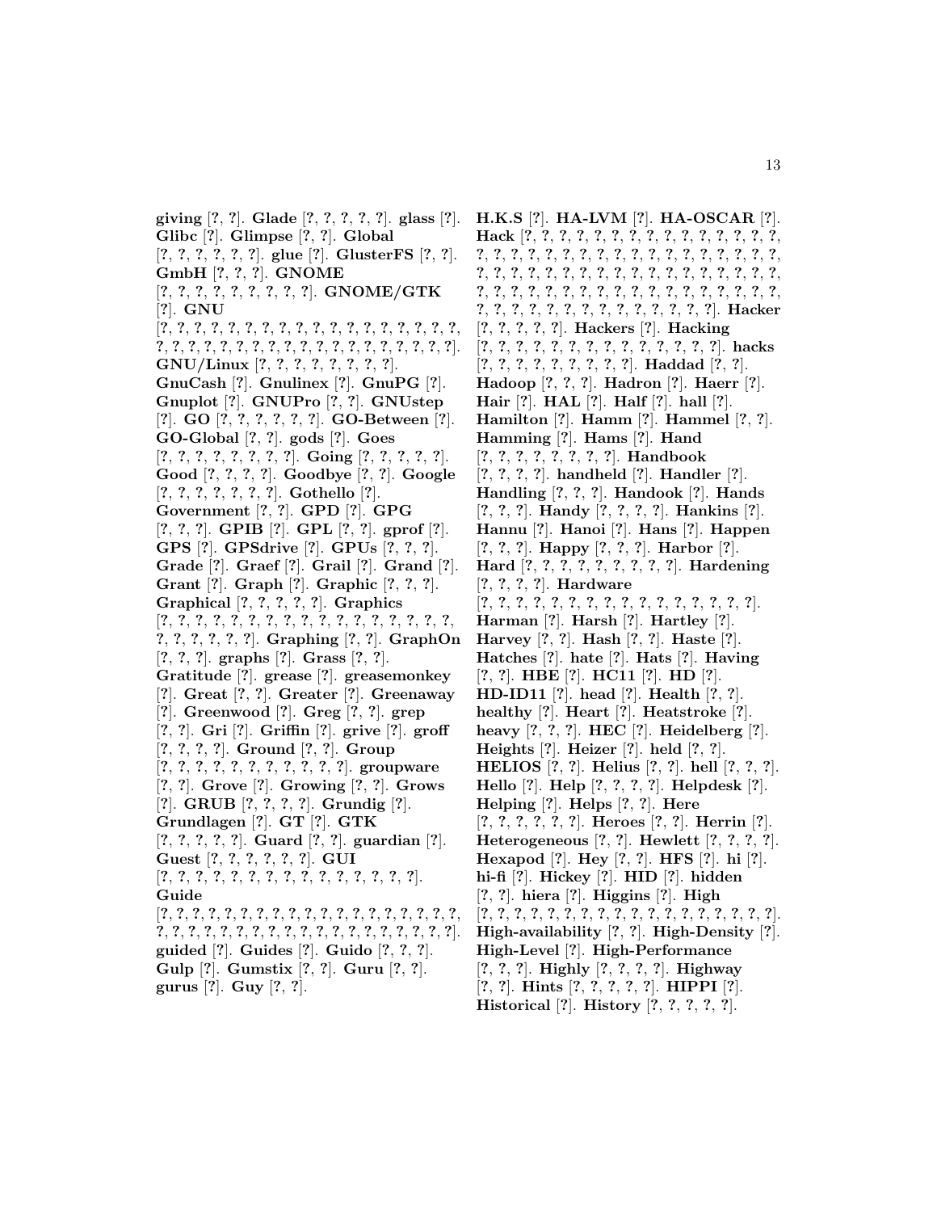**giving** [?, ?]. **Glade** [?, ?, ?, ?, ?]. **glass** [?]. **Glibc** [?]. **Glimpse** [?, ?]. **Global** [?, ?, ?, ?, ?, ?]. **glue** [?]. **GlusterFS** [?, ?]. **GmbH** [?, ?, ?]. **GNOME** [?, ?, ?, ?, ?, ?, ?, ?, ?]. **GNOME/GTK** [?]. **GNU** [?, ?, ?, ?, ?, ?, ?, ?, ?, ?, ?, ?, ?, ?, ?, ?, ?, ?, ?, ?, ?, ?, ?, ?, ?, ?, ?, ?, ?, ?, ?, ?, ?, ?, ?, ?, ?, ?, ?, ?]. **GNU/Linux** [?, ?, ?, ?, ?, ?, ?, ?, ?]. **GnuCash** [?]. **Gnulinex** [?]. **GnuPG** [?]. **Gnuplot** [?]. **GNUPro** [?, ?]. **GNUstep** [?]. **GO** [?, ?, ?, ?, ?, ?]. **GO-Between** [?]. **GO-Global** [?, ?]. **gods** [?]. **Goes** [?, ?, ?, ?, ?, ?, ?, ?, ?]. **Going** [?, ?, ?, ?, ?]. **Good** [?, ?, ?, ?]. **Goodbye** [?, ?]. **Google** [?, ?, ?, ?, ?, ?, ?]. **Gothello** [?]. **Government** [?, ?]. **GPD** [?]. **GPG** [?, ?, ?]. **GPIB** [?]. **GPL** [?, ?]. **gprof** [?]. **GPS** [?]. **GPSdrive** [?]. **GPUs** [?, ?, ?]. **Grade** [?]. **Graef** [?]. **Grail** [?]. **Grand** [?]. **Grant** [?]. **Graph** [?]. **Graphic** [?, ?, ?]. **Graphical** [?, ?, ?, ?, ?]. **Graphics** [?, ?, ?, ?, ?, ?, ?, ?, ?, ?, ?, ?, ?, ?, ?, ?, ?, ?, ?, ?, ?, ?, ?, ?, ?]. **Graphing** [?, ?]. **GraphOn** [?, ?, ?]. **graphs** [?]. **Grass** [?, ?]. **Gratitude** [?]. **grease** [?]. **greasemonkey** [?]. **Great** [?, ?]. **Greater** [?]. **Greenaway** [?]. **Greenwood** [?]. **Greg** [?, ?]. **grep** [?, ?]. **Gri** [?]. **Griffin** [?]. **grive** [?]. **groff** [?, ?, ?, ?]. **Ground** [?, ?]. **Group** [?, ?, ?, ?, ?, ?, ?, ?, ?, ?, ?]. **groupware** [?, ?]. **Grove** [?]. **Growing** [?, ?]. **Grows** [?]. **GRUB** [?, ?, ?, ?]. **Grundig** [?]. **Grundlagen** [?]. **GT** [?]. **GTK** [?, ?, ?, ?, ?]. **Guard** [?, ?]. **guardian** [?]. **Guest** [?, ?, ?, ?, ?, ?]. **GUI** [?, ?, ?, ?, ?, ?, ?, ?, ?, ?, ?, ?, ?, ?, ?, ?]. **Guide** [?, ?, ?, ?, ?, ?, ?, ?, ?, ?, ?, ?, ?, ?, ?, ?, ?, ?, ?, ?, ?, ?, ?, ?, ?, ?, ?, ?, ?, ?, ?, ?, ?, ?, ?, ?, ?, ?, ?, ?]. **guided** [?]. **Guides** [?]. **Guido** [?, ?, ?]. **Gulp** [?]. **Gumstix** [?, ?]. **Guru** [?, ?]. **gurus** [?]. **Guy** [?, ?].

**H.K.S** [?]. **HA-LVM** [?]. **HA-OSCAR** [?]. **Hack** [?, ?, ?, ?, ?, ?, ?, ?, ?, ?, ?, ?, ?, ?, ?, ?, ?, ?, ?, ?, ?, ?, ?, ?, ?, ?, ?, ?, ?, ?, ?, ?, ?, ?, ?, ?, ?, ?, ?, ?, ?, ?, ?, ?, ?, ?, ?, ?, ?, ?, ?, ?, ?, ?, ?, ?, ?, ?, ?, ?, ?, ?, ?, ?, ?, ?, ?, ?, ?, ?, ?, ?, ?, ?, ?, ?, ?, ?, ?, ?, ?, ?, ?, ?, ?, ?, ?, ?, ?, ?, ?, ?, ?]. **Hacker** [?, ?, ?, ?, ?]. **Hackers** [?]. **Hacking** [?, ?, ?, ?, ?, ?, ?, ?, ?, ?, ?, ?, ?, ?, ?]. **hacks** [?, ?, ?, ?, ?, ?, ?, ?, ?, ?]. **Haddad** [?, ?]. **Hadoop** [?, ?, ?]. **Hadron** [?]. **Haerr** [?]. **Hair** [?]. **HAL** [?]. **Half** [?]. **hall** [?]. **Hamilton** [?]. **Hamm** [?]. **Hammel** [?, ?]. **Hamming** [?]. **Hams** [?]. **Hand** [?, ?, ?, ?, ?, ?, ?, ?]. **Handbook** [?, ?, ?, ?]. **handheld** [?]. **Handler** [?]. **Handling** [?, ?, ?]. **Handook** [?]. **Hands** [?, ?, ?]. **Handy** [?, ?, ?, ?]. **Hankins** [?]. **Hannu** [?]. **Hanoi** [?]. **Hans** [?]. **Happen** [?, ?, ?]. **Happy** [?, ?, ?]. **Harbor** [?]. **Hard** [?, ?, ?, ?, ?, ?, ?, ?, ?, ?]. **Hardening** [?, ?, ?, ?]. **Hardware** [?, ?, ?, ?, ?, ?, ?, ?, ?, ?, ?, ?, ?, ?, ?, ?, ?, ?]. **Harman** [?]. **Harsh** [?]. **Hartley** [?]. **Harvey** [?, ?]. **Hash** [?, ?]. **Haste** [?]. **Hatches** [?]. **hate** [?]. **Hats** [?]. **Having** [?, ?]. **HBE** [?]. **HC11** [?]. **HD** [?]. **HD-ID11** [?]. **head** [?]. **Health** [?, ?]. **healthy** [?]. **Heart** [?]. **Heatstroke** [?]. **heavy** [?, ?, ?]. **HEC** [?]. **Heidelberg** [?]. **Heights** [?]. **Heizer** [?]. **held** [?, ?]. **HELIOS** [?, ?]. **Helius** [?, ?]. **hell** [?, ?, ?]. **Hello** [?]. **Help** [?, ?, ?, ?]. **Helpdesk** [?]. **Helping** [?]. **Helps** [?, ?]. **Here** [?, ?, ?, ?, ?, ?, ?]. **Heroes** [?, ?]. **Herrin** [?]. **Heterogeneous** [?, ?]. **Hewlett** [?, ?, ?, ?]. **Hexapod** [?]. **Hey** [?, ?]. **HFS** [?]. **hi** [?]. **hi-fi** [?]. **Hickey** [?]. **HID** [?]. **hidden** [?, ?]. **hiera** [?]. **Higgins** [?]. **High** [?, ?, ?, ?, ?, ?, ?, ?, ?, ?, ?, ?, ?, ?, ?, ?, ?, ?, ?]. **High-availability** [?, ?]. **High-Density** [?]. **High-Level** [?]. **High-Performance** [?, ?, ?]. **Highly** [?, ?, ?, ?]. **Highway** [?, ?]. **Hints** [?, ?, ?, ?, ?]. **HIPPI** [?]. **Historical** [?]. **History** [?, ?, ?, ?, ?].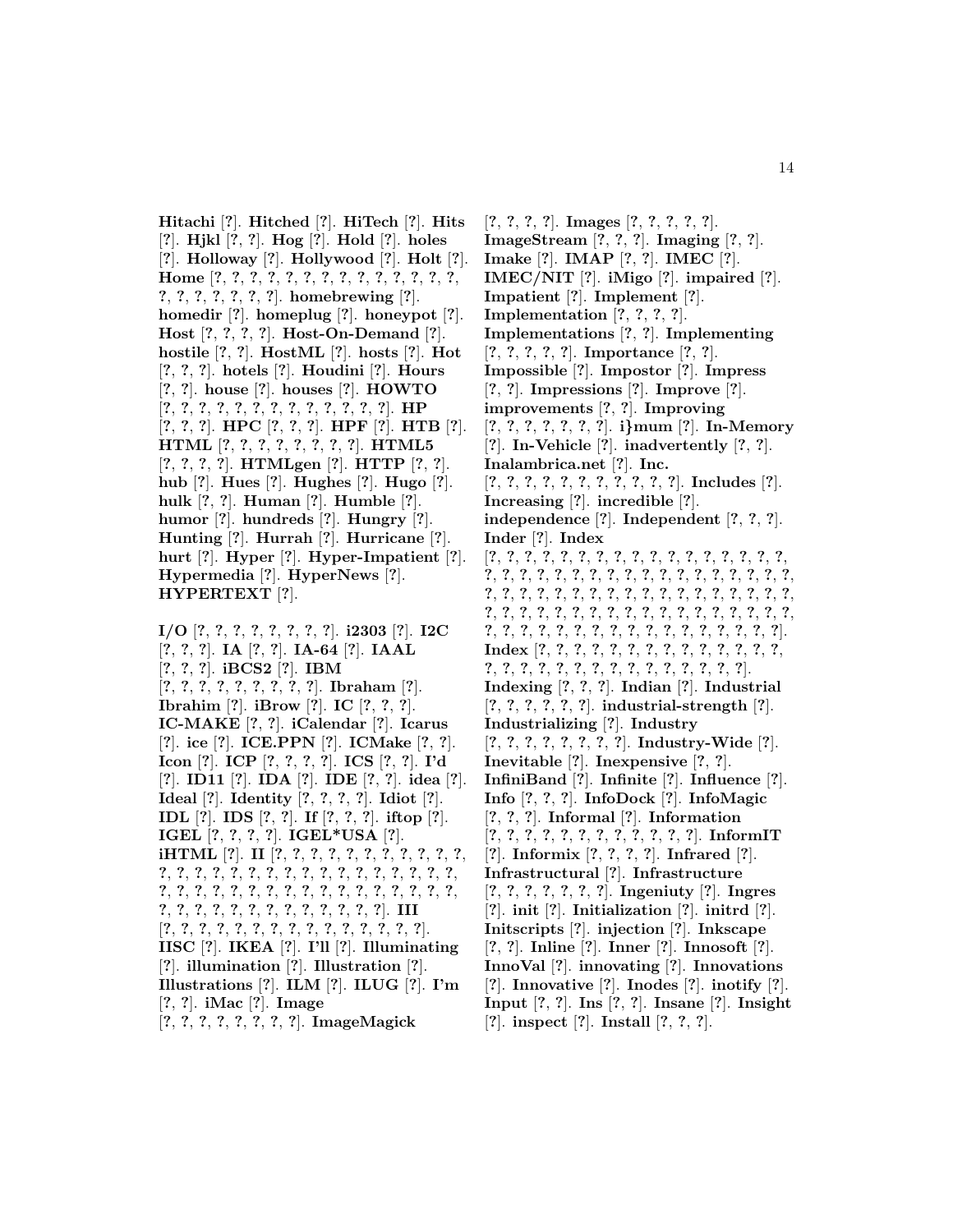**Hitachi** [?]. **Hitched** [?]. **HiTech** [?]. **Hits** [?]. **Hjkl** [?, ?]. **Hog** [?]. **Hold** [?]. **holes** [?]. **Holloway** [?]. **Hollywood** [?]. **Holt** [?]. **Home** [?, ?, ?, ?, ?, ?, ?, ?, ?, ?, ?, ?, ?, ?, ?, ?, ?, ?, ?, ?, ?, ?]. **homebrewing** [?]. **homedir** [?]. **homeplug** [?]. **honeypot** [?]. **Host** [?, ?, ?, ?]. **Host-On-Demand** [?]. **hostile** [?, ?]. **HostML** [?]. **hosts** [?]. **Hot** [?, ?, ?]. **hotels** [?]. **Houdini** [?]. **Hours** [?, ?]. **house** [?]. **houses** [?]. **HOWTO** [?, ?, ?, ?, ?, ?, ?, ?, ?, ?, ?, ?, ?, ?]. **HP** [?, ?, ?]. **HPC** [?, ?, ?]. **HPF** [?]. **HTB** [?]. **HTML** [?, ?, ?, ?, ?, ?, ?, ?, ?]. **HTML5** [?, ?, ?, ?]. **HTMLgen** [?]. **HTTP** [?, ?]. **hub** [?]. **Hues** [?]. **Hughes** [?]. **Hugo** [?]. **hulk** [?, ?]. **Human** [?]. **Humble** [?]. **humor** [?]. **hundreds** [?]. **Hungry** [?]. **Hunting** [?]. **Hurrah** [?]. **Hurricane** [?]. **hurt** [?]. **Hyper** [?]. **Hyper-Impatient** [?]. **Hypermedia** [?]. **HyperNews** [?]. **HYPERTEXT** [?].

**I/O** [?, ?, ?, ?, ?, ?, ?, ?, ?]. **i2303** [?]. **I2C** [?, ?, ?]. **IA** [?, ?]. **IA-64** [?]. **IAAL** [?, ?, ?]. **iBCS2** [?]. **IBM** [?, ?, ?, ?, ?, ?, ?, ?, ?, ?]. **Ibraham** [?]. **Ibrahim** [?]. **iBrow** [?]. **IC** [?, ?, ?]. **IC-MAKE** [?, ?]. **iCalendar** [?]. **Icarus** [?]. **ice** [?]. **ICE.PPN** [?]. **ICMake** [?, ?]. **Icon** [?]. **ICP** [?, ?, ?, ?]. **ICS** [?, ?]. **I'd** [?]. **ID11** [?]. **IDA** [?]. **IDE** [?, ?]. **idea** [?]. **Ideal** [?]. **Identity** [?, ?, ?, ?]. **Idiot** [?]. **IDL** [?]. **IDS** [?, ?]. **If** [?, ?, ?]. **iftop** [?]. **IGEL** [?, ?, ?, ?]. **IGEL*USA** [?]. **iHTML** [?]. **II** [?, ?, ?, ?, ?, ?, ?, ?, ?, ?, ?, ?, ?, ?, ?, ?, ?, ?, ?, ?, ?, ?, ?, ?, ?, ?, ?, ?, ?, ?, ?, ?, ?, ?, ?, ?, ?, ?, ?, ?, ?, ?, ?, ?, ?, ?, ?, ?, ?, ?, ?, ?, ?, ?, ?, ?, ?, ?, ?, ?, ?, ?, ?, ?, ?, ?]. **III** [?, ?, ?, ?, ?, ?, ?, ?, ?, ?, ?, ?, ?, ?, ?, ?, ?]. **IISC** [?]. **IKEA** [?]. **I'll** [?]. **Illuminating** [?]. **illumination** [?]. **Illustration** [?]. **Illustrations** [?]. **ILM** [?]. **ILUG** [?]. **I'm** [?, ?]. **iMac** [?]. **Image** [?, ?, ?, ?, ?, ?, ?, ?, ?]. **ImageMagick** [?, ?, ?, ?]. **Images** [?, ?, ?, ?, ?, ?]. **ImageStream** [?, ?, ?]. **Imaging** [?, ?]. **Imake** [?]. **IMAP** [?, ?]. **IMEC** [?]. **IMEC/NIT** [?]. **iMigo** [?]. **impaired** [?]. **Impatient** [?]. **Implement** [?]. **Implementation** [?, ?, ?, ?]. **Implementations** [?, ?]. **Implementing** [?, ?, ?, ?, ?]. **Importance** [?, ?]. **Impossible** [?]. **Impostor** [?]. **Impress** [?, ?]. **Impressions** [?]. **Improve** [?]. **improvements** [?, ?]. **Improving** [?, ?, ?, ?, ?, ?, ?, ?]. **i}mum** [?]. **In-Memory** [?]. **In-Vehicle** [?]. **inadvertently** [?, ?]. **Inalambrica.net** [?]. **Inc.** [?, ?, ?, ?, ?, ?, ?, ?, ?, ?, ?, ?]. **Includes** [?]. **Increasing** [?]. **incredible** [?]. **independence** [?]. **Independent** [?, ?, ?]. **Inder** [?]. **Index** [?, ?, ?, ?, ?, ?, ?, ?, ?, ?, ?, ?, ?, ?, ?, ?, ?, ?, ?, ?, ?, ?, ?, ?, ?, ?, ?, ?, ?, ?, ?, ?, ?, ?, ?, ?, ?, ?, ?, ?, ?, ?, ?, ?, ?, ?, ?, ?, ?, ?, ?, ?, ?, ?, ?, ?, ?, ?, ?, ?, ?, ?, ?, ?, ?, ?, ?, ?, ?, ?, ?, ?, ?, ?, ?, ?, ?, ?, ?, ?, ?, ?, ?, ?, ?, ?, ?, ?, ?, ?, ?, ?, ?, ?, ?]. **Index** [?, ?, ?, ?, ?, ?, ?, ?, ?, ?, ?, ?, ?, ?, ?, ?, ?, ?, ?, ?, ?, ?, ?, ?, ?, ?, ?, ?, ?, ?, ?, ?, ?, ?, ?, ?, ?]. **Indexing** [?, ?, ?]. **Indian** [?]. **Industrial** [?, ?, ?, ?, ?, ?]. **industrial-strength** [?]. **Industrializing** [?]. **Industry** [?, ?, ?, ?, ?, ?, ?, ?, ?]. **Industry-Wide** [?]. **Inevitable** [?]. **Inexpensive** [?, ?]. **InfiniBand** [?]. **Infinite** [?]. **Influence** [?]. **Info** [?, ?, ?]. **InfoDock** [?]. **InfoMagic** [?, ?, ?]. **Informal** [?]. **Information** [?, ?, ?, ?, ?, ?, ?, ?, ?, ?, ?, ?, ?]. **InformIT** [?]. **Informix** [?, ?, ?, ?]. **Infrared** [?]. **Infrastructural** [?]. **Infrastructure** [?, ?, ?, ?, ?, ?, ?]. **Ingeniuty** [?]. **Ingres** [?]. **init** [?]. **Initialization** [?]. **initrd** [?]. **Initscripts** [?]. **injection** [?]. **Inkscape** [?, ?]. **Inline** [?]. **Inner** [?]. **Innosoft** [?]. **InnoVal** [?]. **innovating** [?]. **Innovations** [?]. **Innovative** [?]. **Inodes** [?]. **inotify** [?]. **Input** [?, ?]. **Ins** [?, ?]. **Insane** [?]. **Insight** [?]. **inspect** [?]. **Install** [?, ?, ?].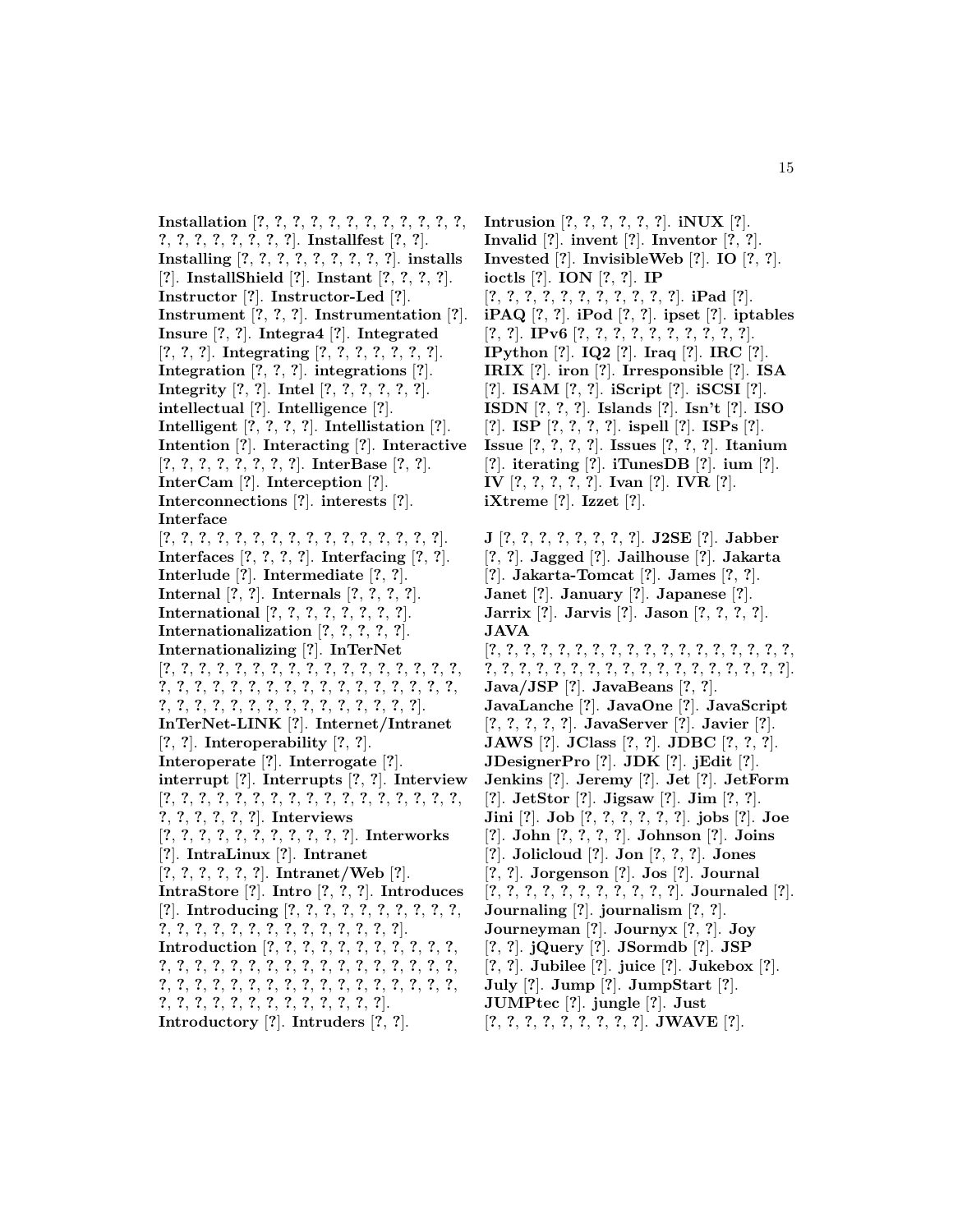**Installation** [?, ?, ?, ?, ?, ?, ?, ?, ?, ?, ?, ?, ?, ?, ?, ?, ?, ?, ?, ?, ?]. **Installfest** [?, ?]. **Installing** [?, ?, ?, ?, ?, ?, ?, ?, ?, ?]. **installs** [?]. **InstallShield** [?]. **Instant** [?, ?, ?, ?]. **Instructor** [?]. **Instructor-Led** [?]. **Instrument** [?, ?, ?]. **Instrumentation** [?]. **Insure** [?, ?]. **Integra4** [?]. **Integrated** [?, ?, ?]. **Integrating** [?, ?, ?, ?, ?, ?, ?]. **Integration** [?, ?, ?]. **integrations** [?]. **Integrity** [?, ?]. **Intel** [?, ?, ?, ?, ?, ?]. **intellectual** [?]. **Intelligence** [?]. **Intelligent** [?, ?, ?, ?]. **Intellistation** [?]. **Intention** [?]. **Interacting** [?]. **Interactive** [?, ?, ?, ?, ?, ?, ?, ?, ?]. **InterBase** [?, ?]. **InterCam** [?]. **Interception** [?]. **Interconnections** [?]. **interests** [?]. **Interface** [?, ?, ?, ?, ?, ?, ?, ?, ?, ?, ?, ?, ?, ?, ?, ?, ?, ?]. **Interfaces** [?, ?, ?, ?]. **Interfacing** [?, ?]. **Interlude** [?]. **Intermediate** [?, ?]. **Internal** [?, ?]. **Internals** [?, ?, ?, ?]. **International** [?, ?, ?, ?, ?, ?, ?, ?, ?]. **Internationalization** [?, ?, ?, ?, ?]. **Internationalizing** [?]. **InTerNet** [?, ?, ?, ?, ?, ?, ?, ?, ?, ?, ?, ?, ?, ?, ?, ?, ?, ?, ?, ?, ?, ?, ?, ?, ?, ?, ?, ?, ?, ?, ?, ?, ?, ?, ?, ?, ?, ?, ?, ?, ?, ?, ?, ?, ?, ?, ?, ?, ?, ?, ?, ?, ?, ?, ?, ?, ?, ?]. **InTerNet-LINK** [?]. **Internet/Intranet** [?, ?]. **Interoperability** [?, ?]. **Interoperate** [?]. **Interrogate** [?]. **interrupt** [?]. **Interrupts** [?, ?]. **Interview** [?, ?, ?, ?, ?, ?, ?, ?, ?, ?, ?, ?, ?, ?, ?, ?, ?, ?, ?, ?, ?, ?, ?, ?, ?, ?]. **Interviews** [?, ?, ?, ?, ?, ?, ?, ?, ?, ?, ?, ?]. **Interworks** [?]. **IntraLinux** [?]. **Intranet** [?, ?, ?, ?, ?, ?]. **Intranet/Web** [?]. **IntraStore** [?]. **Intro** [?, ?, ?]. **Introduces** [?]. **Introducing** [?, ?, ?, ?, ?, ?, ?, ?, ?, ?, ?, ?, ?, ?, ?, ?, ?, ?, ?, ?, ?, ?, ?, ?, ?, ?, ?]. **Introduction** [?, ?, ?, ?, ?, ?, ?, ?, ?, ?, ?, ?, ?, ?, ?, ?, ?, ?, ?, ?, ?, ?, ?, ?, ?, ?, ?, ?, ?, ?, ?, ?, ?, ?, ?, ?, ?, ?, ?, ?, ?, ?, ?, ?, ?, ?, ?, ?, ?, ?, ?, ?, ?, ?, ?, ?, ?, ?, ?, ?, ?, ?, ?, ?, ?, ?, ?, ?, ?, ?]. **Introductory** [?]. **Intruders** [?, ?]. **Intrusion** [?, ?, ?, ?, ?, ?]. **iNUX** [?]. **Invalid** [?]. **invent** [?]. **Inventor** [?, ?]. **Invested** [?]. **InvisibleWeb** [?]. **IO** [?, ?]. **ioctls** [?]. **ION** [?, ?]. **IP** [?, ?, ?, ?, ?, ?, ?, ?, ?, ?, ?, ?]. **iPad** [?]. **iPAQ** [?, ?]. **iPod** [?, ?]. **ipset** [?]. **iptables** [?, ?]. **IPv6** [?, ?, ?, ?, ?, ?, ?, ?, ?, ?, ?]. **IPython** [?]. **IQ2** [?]. **Iraq** [?]. **IRC** [?]. **IRIX** [?]. **iron** [?]. **Irresponsible** [?]. **ISA** [?]. **ISAM** [?, ?]. **iScript** [?]. **iSCSI** [?]. **ISDN** [?, ?, ?]. **Islands** [?]. **Isn't** [?]. **ISO** [?]. **ISP** [?, ?, ?, ?]. **ispell** [?]. **ISPs** [?]. **Issue** [?, ?, ?, ?]. **Issues** [?, ?, ?]. **Itanium** [?]. **iterating** [?]. **iTunesDB** [?]. **ium** [?]. **IV** [?, ?, ?, ?, ?]. **Ivan** [?]. **IVR** [?]. **iXtreme** [?]. **Izzet** [?].

**J** [?, ?, ?, ?, ?, ?, ?, ?, ?]. **J2SE** [?]. **Jabber** [?, ?]. **Jagged** [?]. **Jailhouse** [?]. **Jakarta** [?]. **Jakarta-Tomcat** [?]. **James** [?, ?]. **Janet** [?]. **January** [?]. **Japanese** [?]. **Jarrix** [?]. **Jarvis** [?]. **Jason** [?, ?, ?, ?]. **JAVA** [?, ?, ?, ?, ?, ?, ?, ?, ?, ?, ?, ?, ?, ?, ?, ?, ?, ?, ?, ?, ?, ?, ?, ?, ?, ?, ?, ?, ?, ?, ?, ?, ?, ?, ?, ?, ?, ?, ?, ?]. **Java/JSP** [?]. **JavaBeans** [?, ?]. **JavaLanche** [?]. **JavaOne** [?]. **JavaScript** [?, ?, ?, ?, ?]. **JavaServer** [?]. **Javier** [?]. **JAWS** [?]. **JClass** [?, ?]. **JDBC** [?, ?, ?]. **JDesignerPro** [?]. **JDK** [?]. **jEdit** [?]. **Jenkins** [?]. **Jeremy** [?]. **Jet** [?]. **JetForm** [?]. **JetStor** [?]. **Jigsaw** [?]. **Jim** [?, ?]. **Jini** [?]. **Job** [?, ?, ?, ?, ?, ?]. **jobs** [?]. **Joe** [?]. **John** [?, ?, ?, ?]. **Johnson** [?]. **Joins** [?]. **Jolicloud** [?]. **Jon** [?, ?, ?]. **Jones** [?, ?]. **Jorgenson** [?]. **Jos** [?]. **Journal** [?, ?, ?, ?, ?, ?, ?, ?, ?, ?, ?, ?]. **Journaled** [?]. **Journaling** [?]. **journalism** [?, ?]. **Journeyman** [?]. **Journyx** [?, ?]. **Joy** [?, ?]. **jQuery** [?]. **JSormdb** [?]. **JSP** [?, ?]. **Jubilee** [?]. **juice** [?]. **Jukebox** [?]. **July** [?]. **Jump** [?]. **JumpStart** [?]. **JUMPtec** [?]. **jungle** [?]. **Just** [?, ?, ?, ?, ?, ?, ?, ?, ?]. **JWAVE** [?].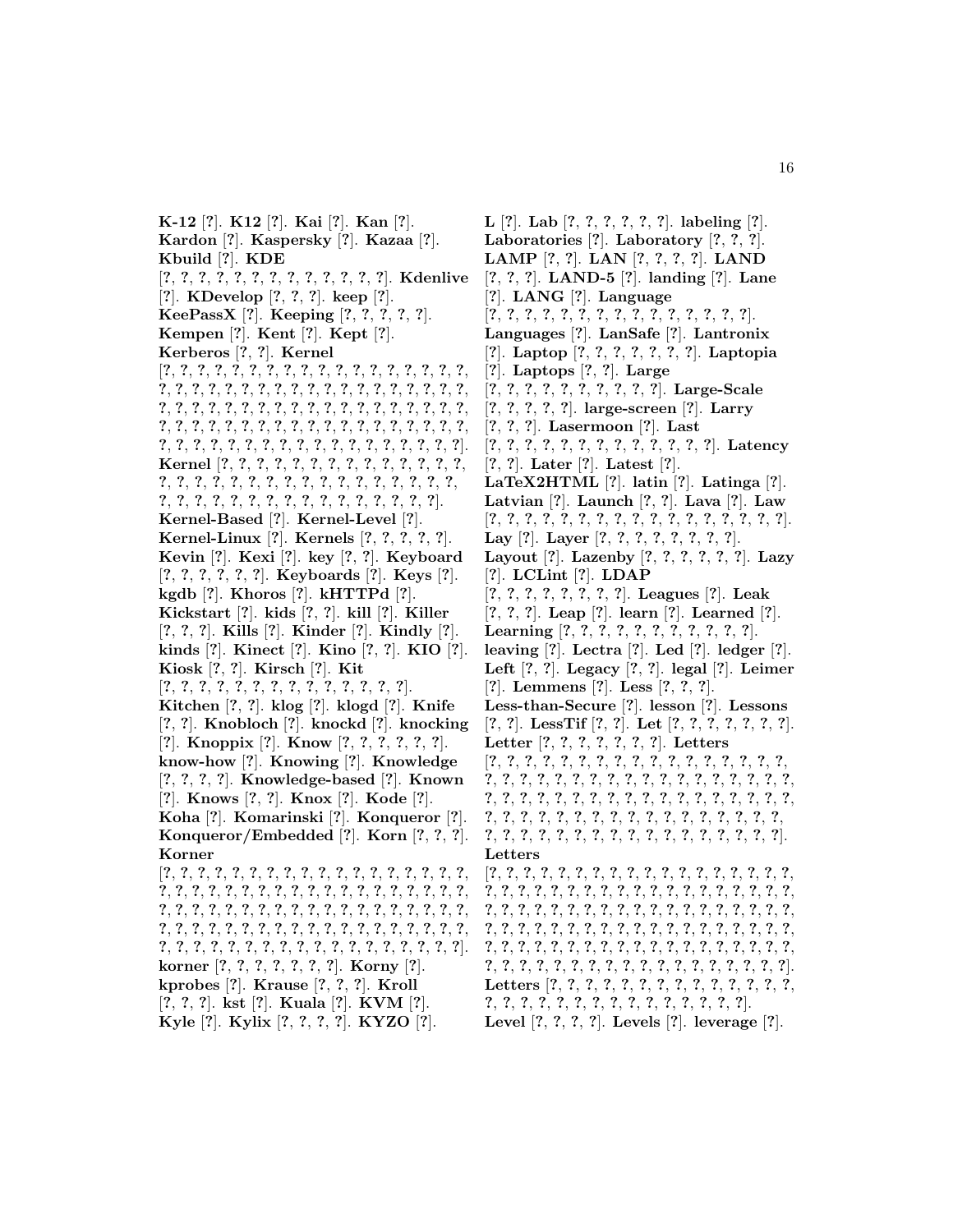**K-12** [?]. **K12** [?]. **Kai** [?]. **Kan** [?]. **Kardon** [?]. **Kaspersky** [?]. **Kazaa** [?]. **Kbuild** [?]. **KDE** [?, ?, ?, ?, ?, ?, ?, ?, ?, ?, ?, ?, ?]. **Kdenlive** [?]. **KDevelop** [?, ?, ?]. **keep** [?]. **KeePassX** [?]. **Keeping** [?, ?, ?, ?, ?]. **Kempen** [?]. **Kent** [?]. **Kept** [?]. **Kerberos** [?, ?]. **Kernel** [?, ?, ?, ?, ?, ?, ?, ?, ?, ?, ?, ?, ?, ?, ?, ?, ?, ?, ?, ?, ?, ?, ?, ?, ?, ?, ?, ?, ?, ?, ?, ?, ?, ?, ?, ?, ?, ?, ?, ?, ?, ?, ?, ?, ?, ?, ?, ?, ?, ?, ?, ?, ?, ?, ?, ?, ?, ?, ?, ?, ?, ?, ?, ?, ?, ?, ?, ?, ?, ?, ?, ?, ?, ?, ?, ?, ?, ?, ?, ?, ?, ?, ?, ?, ?, ?, ?, ?, ?, ?, ?, ?, ?, ?, ?, ?, ?, ?, ?, ?]. **Kernel** [?, ?, ?, ?, ?, ?, ?, ?, ?, ?, ?, ?, ?, ?, ?, ?, ?, ?, ?, ?, ?, ?, ?, ?, ?, ?, ?, ?, ?, ?, ?, ?, ?, ?, ?, ?, ?, ?, ?, ?, ?, ?, ?, ?, ?, ?, ?, ?, ?, ?, ?, ?, ?, ?]. **Kernel-Based** [?]. **Kernel-Level** [?]. **Kernel-Linux** [?]. **Kernels** [?, ?, ?, ?, ?]. **Kevin** [?]. **Kexi** [?]. **key** [?, ?]. **Keyboard** [?, ?, ?, ?, ?, ?]. **Keyboards** [?]. **Keys** [?]. **kgdb** [?]. **Khoros** [?]. **kHTTPd** [?]. **Kickstart** [?]. **kids** [?, ?]. **kill** [?]. **Killer** [?, ?, ?]. **Kills** [?]. **Kinder** [?]. **Kindly** [?]. **kinds** [?]. **Kinect** [?]. **Kino** [?, ?]. **KIO** [?]. **Kiosk** [?, ?]. **Kirsch** [?]. **Kit** [?, ?, ?, ?, ?, ?, ?, ?, ?, ?, ?, ?, ?, ?, ?]. **Kitchen** [?, ?]. **klog** [?]. **klogd** [?]. **Knife** [?, ?]. **Knobloch** [?]. **knockd** [?]. **knocking** [?]. **Knoppix** [?]. **Know** [?, ?, ?, ?, ?, ?]. **know-how** [?]. **Knowing** [?]. **Knowledge** [?, ?, ?, ?]. **Knowledge-based** [?]. **Known** [?]. **Knows** [?, ?]. **Knox** [?]. **Kode** [?]. **Koha** [?]. **Komarinski** [?]. **Konqueror** [?]. **Konqueror/Embedded** [?]. **Korn** [?, ?, ?]. **Korner** [?, ?, ?, ?, ?, ?, ?, ?, ?, ?, ?, ?, ?, ?, ?, ?, ?, ?, ?, ?, ?, ?, ?, ?, ?, ?, ?, ?, ?, ?, ?, ?, ?, ?, ?, ?, ?, ?, ?, ?, ?, ?, ?, ?, ?, ?, ?, ?, ?, ?, ?, ?, ?, ?, ?, ?, ?, ?, ?, ?, ?, ?, ?, ?, ?, ?, ?, ?, ?, ?, ?, ?, ?, ?, ?, ?, ?, ?, ?, ?, ?, ?, ?, ?, ?, ?, ?, ?, ?, ?, ?, ?, ?, ?, ?, ?, ?, ?, ?, ?]. **korner** [?, ?, ?, ?, ?, ?, ?]. **Korny** [?]. **kprobes** [?]. **Krause** [?, ?, ?]. **Kroll** [?, ?, ?]. **kst** [?]. **Kuala** [?]. **KVM** [?]. **Kyle** [?]. **Kylix** [?, ?, ?, ?]. **KYZO** [?].

**L** [?]. **Lab** [?, ?, ?, ?, ?, ?]. **labeling** [?]. **Laboratories** [?]. **Laboratory** [?, ?, ?]. **LAMP** [?, ?]. **LAN** [?, ?, ?, ?]. **LAND** [?, ?, ?]. **LAND-5** [?]. **landing** [?]. **Lane** [?]. **LANG** [?]. **Language** [?, ?, ?, ?, ?, ?, ?, ?, ?, ?, ?, ?, ?, ?, ?, ?, ?]. **Languages** [?]. **LanSafe** [?]. **Lantronix** [?]. **Laptop** [?, ?, ?, ?, ?, ?, ?]. **Laptopia** [?]. **Laptops** [?, ?]. **Large** [?, ?, ?, ?, ?, ?, ?, ?, ?, ?]. **Large-Scale** [?, ?, ?, ?, ?]. **large-screen** [?]. **Larry** [?, ?, ?]. **Lasermoon** [?]. **Last** [?, ?, ?, ?, ?, ?, ?, ?, ?, ?, ?, ?, ?]. **Latency** [?, ?]. **Later** [?]. **Latest** [?]. **LaTeX2HTML** [?]. **latin** [?]. **Latinga** [?]. **Latvian** [?]. **Launch** [?, ?]. **Lava** [?]. **Law** [?, ?, ?, ?, ?, ?, ?, ?, ?, ?, ?, ?, ?, ?, ?, ?, ?]. **Lay** [?]. **Layer** [?, ?, ?, ?, ?, ?, ?, ?]. **Layout** [?]. **Lazenby** [?, ?, ?, ?, ?, ?]. **Lazy** [?]. **LCLint** [?]. **LDAP** [?, ?, ?, ?, ?, ?, ?, ?]. **Leagues** [?]. **Leak** [?, ?, ?]. **Leap** [?]. **learn** [?]. **Learned** [?]. **Learning** [?, ?, ?, ?, ?, ?, ?, ?, ?, ?, ?]. **leaving** [?]. **Lectra** [?]. **Led** [?]. **ledger** [?]. **Left** [?, ?]. **Legacy** [?, ?]. **legal** [?]. **Leimer** [?]. **Lemmens** [?]. **Less** [?, ?, ?]. **Less-than-Secure** [?]. **lesson** [?]. **Lessons** [?, ?]. **LessTif** [?, ?]. **Let** [?, ?, ?, ?, ?, ?, ?]. **Letter** [?, ?, ?, ?, ?, ?, ?]. **Letters** [?, ?, ?, ?, ?, ?, ?, ?, ?, ?, ?, ?, ?, ?, ?, ?, ?, ?, ?, ?, ?, ?, ?, ?, ?, ?, ?, ?, ?, ?, ?, ?, ?, ?, ?, ?, ?, ?, ?, ?, ?, ?, ?, ?, ?, ?, ?, ?, ?, ?, ?, ?, ?, ?, ?, ?, ?, ?, ?, ?, ?, ?, ?, ?, ?, ?, ?, ?, ?, ?, ?, ?, ?, ?, ?, ?, ?, ?, ?, ?, ?, ?, ?, ?, ?, ?, ?, ?, ?, ?, ?, ?, ?, ?, ?]. **Letters** [?, ?, ?, ?, ?, ?, ?, ?, ?, ?, ?, ?, ?, ?, ?, ?, ?, ?, ?, ?, ?, ?, ?, ?, ?, ?, ?, ?, ?, ?, ?, ?, ?, ?, ?, ?, ?, ?, ?, ?, ?, ?, ?, ?, ?, ?, ?, ?, ?, ?, ?, ?, ?, ?, ?, ?, ?, ?, ?, ?, ?, ?, ?, ?, ?, ?, ?, ?, ?, ?, ?, ?, ?, ?, ?, ?, ?, ?, ?, ?, ?, ?, ?, ?, ?, ?, ?, ?, ?, ?, ?, ?, ?, ?, ?, ?, ?, ?, ?, ?, ?, ?, ?, ?, ?, ?, ?, ?, ?, ?, ?, ?, ?, ?, ?, ?, ?, ?, ?, ?]. **Letters** [?, ?, ?, ?, ?, ?, ?, ?, ?, ?, ?, ?, ?, ?, ?, ?, ?, ?, ?, ?, ?, ?, ?, ?, ?, ?, ?, ?, ?, ?, ?, ?]. **Level** [?, ?, ?, ?]. **Levels** [?]. **leverage** [?].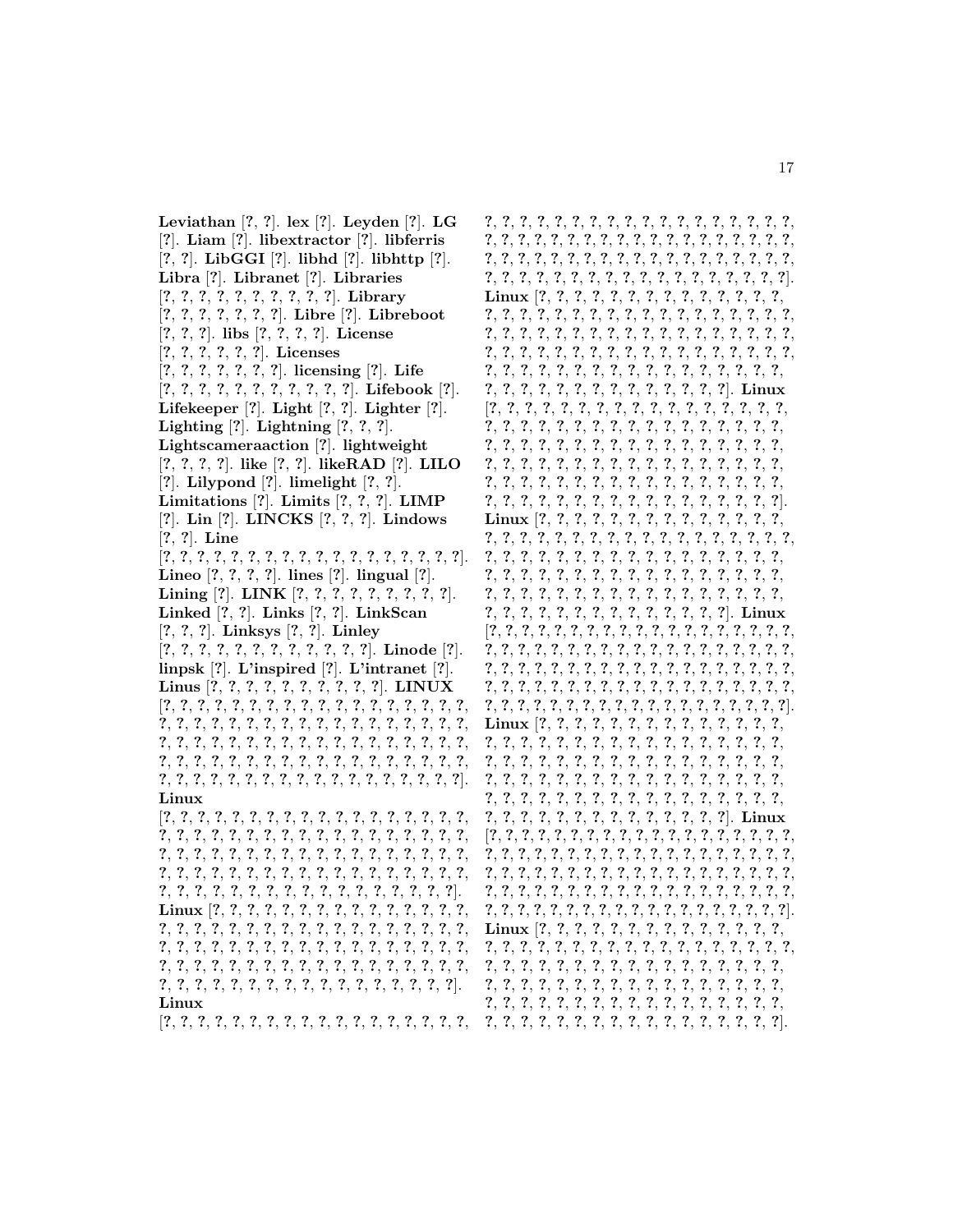**Leviathan** [?, ?]. **lex** [?]. **Leyden** [?]. **LG** [?]. **Liam** [?]. **libextractor** [?]. **libferris** [?, ?]. **LibGGI** [?]. **libhd** [?]. **libhttp** [?]. **Libra** [?]. **Libranet** [?]. **Libraries** [?, ?, ?, ?, ?, ?, ?, ?, ?, ?]. **Library** [?, ?, ?, ?, ?, ?, ?]. **Libre** [?]. **Libreboot** [?, ?, ?]. **libs** [?, ?, ?, ?]. **License** [?, ?, ?, ?, ?, ?]. **Licenses** [?, ?, ?, ?, ?, ?, ?]. **licensing** [?]. **Life** [?, ?, ?, ?, ?, ?, ?, ?, ?, ?, ?]. **Lifebook** [?]. **Lifekeeper** [?]. **Light** [?, ?]. **Lighter** [?]. **Lighting** [?]. **Lightning** [?, ?, ?]. **Lightscameraaction** [?]. **lightweight** [?, ?, ?, ?]. **like** [?, ?]. **likeRAD** [?]. **LILO** [?]. **Lilypond** [?]. **limelight** [?, ?]. **Limitations** [?]. **Limits** [?, ?, ?]. **LIMP** [?]. **Lin** [?]. **LINCKS** [?, ?, ?]. **Lindows** [?, ?]. **Line** [?, ?, ?, ?, ?, ?, ?, ?, ?, ?, ?, ?, ?, ?, ?, ?, ?, ?, ?, ?]. **Lineo** [?, ?, ?, ?]. **lines** [?]. **lingual** [?]. **Lining** [?]. **LINK** [?, ?, ?, ?, ?, ?, ?, ?, ?]. **Linked** [?, ?]. **Links** [?, ?]. **LinkScan** [?, ?, ?]. **Linksys** [?, ?]. **Linley** [?, ?, ?, ?, ?, ?, ?, ?, ?, ?, ?, ?]. **Linode** [?]. **linpsk** [?]. **L'inspired** [?]. **L'intranet** [?]. **Linus** [?, ?, ?, ?, ?, ?, ?, ?, ?, ?]. **LINUX** [?, ?, ?, ?, ?, ?, ?, ?, ?, ?, ?, ?, ?, ?, ?, ?, ?, ?, ?, ?, ?, ?, ?, ?, ?, ?, ?, ?, ?, ?, ?, ?, ?, ?, ?, ?, ?, ?, ?, ?, ?, ?, ?, ?, ?, ?, ?, ?, ?, ?, ?, ?, ?, ?, ?, ?, ?, ?, ?, ?, ?, ?, ?, ?, ?, ?, ?, ?, ?, ?, ?, ?, ?, ?, ?, ?, ?, ?, ?, ?, ?, ?, ?, ?, ?, ?, ?, ?, ?, ?, ?, ?, ?, ?, ?, ?, ?, ?, ?, ?]. **Linux** [?, ?, ?, ?, ?, ?, ?, ?, ?, ?, ?, ?, ?, ?, ?, ?, ?, ?, ?, ?, ?, ?, ?, ?, ?, ?, ?, ?, ?, ?, ?, ?, ?, ?, ?, ?, ?, ?, ?, ?, ?, ?, ?, ?, ?, ?, ?, ?, ?, ?, ?, ?, ?, ?, ?, ?, ?, ?, ?, ?, ?, ?, ?, ?, ?, ?, ?, ?, ?, ?, ?, ?, ?, ?, ?, ?, ?, ?, ?, ?, ?, ?, ?, ?, ?, ?, ?, ?, ?, ?, ?, ?, ?, ?, ?, ?, ?, ?, ?, ?]. **Linux** [?, ?, ?, ?, ?, ?, ?, ?, ?, ?, ?, ?, ?, ?, ?, ?, ?, ?, ?, ?, ?, ?, ?, ?, ?, ?, ?, ?, ?, ?, ?, ?, ?, ?, ?, ?, ?, ?, ?, ?, ?, ?, ?, ?, ?, ?, ?, ?, ?, ?, ?, ?, ?, ?, ?, ?, ?, ?, ?, ?, ?, ?, ?, ?, ?, ?, ?, ?, ?, ?, ?, ?, ?, ?, ?, ?, ?, ?, ?, ?, ?, ?, ?, ?, ?, ?, ?, ?, ?, ?, ?, ?, ?, ?, ?, ?, ?, ?, ?, ?]. **Linux** [?, ?, ?, ?, ?, ?, ?, ?, ?, ?, ?, ?, ?, ?, ?, ?, ?, ?, ?, ?, ?, ?, ?, ?, ?, ?, ?, ?, ?, ?, ?, ?, ?, ?, ?, ?, ?, ?, ?, ?, ?, ?, ?, ?, ?, ?, ?, ?, ?, ?, ?, ?, ?, ?, ?, ?, ?, ?, ?, ?, ?, ?, ?, ?, ?, ?, ?, ?, ?, ?, ?, ?, ?, ?, ?, ?, ?, ?, ?, ?, ?, ?, ?, ?, ?, ?, ?, ?, ?, ?, ?, ?, ?, ?, ?, ?, ?, ?, ?, ?]. **Linux** [?, ?, ?, ?, ?, ?, ?, ?, ?, ?, ?, ?, ?, ?, ?, ?, ?, ?, ?, ?, ?, ?, ?, ?, ?, ?, ?, ?, ?, ?, ?, ?, ?, ?, ?, ?, ?, ?, ?, ?, ?, ?, ?, ?, ?, ?, ?, ?, ?, ?, ?, ?, ?, ?, ?, ?, ?, ?, ?, ?, ?, ?, ?, ?, ?, ?, ?, ?, ?, ?, ?, ?, ?, ?, ?, ?, ?, ?, ?, ?, ?, ?, ?, ?, ?, ?, ?, ?, ?, ?, ?, ?, ?, ?, ?, ?, ?, ?, ?, ?, ?, ?, ?, ?, ?, ?, ?, ?, ?, ?, ?, ?, ?, ?, ?, ?, ?, ?, ?, ?]. **Linux** [?, ?, ?, ?, ?, ?, ?, ?, ?, ?, ?, ?, ?, ?, ?, ?, ?, ?, ?, ?, ?, ?, ?, ?, ?, ?, ?, ?, ?, ?, ?, ?, ?, ?, ?, ?, ?, ?, ?, ?, ?, ?, ?, ?, ?, ?, ?, ?, ?, ?, ?, ?, ?, ?, ?, ?, ?, ?, ?, ?, ?, ?, ?, ?, ?, ?, ?, ?, ?, ?, ?, ?, ?, ?, ?, ?, ?, ?, ?, ?, ?, ?, ?, ?, ?, ?, ?, ?, ?, ?, ?, ?, ?, ?, ?, ?, ?, ?, ?, ?, ?, ?, ?, ?, ?, ?, ?, ?, ?, ?]. **Linux** [?, ?, ?, ?, ?, ?, ?, ?, ?, ?, ?, ?, ?, ?, ?, ?, ?, ?, ?, ?, ?, ?, ?, ?, ?, ?, ?, ?, ?, ?, ?, ?, ?, ?, ?, ?, ?, ?, ?, ?, ?, ?, ?, ?, ?, ?, ?, ?, ?, ?, ?, ?, ?, ?, ?, ?, ?, ?, ?, ?, ?, ?, ?, ?, ?, ?, ?, ?, ?, ?, ?, ?, ?, ?, ?, ?, ?, ?, ?, ?, ?, ?, ?, ?, ?, ?, ?, ?, ?, ?, ?, ?, ?, ?, ?, ?, ?, ?, ?, ?, ?, ?, ?, ?, ?, ?, ?, ?, ?, ?, ?, ?, ?, ?, ?, ?, ?, ?, ?, ?]. **Linux** [?, ?, ?, ?, ?, ?, ?, ?, ?, ?, ?, ?, ?, ?, ?, ?, ?, ?, ?, ?, ?, ?, ?, ?, ?, ?, ?, ?, ?, ?, ?, ?, ?, ?, ?, ?, ?, ?, ?, ?, ?, ?, ?, ?, ?, ?, ?, ?, ?, ?, ?, ?, ?, ?, ?, ?, ?, ?, ?, ?, ?, ?, ?, ?, ?, ?, ?, ?, ?, ?, ?, ?, ?, ?, ?, ?, ?, ?, ?, ?, ?, ?, ?, ?, ?, ?, ?, ?, ?, ?, ?, ?, ?, ?, ?, ?, ?, ?, ?, ?, ?, ?, ?, ?, ?, ?, ?, ?, ?, ?]. **Linux** [?, ?, ?, ?, ?, ?, ?, ?, ?, ?, ?, ?, ?, ?, ?, ?, ?, ?, ?, ?, ?, ?, ?, ?, ?, ?, ?, ?, ?, ?, ?, ?, ?, ?, ?, ?, ?, ?, ?, ?, ?, ?, ?, ?, ?, ?, ?, ?, ?, ?, ?, ?, ?, ?, ?, ?, ?, ?, ?, ?, ?, ?, ?, ?, ?, ?, ?, ?, ?, ?, ?, ?, ?, ?, ?, ?, ?, ?, ?, ?, ?, ?, ?, ?, ?, ?, ?, ?, ?, ?, ?, ?, ?, ?, ?, ?, ?, ?, ?, ?]. **Linux** [?, ?, ?, ?, ?, ?, ?, ?, ?, ?, ?, ?, ?, ?, ?, ?, ?, ?, ?, ?, ?, ?, ?, ?, ?, ?, ?, ?, ?, ?, ?, ?, ?, ?, ?, ?, ?, ?, ?, ?, ?, ?, ?, ?, ?, ?, ?, ?, ?, ?, ?, ?, ?, ?, ?, ?, ?, ?, ?, ?, ?, ?, ?, ?, ?, ?, ?, ?, ?, ?, ?, ?, ?, ?, ?, ?, ?, ?, ?, ?, ?, ?, ?, ?, ?, ?, ?, ?, ?, ?, ?, ?, ?, ?, ?, ?, ?, ?, ?, ?, ?, ?, ?, ?, ?, ?, ?, ?, ?, ?]. **Linux** [?, ?, ?, ?, ?, ?, ?, ?, ?, ?, ?, ?, ?, ?, ?, ?, ?, ?, ?, ?, ?, ?, ?, ?, ?, ?, ?, ?, ?, ?, ?, ?, ?, ?, ?, ?, ?, ?, ?, ?, ?, ?, ?, ?, ?, ?, ?, ?, ?, ?, ?, ?, ?, ?, ?, ?, ?, ?, ?, ?, ?, ?, ?, ?, ?, ?, ?, ?, ?, ?, ?, ?, ?, ?, ?, ?, ?, ?, ?, ?, ?, ?, ?, ?, ?, ?, ?, ?, ?, ?, ?, ?, ?, ?, ?, ?, ?, ?, ?, ?]. **Linux** [?, ?, ?, ?, ?, ?, ?, ?, ?, ?, ?, ?, ?, ?, ?, ?, ?, ?, ?, ?, ?, ?, ?, ?, ?, ?, ?, ?, ?, ?, ?, ?, ?, ?, ?, ?, ?, ?, ?, ?, ?, ?, ?, ?, ?, ?, ?, ?, ?, ?, ?, ?, ?, ?, ?, ?, ?, ?, ?, ?, ?, ?, ?, ?, ?, ?, ?, ?, ?, ?, ?, ?, ?, ?, ?, ?, ?, ?, ?, ?, ?, ?, ?, ?, ?, ?, ?, ?, ?, ?, ?, ?, ?, ?, ?, ?, ?, ?, ?, ?, ?, ?, ?, ?, ?, ?, ?, ?, ?, ?].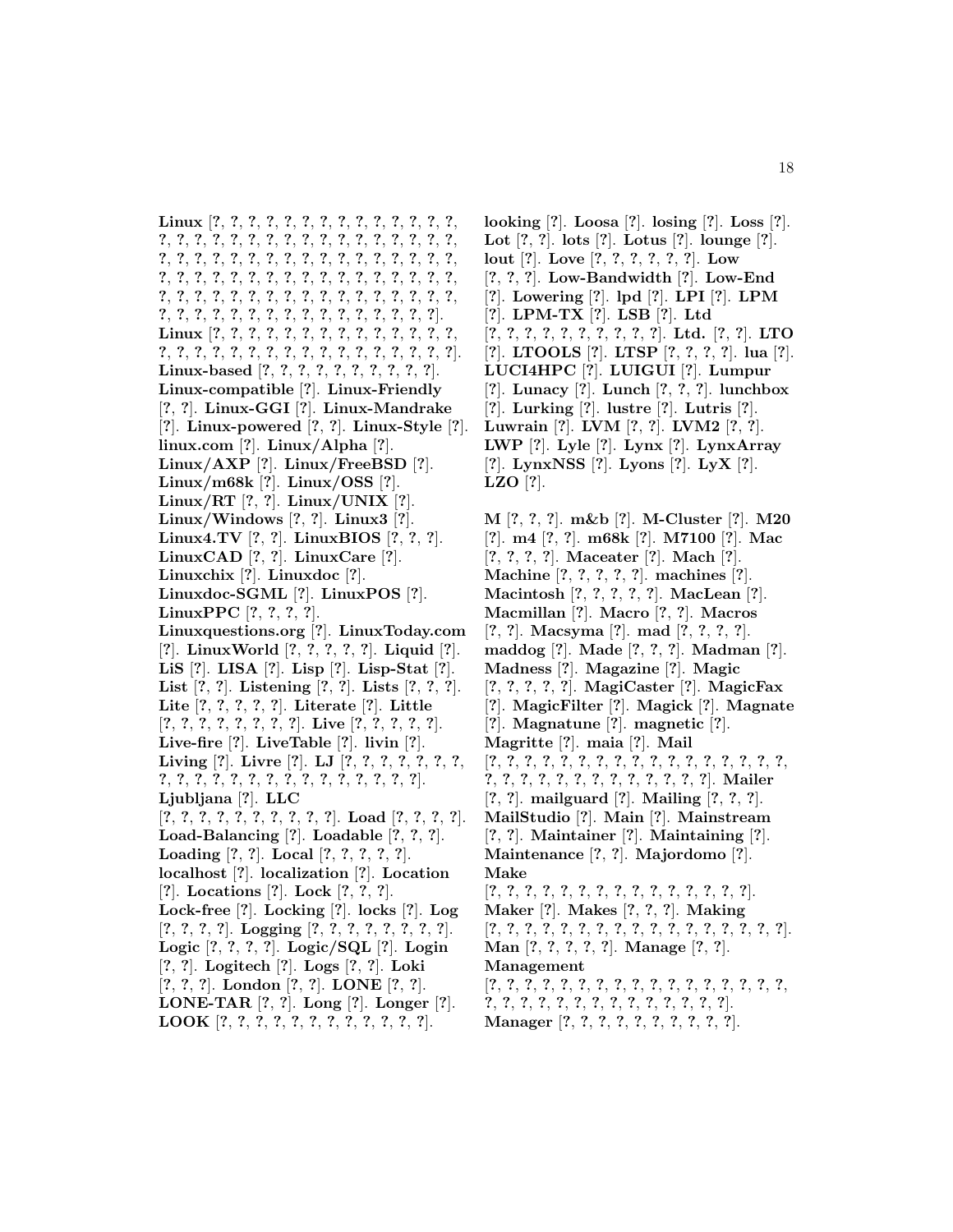**Linux** [?, ?, ?, ?, ?, ?, ?, ?, ?, ?, ?, ?, ?, ?, ?, ?, ?, ?, ?, ?, ?, ?, ?, ?, ?, ?, ?, ?, ?, ?, ?, ?, ?, ?, ?, ?, ?, ?, ?, ?, ?, ?, ?, ?, ?, ?, ?, ?, ?, ?, ?, ?, ?, ?, ?, ?, ?, ?, ?, ?, ?, ?, ?, ?, ?, ?, ?, ?, ?, ?, ?, ?, ?, ?, ?, ?, ?, ?, ?, ?, ?, ?, ?, ?, ?, ?, ?, ?, ?, ?, ?, ?, ?, ?, ?, ?, ?, ?, ?, ?, ?, ?, ?, ?]. **Linux** [?, ?, ?, ?, ?, ?, ?, ?, ?, ?, ?, ?, ?, ?, ?, ?, ?, ?, ?, ?, ?, ?, ?, ?, ?, ?, ?, ?, ?, ?, ?, ?, ?]. **Linux-based** [?, ?, ?, ?, ?, ?, ?, ?, ?, ?, ?]. **Linux-compatible** [?]. **Linux-Friendly** [?, ?]. **Linux-GGI** [?]. **Linux-Mandrake** [?]. **Linux-powered** [?, ?]. **Linux-Style** [?]. **linux.com** [?]. **Linux/Alpha** [?]. **Linux/AXP** [?]. **Linux/FreeBSD** [?]. **Linux/m68k** [?]. **Linux/OSS** [?]. **Linux/RT** [?, ?]. **Linux/UNIX** [?]. **Linux/Windows** [?, ?]. **Linux3** [?]. **Linux4.TV** [?, ?]. **LinuxBIOS** [?, ?, ?]. **LinuxCAD** [?, ?]. **LinuxCare** [?]. **Linuxchix** [?]. **Linuxdoc** [?]. **Linuxdoc-SGML** [?]. **LinuxPOS** [?]. **LinuxPPC** [?, ?, ?, ?]. **Linuxquestions.org** [?]. **LinuxToday.com** [?]. **LinuxWorld** [?, ?, ?, ?, ?]. **Liquid** [?]. **LiS** [?]. **LISA** [?]. **Lisp** [?]. **Lisp-Stat** [?]. **List** [?, ?]. **Listening** [?, ?]. **Lists** [?, ?, ?]. **Lite** [?, ?, ?, ?, ?]. **Literate** [?]. **Little** [?, ?, ?, ?, ?, ?, ?, ?]. **Live** [?, ?, ?, ?, ?]. **Live-fire** [?]. **LiveTable** [?]. **livin** [?]. **Living** [?]. **Livre** [?]. **LJ** [?, ?, ?, ?, ?, ?, ?, ?, ?, ?, ?, ?, ?, ?, ?, ?, ?, ?, ?, ?, ?, ?, ?, ?, ?]. **Ljubljana** [?]. **LLC** [?, ?, ?, ?, ?, ?, ?, ?, ?, ?]. **Load** [?, ?, ?, ?]. **Load-Balancing** [?]. **Loadable** [?, ?, ?]. **Loading** [?, ?]. **Local** [?, ?, ?, ?, ?]. **localhost** [?]. **localization** [?]. **Location** [?]. **Locations** [?]. **Lock** [?, ?, ?]. **Lock-free** [?]. **Locking** [?]. **locks** [?]. **Log** [?, ?, ?, ?]. **Logging** [?, ?, ?, ?, ?, ?, ?, ?]. **Logic** [?, ?, ?, ?]. **Logic/SQL** [?]. **Login** [?, ?]. **Logitech** [?]. **Logs** [?, ?]. **Loki** [?, ?, ?]. **London** [?, ?]. **LONE** [?, ?]. **LONE-TAR** [?, ?]. **Long** [?]. **Longer** [?]. **LOOK** [?, ?, ?, ?, ?, ?, ?, ?, ?, ?, ?, ?]. **looking** [?]. **Loosa** [?]. **losing** [?]. **Loss** [?]. **Lot** [?, ?]. **lots** [?]. **Lotus** [?]. **lounge** [?]. **lout** [?]. **Love** [?, ?, ?, ?, ?, ?]. **Low** [?, ?, ?]. **Low-Bandwidth** [?]. **Low-End** [?]. **Lowering** [?]. **lpd** [?]. **LPI** [?]. **LPM** [?]. **LPM-TX** [?]. **LSB** [?]. **Ltd** [?, ?, ?, ?, ?, ?, ?, ?, ?, ?]. **Ltd.** [?, ?]. **LTO** [?]. **LTOOLS** [?]. **LTSP** [?, ?, ?, ?]. **lua** [?]. **LUCI4HPC** [?]. **LUIGUI** [?]. **Lumpur** [?]. **Lunacy** [?]. **Lunch** [?, ?, ?]. **lunchbox** [?]. **Lurking** [?]. **lustre** [?]. **Lutris** [?]. **Luwrain** [?]. **LVM** [?, ?]. **LVM2** [?, ?]. **LWP** [?]. **Lyle** [?]. **Lynx** [?]. **LynxArray** [?]. **LynxNSS** [?]. **Lyons** [?]. **LyX** [?]. **LZO** [?].

**M** [?, ?, ?]. **m&b** [?]. **M-Cluster** [?]. **M20** [?]. **m4** [?, ?]. **m68k** [?]. **M7100** [?]. **Mac** [?, ?, ?, ?]. **Maceater** [?]. **Mach** [?]. **Machine** [?, ?, ?, ?, ?]. **machines** [?]. **Macintosh** [?, ?, ?, ?, ?]. **MacLean** [?]. **Macmillan** [?]. **Macro** [?, ?]. **Macros** [?, ?]. **Macsyma** [?]. **mad** [?, ?, ?, ?]. **maddog** [?]. **Made** [?, ?, ?]. **Madman** [?]. **Madness** [?]. **Magazine** [?]. **Magic** [?, ?, ?, ?, ?]. **MagiCaster** [?]. **MagicFax** [?]. **MagicFilter** [?]. **Magick** [?]. **Magnate** [?]. **Magnatune** [?]. **magnetic** [?]. **Magritte** [?]. **maia** [?]. **Mail** [?, ?, ?, ?, ?, ?, ?, ?, ?, ?, ?, ?, ?, ?, ?, ?, ?, ?, ?, ?, ?, ?, ?, ?, ?, ?, ?, ?, ?, ?, ?, ?]. **Mailer** [?, ?]. **mailguard** [?]. **Mailing** [?, ?, ?]. **MailStudio** [?]. **Main** [?]. **Mainstream** [?, ?]. **Maintainer** [?]. **Maintaining** [?]. **Maintenance** [?, ?]. **Majordomo** [?]. **Make** [?, ?, ?, ?, ?, ?, ?, ?, ?, ?, ?, ?, ?, ?, ?, ?]. **Maker** [?]. **Makes** [?, ?, ?]. **Making** [?, ?, ?, ?, ?, ?, ?, ?, ?, ?, ?, ?, ?, ?, ?, ?, ?, ?]. **Man** [?, ?, ?, ?, ?]. **Manage** [?, ?]. **Management** [?, ?, ?, ?, ?, ?, ?, ?, ?, ?, ?, ?, ?, ?, ?, ?, ?, ?, ?, ?, ?, ?, ?, ?, ?, ?, ?, ?, ?, ?, ?, ?, ?]. **Manager** [?, ?, ?, ?, ?, ?, ?, ?, ?, ?].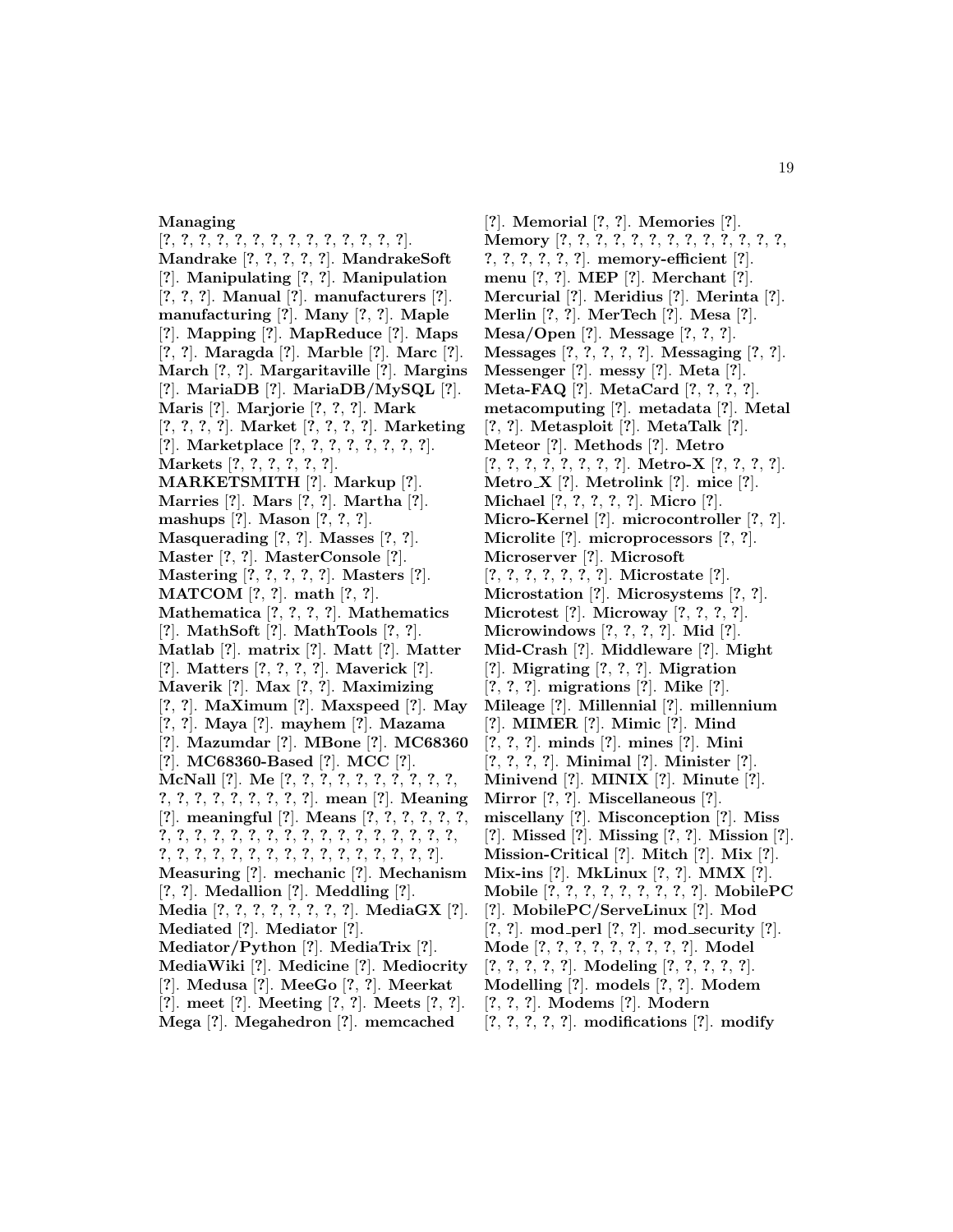**Managing** [?, ?, ?, ?, ?, ?, ?, ?, ?, ?, ?, ?, ?, ?, ?]. **Mandrake** [?, ?, ?, ?, ?]. **MandrakeSoft** [?]. **Manipulating** [?, ?]. **Manipulation** [?, ?, ?]. **Manual** [?]. **manufacturers** [?]. **manufacturing** [?]. **Many** [?, ?]. **Maple** [?]. **Mapping** [?]. **MapReduce** [?]. **Maps** [?, ?]. **Maragda** [?]. **Marble** [?]. **Marc** [?]. **March** [?, ?]. **Margaritaville** [?]. **Margins** [?]. **MariaDB** [?]. **MariaDB/MySQL** [?]. **Maris** [?]. **Marjorie** [?, ?, ?]. **Mark** [?, ?, ?, ?]. **Market** [?, ?, ?, ?]. **Marketing** [?]. **Marketplace** [?, ?, ?, ?, ?, ?, ?, ?]. **Markets** [?, ?, ?, ?, ?, ?]. **MARKETSMITH** [?]. **Markup** [?]. **Marries** [?]. **Mars** [?, ?]. **Martha** [?]. **mashups** [?]. **Mason** [?, ?, ?]. **Masquerading** [?, ?]. **Masses** [?, ?]. **Master** [?, ?]. **MasterConsole** [?]. **Mastering** [?, ?, ?, ?, ?]. **Masters** [?]. **MATCOM** [?, ?]. **math** [?, ?]. **Mathematica** [?, ?, ?, ?]. **Mathematics** [?]. **MathSoft** [?]. **MathTools** [?, ?]. **Matlab** [?]. **matrix** [?]. **Matt** [?]. **Matter** [?]. **Matters** [?, ?, ?, ?]. **Maverick** [?]. **Maverik** [?]. **Max** [?, ?]. **Maximizing** [?, ?]. **MaXimum** [?]. **Maxspeed** [?]. **May** [?, ?]. **Maya** [?]. **mayhem** [?]. **Mazama** [?]. **Mazumdar** [?]. **MBone** [?]. **MC68360** [?]. **MC68360-Based** [?]. **MCC** [?]. **McNall** [?]. **Me** [?, ?, ?, ?, ?, ?, ?, ?, ?, ?, ?, ?, ?, ?, ?, ?, ?, ?, ?, ?]. **mean** [?]. **Meaning** [?]. **meaningful** [?]. **Means** [?, ?, ?, ?, ?, ?, ?, ?, ?, ?, ?, ?, ?, ?, ?, ?, ?, ?, ?, ?, ?, ?, ?, ?, ?, ?, ?, ?, ?, ?, ?, ?, ?, ?, ?, ?, ?, ?, ?, ?, ?, ?, ?]. **Measuring** [?]. **mechanic** [?]. **Mechanism** [?, ?]. **Medallion** [?]. **Meddling** [?]. **Media** [?, ?, ?, ?, ?, ?, ?, ?]. **MediaGX** [?]. **Mediated** [?]. **Mediator** [?]. **Mediator/Python** [?]. **MediaTrix** [?]. **MediaWiki** [?]. **Medicine** [?]. **Mediocrity** [?]. **Medusa** [?]. **MeeGo** [?, ?]. **Meerkat** [?]. **meet** [?]. **Meeting** [?, ?]. **Meets** [?, ?]. **Mega** [?]. **Megahedron** [?]. **memcached** [?]. **Memorial** [?, ?]. **Memories** [?]. **Memory** [?, ?, ?, ?, ?, ?, ?, ?, ?, ?, ?, ?, ?, ?, ?, ?, ?, ?, ?, ?]. **memory-efficient** [?]. **menu** [?, ?]. **MEP** [?]. **Merchant** [?]. **Mercurial** [?]. **Meridius** [?]. **Merinta** [?]. **Merlin** [?, ?]. **MerTech** [?]. **Mesa** [?]. **Mesa/Open** [?]. **Message** [?, ?, ?]. **Messages** [?, ?, ?, ?, ?]. **Messaging** [?, ?]. **Messenger** [?]. **messy** [?]. **Meta** [?]. **Meta-FAQ** [?]. **MetaCard** [?, ?, ?, ?]. **metacomputing** [?]. **metadata** [?]. **Metal** [?, ?]. **Metasploit** [?]. **MetaTalk** [?]. **Meteor** [?]. **Methods** [?]. **Metro** [?, ?, ?, ?, ?, ?, ?, ?]. **Metro-X** [?, ?, ?, ?]. **Metro_X** [?]. **Metrolink** [?]. **mice** [?]. **Michael** [?, ?, ?, ?, ?]. **Micro** [?]. **Micro-Kernel** [?]. **microcontroller** [?, ?]. **Microlite** [?]. **microprocessors** [?, ?]. **Microserver** [?]. **Microsoft** [?, ?, ?, ?, ?, ?, ?]. **Microstate** [?]. **Microstation** [?]. **Microsystems** [?, ?]. **Microtest** [?]. **Microway** [?, ?, ?, ?]. **Microwindows** [?, ?, ?, ?]. **Mid** [?]. **Mid-Crash** [?]. **Middleware** [?]. **Might** [?]. **Migrating** [?, ?, ?]. **Migration** [?, ?, ?]. **migrations** [?]. **Mike** [?]. **Mileage** [?]. **Millennial** [?]. **millennium** [?]. **MIMER** [?]. **Mimic** [?]. **Mind** [?, ?, ?]. **minds** [?]. **mines** [?]. **Mini** [?, ?, ?, ?]. **Minimal** [?]. **Minister** [?]. **Minivend** [?]. **MINIX** [?]. **Minute** [?]. **Mirror** [?, ?]. **Miscellaneous** [?]. **miscellany** [?]. **Misconception** [?]. **Miss** [?]. **Missed** [?]. **Missing** [?, ?]. **Mission** [?]. **Mission-Critical** [?]. **Mitch** [?]. **Mix** [?]. **Mix-ins** [?]. **MkLinux** [?, ?]. **MMX** [?]. **Mobile** [?, ?, ?, ?, ?, ?, ?, ?, ?]. **MobilePC** [?]. **MobilePC/ServeLinux** [?]. **Mod** [?, ?]. **mod_perl** [?, ?]. **mod_security** [?]. **Mode** [?, ?, ?, ?, ?, ?, ?, ?, ?]. **Model** [?, ?, ?, ?, ?]. **Modeling** [?, ?, ?, ?, ?]. **Modelling** [?]. **models** [?, ?]. **Modem** [?, ?, ?]. **Modems** [?]. **Modern** [?, ?, ?, ?, ?]. **modifications** [?]. **modify**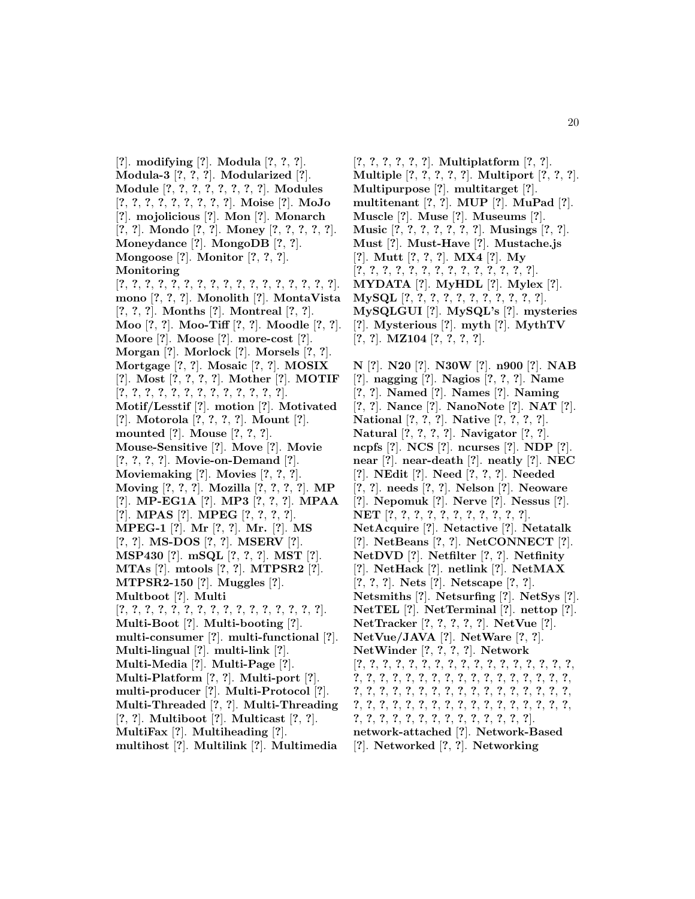[?]. **modifying** [?]. **Modula** [?, ?, ?]. **Modula-3** [?, ?, ?]. **Modularized** [?]. **Module** [?, ?, ?, ?, ?, ?, ?, ?, ?]. **Modules** [?, ?, ?, ?, ?, ?, ?, ?, ?, ?]. **Moise** [?]. **MoJo** [?]. **mojolicious** [?]. **Mon** [?]. **Monarch** [?, ?]. **Mondo** [?, ?]. **Money** [?, ?, ?, ?, ?]. **Moneydance** [?]. **MongoDB** [?, ?]. **Mongoose** [?]. **Monitor** [?, ?, ?]. **Monitoring** [?, ?, ?, ?, ?, ?, ?, ?, ?, ?, ?, ?, ?, ?, ?, ?, ?, ?, ?]. **mono** [?, ?, ?]. **Monolith** [?]. **MontaVista** [?, ?, ?]. **Months** [?]. **Montreal** [?, ?]. **Moo** [?, ?]. **Moo-Tiff** [?, ?]. **Moodle** [?, ?]. **Moore** [?]. **Moose** [?]. **more-cost** [?]. **Morgan** [?]. **Morlock** [?]. **Morsels** [?, ?]. **Mortgage** [?, ?]. **Mosaic** [?, ?]. **MOSIX** [?]. **Most** [?, ?, ?, ?]. **Mother** [?]. **MOTIF** [?, ?, ?, ?, ?, ?, ?, ?, ?, ?, ?, ?, ?, ?]. **Motif/Lesstif** [?]. **motion** [?]. **Motivated** [?]. **Motorola** [?, ?, ?, ?]. **Mount** [?]. **mounted** [?]. **Mouse** [?, ?, ?]. **Mouse-Sensitive** [?]. **Move** [?]. **Movie** [?, ?, ?, ?]. **Movie-on-Demand** [?]. **Moviemaking** [?]. **Movies** [?, ?, ?]. **Moving** [?, ?, ?]. **Mozilla** [?, ?, ?, ?]. **MP** [?]. **MP-EG1A** [?]. **MP3** [?, ?, ?]. **MPAA** [?]. **MPAS** [?]. **MPEG** [?, ?, ?, ?]. **MPEG-1** [?]. **Mr** [?, ?]. **Mr.** [?]. **MS** [?, ?]. **MS-DOS** [?, ?]. **MSERV** [?]. **MSP430** [?]. **mSQL** [?, ?, ?]. **MST** [?]. **MTAs** [?]. **mtools** [?, ?]. **MTPSR2** [?]. **MTPSR2-150** [?]. **Muggles** [?]. **Multboot** [?]. **Multi** [?, ?, ?, ?, ?, ?, ?, ?, ?, ?, ?, ?, ?, ?, ?, ?, ?, ?]. **Multi-Boot** [?]. **Multi-booting** [?]. **multi-consumer** [?]. **multi-functional** [?]. **Multi-lingual** [?]. **multi-link** [?]. **Multi-Media** [?]. **Multi-Page** [?]. **Multi-Platform** [?, ?]. **Multi-port** [?]. **multi-producer** [?]. **Multi-Protocol** [?]. **Multi-Threaded** [?, ?]. **Multi-Threading** [?, ?]. **Multiboot** [?]. **Multicast** [?, ?]. **MultiFax** [?]. **Multiheading** [?]. **multihost** [?]. **Multilink** [?]. **Multimedia** [?, ?, ?, ?, ?, ?]. **Multiplatform** [?, ?]. **Multiple** [?, ?, ?, ?, ?]. **Multiport** [?, ?, ?]. **Multipurpose** [?]. **multitarget** [?]. **multitenant** [?, ?]. **MUP** [?]. **MuPad** [?]. **Muscle** [?]. **Muse** [?]. **Museums** [?]. **Music** [?, ?, ?, ?, ?, ?, ?]. **Musings** [?, ?]. **Must** [?]. **Must-Have** [?]. **Mustache.js** [?]. **Mutt** [?, ?, ?]. **MX4** [?]. **My** [?, ?, ?, ?, ?, ?, ?, ?, ?, ?, ?, ?, ?, ?, ?, ?]. **MYDATA** [?]. **MyHDL** [?]. **Mylex** [?]. **MySQL** [?, ?, ?, ?, ?, ?, ?, ?, ?, ?, ?, ?]. **MySQLGUI** [?]. **MySQL's** [?]. **mysteries** [?]. **Mysterious** [?]. **myth** [?]. **MythTV** [?, ?]. **MZ104** [?, ?, ?, ?].

**N** [?]. **N20** [?]. **N30W** [?]. **n900** [?]. **NAB** [?]. **nagging** [?]. **Nagios** [?, ?, ?]. **Name** [?, ?]. **Named** [?]. **Names** [?]. **Naming** [?, ?]. **Nance** [?]. **NanoNote** [?]. **NAT** [?]. **National** [?, ?, ?]. **Native** [?, ?, ?, ?]. **Natural** [?, ?, ?, ?]. **Navigator** [?, ?]. **ncpfs** [?]. **NCS** [?]. **ncurses** [?]. **NDP** [?]. **near** [?]. **near-death** [?]. **neatly** [?]. **NEC** [?]. **NEdit** [?]. **Need** [?, ?, ?]. **Needed** [?, ?]. **needs** [?, ?]. **Nelson** [?]. **Neoware** [?]. **Nepomuk** [?]. **Nerve** [?]. **Nessus** [?]. **NET** [?, ?, ?, ?, ?, ?, ?, ?, ?, ?, ?, ?]. **NetAcquire** [?]. **Netactive** [?]. **Netatalk** [?]. **NetBeans** [?, ?]. **NetCONNECT** [?]. **NetDVD** [?]. **Netfilter** [?, ?]. **Netfinity** [?]. **NetHack** [?]. **netlink** [?]. **NetMAX** [?, ?, ?]. **Nets** [?]. **Netscape** [?, ?]. **Netsmiths** [?]. **Netsurfing** [?]. **NetSys** [?]. **NetTEL** [?]. **NetTerminal** [?]. **nettop** [?]. **NetTracker** [?, ?, ?, ?, ?]. **NetVue** [?]. **NetVue/JAVA** [?]. **NetWare** [?, ?]. **NetWinder** [?, ?, ?, ?]. **Network** [?, ?, ?, ?, ?, ?, ?, ?, ?, ?, ?, ?, ?, ?, ?, ?, ?, ?, ?, ?, ?, ?, ?, ?, ?, ?, ?, ?, ?, ?, ?, ?, ?, ?, ?, ?, ?, ?, ?, ?, ?, ?, ?, ?, ?, ?, ?, ?, ?, ?, ?, ?, ?, ?, ?, ?, ?, ?, ?, ?, ?, ?, ?, ?, ?, ?, ?, ?, ?, ?, ?, ?, ?, ?, ?, ?, ?, ?, ?, ?, ?, ?, ?, ?, ?, ?, ?, ?, ?]. **network-attached** [?]. **Network-Based** [?]. **Networked** [?, ?]. **Networking**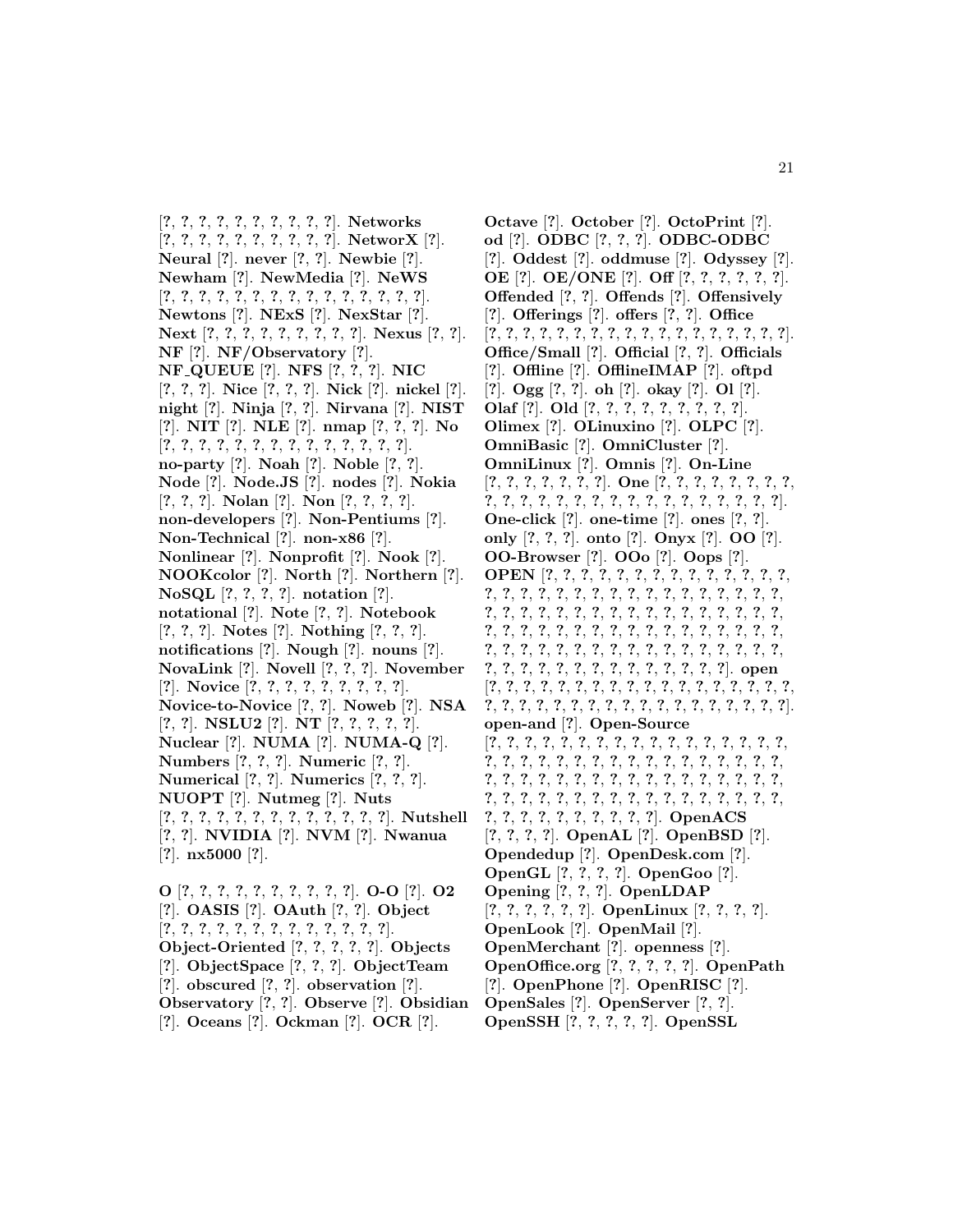[?, ?, ?, ?, ?, ?, ?, ?, ?, ?, ?]. **Networks** [?, ?, ?, ?, ?, ?, ?, ?, ?, ?, ?]. **NetworX** [?]. **Neural** [?]. **never** [?, ?]. **Newbie** [?]. **Newham** [?]. **NewMedia** [?]. **NeWS** [?, ?, ?, ?, ?, ?, ?, ?, ?, ?, ?, ?, ?, ?, ?, ?]. **Newtons** [?]. **NExS** [?]. **NexStar** [?]. **Next** [?, ?, ?, ?, ?, ?, ?, ?, ?, ?]. **Nexus** [?, ?]. **NF** [?]. **NF/Observatory** [?]. **NF_QUEUE** [?]. **NFS** [?, ?, ?]. **NIC** [?, ?, ?]. **Nice** [?, ?, ?]. **Nick** [?]. **nickel** [?]. **night** [?]. **Ninja** [?, ?]. **Nirvana** [?]. **NIST** [?]. **NIT** [?]. **NLE** [?]. **nmap** [?, ?, ?]. **No** [?, ?, ?, ?, ?, ?, ?, ?, ?, ?, ?, ?, ?, ?, ?]. **no-party** [?]. **Noah** [?]. **Noble** [?, ?]. **Node** [?]. **Node.JS** [?]. **nodes** [?]. **Nokia** [?, ?, ?]. **Nolan** [?]. **Non** [?, ?, ?, ?]. **non-developers** [?]. **Non-Pentiums** [?]. **Non-Technical** [?]. **non-x86** [?]. **Nonlinear** [?]. **Nonprofit** [?]. **Nook** [?]. **NOOKcolor** [?]. **North** [?]. **Northern** [?]. **NoSQL** [?, ?, ?, ?]. **notation** [?]. **notational** [?]. **Note** [?, ?]. **Notebook** [?, ?, ?]. **Notes** [?]. **Nothing** [?, ?, ?]. **notifications** [?]. **Nough** [?]. **nouns** [?]. **NovaLink** [?]. **Novell** [?, ?, ?]. **November** [?]. **Novice** [?, ?, ?, ?, ?, ?, ?, ?, ?, ?]. **Novice-to-Novice** [?, ?]. **Noweb** [?]. **NSA** [?, ?]. **NSLU2** [?]. **NT** [?, ?, ?, ?, ?]. **Nuclear** [?]. **NUMA** [?]. **NUMA-Q** [?]. **Numbers** [?, ?, ?]. **Numeric** [?, ?]. **Numerical** [?, ?]. **Numerics** [?, ?, ?]. **NUOPT** [?]. **Nutmeg** [?]. **Nuts** [?, ?, ?, ?, ?, ?, ?, ?, ?, ?, ?, ?, ?, ?]. **Nutshell** [?, ?]. **NVIDIA** [?]. **NVM** [?]. **Nwanua** [?]. **nx5000** [?].

**O** [?, ?, ?, ?, ?, ?, ?, ?, ?, ?, ?]. **O-O** [?]. **O2** [?]. **OASIS** [?]. **OAuth** [?, ?]. **Object** [?, ?, ?, ?, ?, ?, ?, ?, ?, ?, ?, ?, ?, ?]. **Object-Oriented** [?, ?, ?, ?, ?]. **Objects** [?]. **ObjectSpace** [?, ?, ?]. **ObjectTeam** [?]. **obscured** [?, ?]. **observation** [?]. **Observatory** [?, ?]. **Observe** [?]. **Obsidian** [?]. **Oceans** [?]. **Ockman** [?]. **OCR** [?]. **Octave** [?]. **October** [?]. **OctoPrint** [?]. **od** [?]. **ODBC** [?, ?, ?]. **ODBC-ODBC** [?]. **Oddest** [?]. **oddmuse** [?]. **Odyssey** [?]. **OE** [?]. **OE/ONE** [?]. **Off** [?, ?, ?, ?, ?, ?, ?]. **Offended** [?, ?]. **Offends** [?]. **Offensively** [?]. **Offerings** [?]. **offers** [?, ?]. **Office** [?, ?, ?, ?, ?, ?, ?, ?, ?, ?, ?, ?, ?, ?, ?, ?, ?, ?, ?, ?, ?]. **Office/Small** [?]. **Official** [?, ?]. **Officials** [?]. **Offline** [?]. **OfflineIMAP** [?]. **oftpd** [?]. **Ogg** [?, ?]. **oh** [?]. **okay** [?]. **Ol** [?]. **Olaf** [?]. **Old** [?, ?, ?, ?, ?, ?, ?, ?, ?, ?]. **Olimex** [?]. **OLinuxino** [?]. **OLPC** [?]. **OmniBasic** [?]. **OmniCluster** [?]. **OmniLinux** [?]. **Omnis** [?]. **On-Line** [?, ?, ?, ?, ?, ?, ?, ?]. **One** [?, ?, ?, ?, ?, ?, ?, ?, ?, ?, ?, ?, ?, ?, ?, ?, ?, ?, ?, ?, ?, ?, ?, ?, ?, ?, ?, ?, ?]. **One-click** [?]. **one-time** [?]. **ones** [?, ?]. **only** [?, ?, ?]. **onto** [?]. **Onyx** [?]. **OO** [?]. **OO-Browser** [?]. **OOo** [?]. **Oops** [?]. **OPEN** [?, ?, ?, ?, ?, ?, ?, ?, ?, ?, ?, ?, ?, ?, ?, ?, ?, ?, ?, ?, ?, ?, ?, ?, ?, ?, ?, ?, ?, ?, ?, ?, ?, ?, ?, ?, ?, ?, ?, ?, ?, ?, ?, ?, ?, ?, ?, ?, ?, ?, ?, ?, ?, ?, ?, ?, ?, ?, ?, ?, ?, ?, ?, ?, ?, ?, ?, ?, ?, ?, ?, ?, ?, ?, ?, ?, ?, ?, ?, ?, ?, ?, ?, ?, ?, ?, ?, ?, ?, ?, ?, ?, ?, ?, ?, ?, ?, ?, ?, ?, ?, ?, ?, ?, ?, ?, ?, ?]. **open** [?, ?, ?, ?, ?, ?, ?, ?, ?, ?, ?, ?, ?, ?, ?, ?, ?, ?, ?, ?, ?, ?, ?, ?, ?, ?, ?, ?, ?, ?, ?, ?, ?, ?, ?, ?, ?, ?, ?, ?]. **open-and** [?]. **Open-Source** [?, ?, ?, ?, ?, ?, ?, ?, ?, ?, ?, ?, ?, ?, ?, ?, ?, ?, ?, ?, ?, ?, ?, ?, ?, ?, ?, ?, ?, ?, ?, ?, ?, ?, ?, ?, ?, ?, ?, ?, ?, ?, ?, ?, ?, ?, ?, ?, ?, ?, ?, ?, ?, ?, ?, ?, ?, ?, ?, ?, ?, ?, ?, ?, ?, ?, ?, ?, ?, ?, ?, ?, ?, ?, ?, ?, ?, ?, ?, ?, ?, ?, ?, ?, ?, ?]. **OpenACS** [?, ?, ?, ?]. **OpenAL** [?]. **OpenBSD** [?]. **Opendedup** [?]. **OpenDesk.com** [?]. **OpenGL** [?, ?, ?, ?]. **OpenGoo** [?]. **Opening** [?, ?, ?]. **OpenLDAP** [?, ?, ?, ?, ?, ?]. **OpenLinux** [?, ?, ?, ?]. **OpenLook** [?]. **OpenMail** [?]. **OpenMerchant** [?]. **openness** [?]. **OpenOffice.org** [?, ?, ?, ?, ?]. **OpenPath** [?]. **OpenPhone** [?]. **OpenRISC** [?]. **OpenSales** [?]. **OpenServer** [?, ?]. **OpenSSH** [?, ?, ?, ?, ?]. **OpenSSL**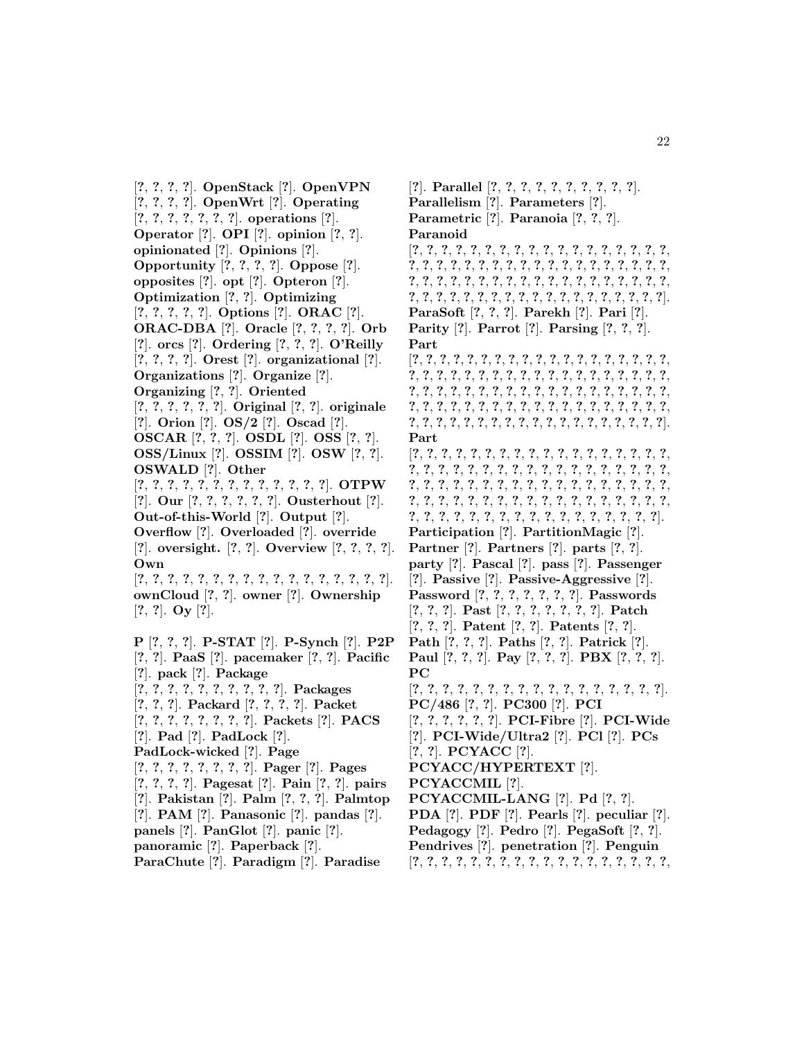[?, ?, ?, ?]. **OpenStack** [?]. **OpenVPN** [?, ?, ?, ?]. **OpenWrt** [?]. **Operating** [?, ?, ?, ?, ?, ?, ?]. **operations** [?]. **Operator** [?]. **OPI** [?]. **opinion** [?, ?]. **opinionated** [?]. **Opinions** [?]. **Opportunity** [?, ?, ?, ?]. **Oppose** [?]. **opposites** [?]. **opt** [?]. **Opteron** [?]. **Optimization** [?, ?]. **Optimizing** [?, ?, ?, ?, ?]. **Options** [?]. **ORAC** [?]. **ORAC-DBA** [?]. **Oracle** [?, ?, ?, ?]. **Orb** [?]. **orcs** [?]. **Ordering** [?, ?, ?]. **O'Reilly** [?, ?, ?, ?]. **Orest** [?]. **organizational** [?]. **Organizations** [?]. **Organize** [?]. **Organizing** [?, ?]. **Oriented** [?, ?, ?, ?, ?, ?]. **Original** [?, ?]. **originale** [?]. **Orion** [?]. **OS/2** [?]. **Oscad** [?]. **OSCAR** [?, ?, ?]. **OSDL** [?]. **OSS** [?, ?]. **OSS/Linux** [?]. **OSSIM** [?]. **OSW** [?, ?]. **OSWALD** [?]. **Other** [?, ?, ?, ?, ?, ?, ?, ?, ?, ?, ?, ?, ?, ?]. **OTPW** [?]. **Our** [?, ?, ?, ?, ?, ?]. **Ousterhout** [?]. **Out-of-this-World** [?]. **Output** [?]. **Overflow** [?]. **Overloaded** [?]. **override** [?]. **oversight.** [?, ?]. **Overview** [?, ?, ?, ?]. **Own** [?, ?, ?, ?, ?, ?, ?, ?, ?, ?, ?, ?, ?, ?, ?, ?, ?, ?]. **ownCloud** [?, ?]. **owner** [?]. **Ownership** [?, ?]. **Oy** [?].

**P** [?, ?, ?]. **P-STAT** [?]. **P-Synch** [?]. **P2P** [?, ?]. **PaaS** [?]. **pacemaker** [?, ?]. **Pacific** [?]. **pack** [?]. **Package** [?, ?, ?, ?, ?, ?, ?, ?, ?, ?]. **Packages** [?, ?, ?]. **Packard** [?, ?, ?, ?]. **Packet** [?, ?, ?, ?, ?, ?, ?, ?]. **Packets** [?]. **PACS** [?]. **Pad** [?]. **PadLock** [?]. **PadLock-wicked** [?]. **Page** [?, ?, ?, ?, ?, ?, ?, ?, ?]. **Pager** [?]. **Pages** [?, ?, ?, ?]. **Pagesat** [?]. **Pain** [?, ?]. **pairs** [?]. **Pakistan** [?]. **Palm** [?, ?, ?]. **Palmtop** [?]. **PAM** [?]. **Panasonic** [?]. **pandas** [?]. **panels** [?]. **PanGlot** [?]. **panic** [?]. **panoramic** [?]. **Paperback** [?]. **ParaChute** [?]. **Paradigm** [?]. **Paradise** [?]. **Parallel** [?, ?, ?, ?, ?, ?, ?, ?, ?, ?]. **Parallelism** [?]. **Parameters** [?]. **Parametric** [?]. **Paranoia** [?, ?, ?]. **Paranoid** [?, ?, ?, ?, ?, ?, ?, ?, ?, ?, ?, ?, ?, ?, ?, ?, ?, ?, ?, ?, ?, ?, ?, ?, ?, ?, ?, ?, ?, ?, ?, ?, ?, ?, ?, ?, ?, ?, ?, ?, ?, ?, ?, ?, ?, ?, ?, ?, ?, ?, ?, ?, ?, ?, ?, ?, ?, ?, ?, ?, ?, ?, ?, ?, ?, ?, ?, ?, ?, ?, ?, ?, ?, ?, ?, ?, ?, ?, ?, ?]. **ParaSoft** [?, ?, ?]. **Parekh** [?]. **Pari** [?]. **Parity** [?]. **Parrot** [?]. **Parsing** [?, ?, ?]. **Part** [?, ?, ?, ?, ?, ?, ?, ?, ?, ?, ?, ?, ?, ?, ?, ?, ?, ?, ?, ?, ?, ?, ?, ?, ?, ?, ?, ?, ?, ?, ?, ?, ?, ?, ?, ?, ?, ?, ?, ?, ?, ?, ?, ?, ?, ?, ?, ?, ?, ?, ?, ?, ?, ?, ?, ?, ?, ?, ?, ?, ?, ?, ?, ?, ?, ?, ?, ?, ?, ?, ?, ?, ?, ?, ?, ?, ?, ?, ?, ?, ?, ?, ?, ?, ?, ?, ?, ?, ?, ?, ?, ?, ?, ?, ?, ?, ?, ?, ?]. **Part** [?, ?, ?, ?, ?, ?, ?, ?, ?, ?, ?, ?, ?, ?, ?, ?, ?, ?, ?, ?, ?, ?, ?, ?, ?, ?, ?, ?, ?, ?, ?, ?, ?, ?, ?, ?, ?, ?, ?, ?, ?, ?, ?, ?, ?, ?, ?, ?, ?, ?, ?, ?, ?, ?, ?, ?, ?, ?, ?, ?, ?, ?, ?, ?, ?, ?, ?, ?, ?, ?, ?, ?, ?, ?, ?, ?, ?, ?, ?, ?, ?, ?, ?, ?, ?, ?, ?, ?, ?, ?, ?, ?, ?, ?, ?, ?, ?, ?]. **Participation** [?]. **PartitionMagic** [?]. **Partner** [?]. **Partners** [?]. **parts** [?, ?]. **party** [?]. **Pascal** [?]. **pass** [?]. **Passenger** [?]. **Passive** [?]. **Passive-Aggressive** [?]. **Password** [?, ?, ?, ?, ?, ?, ?]. **Passwords** [?, ?, ?]. **Past** [?, ?, ?, ?, ?, ?, ?]. **Patch** [?, ?, ?]. **Patent** [?, ?]. **Patents** [?, ?]. **Path** [?, ?, ?]. **Paths** [?, ?]. **Patrick** [?]. **Paul** [?, ?, ?]. **Pay** [?, ?, ?]. **PBX** [?, ?, ?]. **PC** [?, ?, ?, ?, ?, ?, ?, ?, ?, ?, ?, ?, ?, ?, ?, ?, ?, ?]. **PC/486** [?, ?]. **PC300** [?]. **PCI** [?, ?, ?, ?, ?, ?]. **PCI-Fibre** [?]. **PCI-Wide** [?]. **PCI-Wide/Ultra2** [?]. **PCl** [?]. **PCs** [?, ?]. **PCYACC** [?]. **PCYACC/HYPERTEXT** [?]. **PCYACCMIL** [?]. **PCYACCMIL-LANG** [?]. **Pd** [?, ?]. **PDA** [?]. **PDF** [?]. **Pearls** [?]. **peculiar** [?]. **Pedagogy** [?]. **Pedro** [?]. **PegaSoft** [?, ?]. **Pendrives** [?]. **penetration** [?]. **Penguin** [?, ?, ?, ?, ?, ?, ?, ?, ?, ?, ?, ?, ?, ?, ?, ?, ?, ?, ?,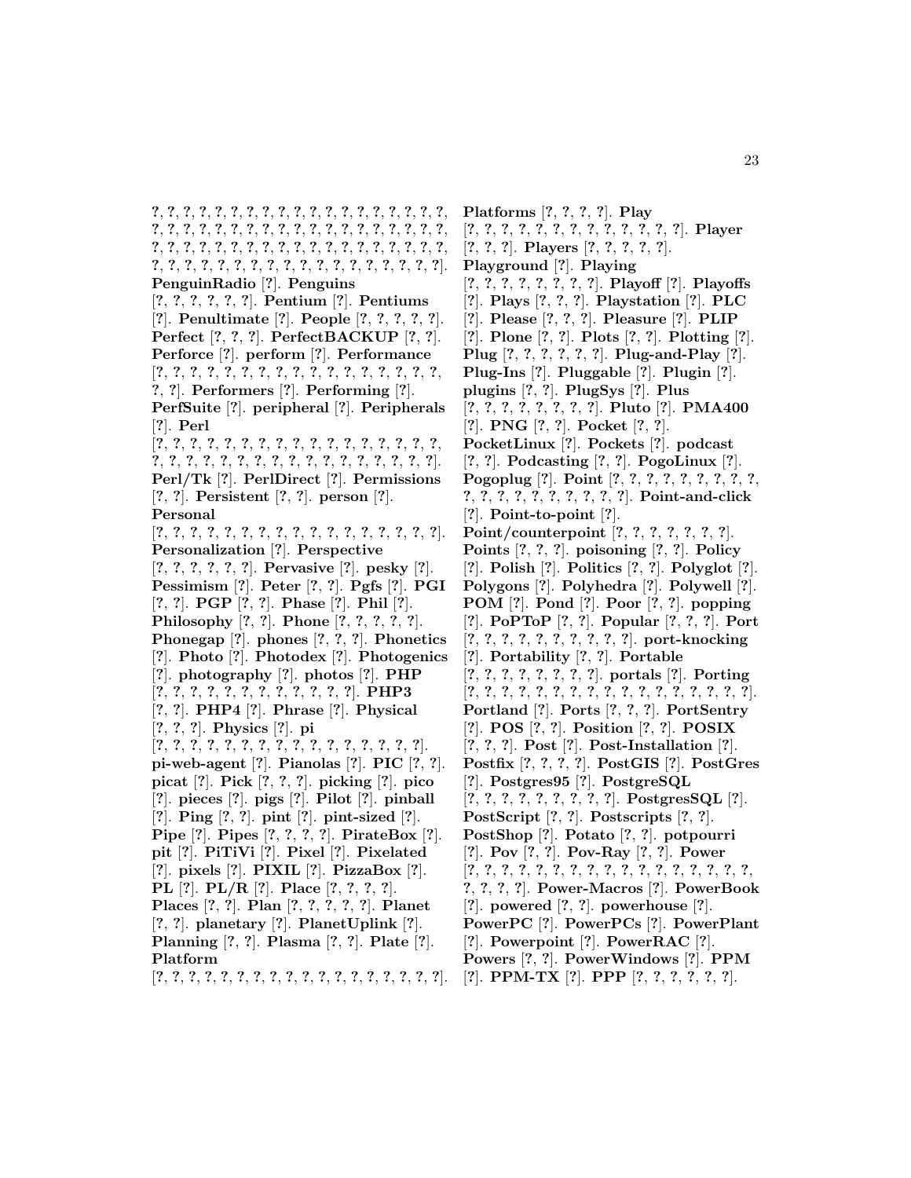?, ?, ?, ?, ?, ?, ?, ?, ?, ?, ?, ?, ?, ?, ?, ?, ?, ?, ?, ?, ?, ?, ?, ?, ?, ?, ?, ?, ?, ?, ?, ?, ?, ?, ?, ?, ?, ?, ?, ?, ?, ?, ?, ?, ?, ?, ?, ?, ?, ?, ?, ?, ?, ?, ?, ?, ?, ?, ?, ?, ?, ?, ?, ?, ?, ?, ?, ?, ?, ?, ?, ?, ?, ?, ?, ?, ?, ?, ?, ?, ?, ?, ?, ?]. **PenguinRadio** [?]. **Penguins** [?, ?, ?, ?, ?, ?]. **Pentium** [?]. **Pentiums** [?]. **Penultimate** [?]. **People** [?, ?, ?, ?, ?]. **Perfect** [?, ?, ?]. **PerfectBACKUP** [?, ?]. **Perforce** [?]. **perform** [?]. **Performance** [?, ?, ?, ?, ?, ?, ?, ?, ?, ?, ?, ?, ?, ?, ?, ?, ?, ?, ?, ?, ?]. **Performers** [?]. **Performing** [?]. **PerfSuite** [?]. **peripheral** [?]. **Peripherals** [?]. **Perl** [?, ?, ?, ?, ?, ?, ?, ?, ?, ?, ?, ?, ?, ?, ?, ?, ?, ?, ?, ?, ?, ?, ?, ?, ?, ?, ?, ?, ?, ?, ?, ?, ?, ?, ?, ?, ?, ?]. **Perl/Tk** [?]. **PerlDirect** [?]. **Permissions** [?, ?]. **Persistent** [?, ?]. **person** [?]. **Personal** [?, ?, ?, ?, ?, ?, ?, ?, ?, ?, ?, ?, ?, ?, ?, ?, ?, ?, ?]. **Personalization** [?]. **Perspective** [?, ?, ?, ?, ?, ?]. **Pervasive** [?]. **pesky** [?]. **Pessimism** [?]. **Peter** [?, ?]. **Pgfs** [?]. **PGI** [?, ?]. **PGP** [?, ?]. **Phase** [?]. **Phil** [?]. **Philosophy** [?, ?]. **Phone** [?, ?, ?, ?, ?]. **Phonegap** [?]. **phones** [?, ?, ?]. **Phonetics** [?]. **Photo** [?]. **Photodex** [?]. **Photogenics** [?]. **photography** [?]. **photos** [?]. **PHP** [?, ?, ?, ?, ?, ?, ?, ?, ?, ?, ?, ?, ?]. **PHP3** [?, ?]. **PHP4** [?]. **Phrase** [?]. **Physical** [?, ?, ?]. **Physics** [?]. **pi** [?, ?, ?, ?, ?, ?, ?, ?, ?, ?, ?, ?, ?, ?, ?, ?, ?]. **pi-web-agent** [?]. **Pianolas** [?]. **PIC** [?, ?]. **picat** [?]. **Pick** [?, ?, ?]. **picking** [?]. **pico** [?]. **pieces** [?]. **pigs** [?]. **Pilot** [?]. **pinball** [?]. **Ping** [?, ?]. **pint** [?]. **pint-sized** [?]. **Pipe** [?]. **Pipes** [?, ?, ?, ?]. **PirateBox** [?]. **pit** [?]. **PiTiVi** [?]. **Pixel** [?]. **Pixelated** [?]. **pixels** [?]. **PIXIL** [?]. **PizzaBox** [?]. **PL** [?]. **PL/R** [?]. **Place** [?, ?, ?, ?]. **Places** [?, ?]. **Plan** [?, ?, ?, ?, ?]. **Planet** [?, ?]. **planetary** [?]. **PlanetUplink** [?]. **Planning** [?, ?]. **Plasma** [?, ?]. **Plate** [?]. **Platform** [?, ?, ?, ?, ?, ?, ?, ?, ?, ?, ?, ?, ?, ?, ?, ?, ?, ?, ?, ?]. **Platforms** [?, ?, ?, ?]. **Play** [?, ?, ?, ?, ?, ?, ?, ?, ?, ?, ?, ?, ?, ?]. **Player** [?, ?, ?]. **Players** [?, ?, ?, ?, ?]. **Playground** [?]. **Playing** [?, ?, ?, ?, ?, ?, ?, ?]. **Playoff** [?]. **Playoffs** [?]. **Plays** [?, ?, ?]. **Playstation** [?]. **PLC** [?]. **Please** [?, ?, ?]. **Pleasure** [?]. **PLIP** [?]. **Plone** [?, ?]. **Plots** [?, ?]. **Plotting** [?]. **Plug** [?, ?, ?, ?, ?, ?]. **Plug-and-Play** [?]. **Plug-Ins** [?]. **Pluggable** [?]. **Plugin** [?]. **plugins** [?, ?]. **PlugSys** [?]. **Plus** [?, ?, ?, ?, ?, ?, ?, ?]. **Pluto** [?]. **PMA400** [?]. **PNG** [?, ?]. **Pocket** [?, ?]. **PocketLinux** [?]. **Pockets** [?]. **podcast** [?, ?]. **Podcasting** [?, ?]. **PogoLinux** [?]. **Pogoplug** [?]. **Point** [?, ?, ?, ?, ?, ?, ?, ?, ?, ?, ?, ?, ?, ?, ?, ?, ?, ?, ?]. **Point-and-click** [?]. **Point-to-point** [?]. **Point/counterpoint** [?, ?, ?, ?, ?, ?, ?]. **Points** [?, ?, ?]. **poisoning** [?, ?]. **Policy** [?]. **Polish** [?]. **Politics** [?, ?]. **Polyglot** [?]. **Polygons** [?]. **Polyhedra** [?]. **Polywell** [?]. **POM** [?]. **Pond** [?]. **Poor** [?, ?]. **popping** [?]. **PoPToP** [?, ?]. **Popular** [?, ?, ?]. **Port** [?, ?, ?, ?, ?, ?, ?, ?, ?, ?, ?]. **port-knocking** [?]. **Portability** [?, ?]. **Portable** [?, ?, ?, ?, ?, ?, ?, ?]. **portals** [?]. **Porting** [?, ?, ?, ?, ?, ?, ?, ?, ?, ?, ?, ?, ?, ?, ?, ?, ?, ?]. **Portland** [?]. **Ports** [?, ?, ?]. **PortSentry** [?]. **POS** [?, ?]. **Position** [?, ?]. **POSIX** [?, ?, ?]. **Post** [?]. **Post-Installation** [?]. **Postfix** [?, ?, ?, ?]. **PostGIS** [?]. **PostGres** [?]. **Postgres95** [?]. **PostgreSQL** [?, ?, ?, ?, ?, ?, ?, ?, ?]. **PostgresSQL** [?]. **PostScript** [?, ?]. **Postscripts** [?, ?]. **PostShop** [?]. **Potato** [?, ?]. **potpourri** [?]. **Pov** [?, ?]. **Pov-Ray** [?, ?]. **Power** [?, ?, ?, ?, ?, ?, ?, ?, ?, ?, ?, ?, ?, ?, ?, ?, ?, ?, ?, ?, ?, ?]. **Power-Macros** [?]. **PowerBook** [?]. **powered** [?, ?]. **powerhouse** [?]. **PowerPC** [?]. **PowerPCs** [?]. **PowerPlant** [?]. **Powerpoint** [?]. **PowerRAC** [?]. **Powers** [?, ?]. **PowerWindows** [?]. **PPM** [?]. **PPM-TX** [?]. **PPP** [?, ?, ?, ?, ?, ?].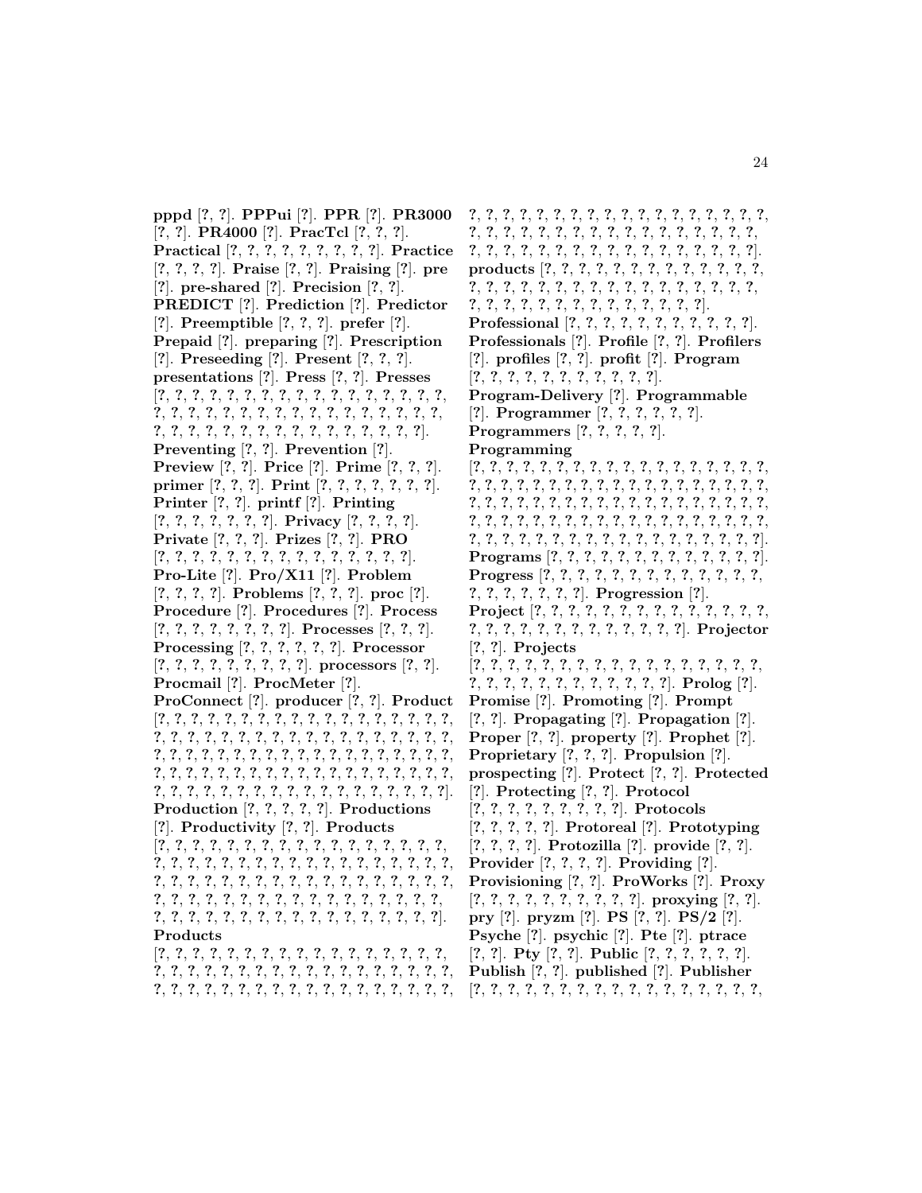**pppd** [?, ?]. **PPPui** [?]. **PPR** [?]. **PR3000** [?, ?]. **PR4000** [?]. **PracTcl** [?, ?, ?]. **Practical** [?, ?, ?, ?, ?, ?, ?, ?, ?]. **Practice** [?, ?, ?, ?]. **Praise** [?, ?]. **Praising** [?]. **pre** [?]. **pre-shared** [?]. **Precision** [?, ?]. **PREDICT** [?]. **Prediction** [?]. **Predictor** [?]. **Preemptible** [?, ?, ?]. **prefer** [?]. **Prepaid** [?]. **preparing** [?]. **Prescription** [?]. **Preseeding** [?]. **Present** [?, ?, ?]. **presentations** [?]. **Press** [?, ?]. **Presses** [?, ?, ?, ?, ?, ?, ?, ?, ?, ?, ?, ?, ?, ?, ?, ?, ?, ?, ?, ?, ?, ?, ?, ?, ?, ?, ?, ?, ?, ?, ?, ?, ?, ?, ?, ?, ?, ?, ?, ?, ?, ?, ?, ?, ?, ?, ?, ?, ?, ?, ?, ?, ?, ?, ?, ?]. **Preventing** [?, ?]. **Prevention** [?]. **Preview** [?, ?]. **Price** [?]. **Prime** [?, ?, ?]. **primer** [?, ?, ?]. **Print** [?, ?, ?, ?, ?, ?, ?]. **Printer** [?, ?]. **printf** [?]. **Printing** [?, ?, ?, ?, ?, ?, ?]. **Privacy** [?, ?, ?, ?]. **Private** [?, ?, ?]. **Prizes** [?, ?]. **PRO** [?, ?, ?, ?, ?, ?, ?, ?, ?, ?, ?, ?, ?, ?, ?, ?]. **Pro-Lite** [?]. **Pro/X11** [?]. **Problem** [?, ?, ?, ?]. **Problems** [?, ?, ?]. **proc** [?]. **Procedure** [?]. **Procedures** [?]. **Process** [?, ?, ?, ?, ?, ?, ?, ?]. **Processes** [?, ?, ?]. **Processing** [?, ?, ?, ?, ?, ?]. **Processor** [?, ?, ?, ?, ?, ?, ?, ?, ?]. **processors** [?, ?]. **Procmail** [?]. **ProcMeter** [?]. **ProConnect** [?]. **producer** [?, ?]. **Product** [?, ?, ?, ?, ?, ?, ?, ?, ?, ?, ?, ?, ?, ?, ?, ?, ?, ?, ?, ?, ?, ?, ?, ?, ?, ?, ?, ?, ?, ?, ?, ?, ?, ?, ?, ?, ?, ?, ?, ?, ?, ?, ?, ?, ?, ?, ?, ?, ?, ?, ?, ?, ?, ?, ?, ?, ?, ?, ?, ?, ?, ?, ?, ?, ?, ?, ?, ?, ?, ?, ?, ?, ?, ?, ?, ?, ?, ?, ?, ?, ?, ?, ?, ?, ?, ?, ?, ?, ?, ?, ?, ?, ?, ?, ?, ?, ?, ?, ?, ?, ?, ?, ?, ?, ?]. **Production** [?, ?, ?, ?, ?]. **Productions** [?]. **Productivity** [?, ?]. **Products** [?, ?, ?, ?, ?, ?, ?, ?, ?, ?, ?, ?, ?, ?, ?, ?, ?, ?, ?, ?, ?, ?, ?, ?, ?, ?, ?, ?, ?, ?, ?, ?, ?, ?, ?, ?, ?, ?, ?, ?, ?, ?, ?, ?, ?, ?, ?, ?, ?, ?, ?, ?, ?, ?, ?, ?, ?, ?, ?, ?, ?, ?, ?, ?, ?, ?, ?, ?, ?, ?, ?, ?, ?, ?, ?, ?, ?, ?, ?, ?, ?, ?, ?, ?, ?, ?, ?, ?, ?, ?, ?, ?, ?, ?, ?, ?, ?, ?, ?, ?, ?, ?, ?]. **Products** [?, ?, ?, ?, ?, ?, ?, ?, ?, ?, ?, ?, ?, ?, ?, ?, ?, ?, ?, ?, ?, ?, ?, ?, ?, ?, ?, ?, ?, ?, ?, ?, ?, ?, ?, ?, ?, ?, ?, ?, ?, ?, ?, ?, ?, ?, ?, ?, ?, ?, ?, ?, ?, ?, ?, ?, ?, ?, ?, ?, ?, ?, ?, ?, ?, ?, ?, ?, ?, ?, ?, ?, ?, ?, ?, ?, ?, ?, ?, ?, ?, ?, ?, ?, ?, ?, ?, ?, ?, ?, ?, ?, ?, ?, ?, ?, ?, ?, ?, ?, ?, ?, ?, ?, ?, ?, ?, ?, ?, ?, ?, ?, ?, ?]. **products** [?, ?, ?, ?, ?, ?, ?, ?, ?, ?, ?, ?, ?, ?, ?, ?, ?, ?, ?, ?, ?, ?, ?, ?, ?, ?, ?, ?, ?, ?, ?, ?, ?, ?, ?, ?, ?, ?, ?, ?, ?, ?, ?, ?, ?, ?, ?, ?, ?, ?, ?]. **Professional** [?, ?, ?, ?, ?, ?, ?, ?, ?, ?, ?, ?]. **Professionals** [?]. **Profile** [?, ?]. **Profilers** [?]. **profiles** [?, ?]. **profit** [?]. **Program** [?, ?, ?, ?, ?, ?, ?, ?, ?, ?, ?, ?]. **Program-Delivery** [?]. **Programmable** [?]. **Programmer** [?, ?, ?, ?, ?, ?]. **Programmers** [?, ?, ?, ?, ?]. **Programming** [?, ?, ?, ?, ?, ?, ?, ?, ?, ?, ?, ?, ?, ?, ?, ?, ?, ?, ?, ?, ?, ?, ?, ?, ?, ?, ?, ?, ?, ?, ?, ?, ?, ?, ?, ?, ?, ?, ?, ?, ?, ?, ?, ?, ?, ?, ?, ?, ?, ?, ?, ?, ?, ?, ?, ?, ?, ?, ?, ?, ?, ?, ?, ?, ?, ?, ?, ?, ?, ?, ?, ?, ?, ?, ?, ?, ?, ?, ?, ?, ?, ?, ?, ?, ?, ?, ?, ?, ?, ?, ?, ?, ?, ?, ?, ?, ?, ?, ?, ?, ?, ?, ?, ?, ?]. **Programs** [?, ?, ?, ?, ?, ?, ?, ?, ?, ?, ?, ?, ?, ?, ?]. **Progress** [?, ?, ?, ?, ?, ?, ?, ?, ?, ?, ?, ?, ?, ?, ?, ?, ?, ?, ?, ?, ?]. **Progression** [?]. **Project** [?, ?, ?, ?, ?, ?, ?, ?, ?, ?, ?, ?, ?, ?, ?, ?, ?, ?, ?, ?, ?, ?, ?, ?, ?, ?, ?, ?, ?]. **Projector** [?, ?]. **Projects** [?, ?, ?, ?, ?, ?, ?, ?, ?, ?, ?, ?, ?, ?, ?, ?, ?, ?, ?, ?, ?, ?, ?, ?, ?, ?, ?, ?, ?, ?, ?]. **Prolog** [?]. **Promise** [?]. **Promoting** [?]. **Prompt** [?, ?]. **Propagating** [?]. **Propagation** [?]. **Proper** [?, ?]. **property** [?]. **Prophet** [?]. **Proprietary** [?, ?, ?]. **Propulsion** [?]. **prospecting** [?]. **Protect** [?, ?]. **Protected** [?]. **Protecting** [?, ?]. **Protocol** [?, ?, ?, ?, ?, ?, ?, ?, ?, ?]. **Protocols** [?, ?, ?, ?, ?]. **Protoreal** [?]. **Prototyping** [?, ?, ?, ?]. **Protozilla** [?]. **provide** [?, ?]. **Provider** [?, ?, ?, ?]. **Providing** [?]. **Provisioning** [?, ?]. **ProWorks** [?]. **Proxy** [?, ?, ?, ?, ?, ?, ?, ?, ?, ?]. **proxying** [?, ?]. **pry** [?]. **pryzm** [?]. **PS** [?, ?]. **PS/2** [?]. **Psyche** [?]. **psychic** [?]. **Pte** [?]. **ptrace** [?, ?]. **Pty** [?, ?]. **Public** [?, ?, ?, ?, ?, ?]. **Publish** [?, ?]. **published** [?]. **Publisher** [?, ?, ?, ?, ?, ?, ?, ?, ?, ?, ?, ?, ?, ?, ?, ?, ?, ?,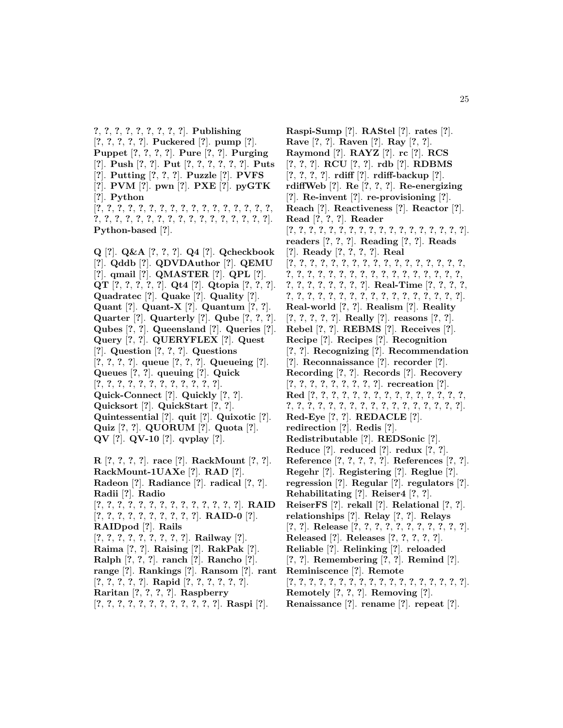?, ?, ?, ?, ?, ?, ?, ?, ?, ?]. **Publishing** [?, ?, ?, ?, ?]. **Puckered** [?]. **pump** [?]. **Puppet** [?, ?, ?, ?]. **Pure** [?, ?]. **Purging** [?]. **Push** [?, ?]. **Put** [?, ?, ?, ?, ?, ?]. **Puts** [?]. **Putting** [?, ?, ?]. **Puzzle** [?]. **PVFS** [?]. **PVM** [?]. **pwn** [?]. **PXE** [?]. **pyGTK** [?]. **Python** [?, ?, ?, ?, ?, ?, ?, ?, ?, ?, ?, ?, ?, ?, ?, ?, ?, ?, ?, ?, ?, ?, ?, ?, ?, ?, ?, ?, ?, ?, ?, ?, ?, ?, ?, ?, ?, ?]. **Python-based** [?].

**Q** [?]. **Q&A** [?, ?, ?]. **Q4** [?]. **Qcheckbook** [?]. **Qddb** [?]. **QDVDAuthor** [?]. **QEMU** [?]. **qmail** [?]. **QMASTER** [?]. **QPL** [?]. **QT** [?, ?, ?, ?, ?]. **Qt4** [?]. **Qtopia** [?, ?, ?]. **Quadratec** [?]. **Quake** [?]. **Quality** [?]. **Quant** [?]. **Quant-X** [?]. **Quantum** [?, ?]. **Quarter** [?]. **Quarterly** [?]. **Qube** [?, ?, ?]. **Qubes** [?, ?]. **Queensland** [?]. **Queries** [?]. **Query** [?, ?]. **QUERYFLEX** [?]. **Quest** [?]. **Question** [?, ?, ?]. **Questions** [?, ?, ?, ?]. **queue** [?, ?, ?]. **Queueing** [?]. **Queues** [?, ?]. **queuing** [?]. **Quick** [?, ?, ?, ?, ?, ?, ?, ?, ?, ?, ?, ?]. **Quick-Connect** [?]. **Quickly** [?, ?]. **Quicksort** [?]. **QuickStart** [?, ?]. **Quintessential** [?]. **quit** [?]. **Quixotic** [?]. **Quiz** [?, ?]. **QUORUM** [?]. **Quota** [?]. **QV** [?]. **QV-10** [?]. **qvplay** [?].

**R** [?, ?, ?, ?]. **race** [?]. **RackMount** [?, ?]. **RackMount-1UAXe** [?]. **RAD** [?]. **Radeon** [?]. **Radiance** [?]. **radical** [?, ?]. **Radii** [?]. **Radio** [?, ?, ?, ?, ?, ?, ?, ?, ?, ?, ?, ?, ?, ?, ?]. **RAID** [?, ?, ?, ?, ?, ?, ?, ?, ?, ?, ?]. **RAID-0** [?]. **RAIDpod** [?]. **Rails** [?, ?, ?, ?, ?, ?, ?, ?, ?, ?]. **Railway** [?]. **Raima** [?, ?]. **Raising** [?]. **RakPak** [?]. **Ralph** [?, ?, ?]. **ranch** [?]. **Rancho** [?]. **range** [?]. **Rankings** [?]. **Ransom** [?]. **rant** [?, ?, ?, ?, ?]. **Rapid** [?, ?, ?, ?, ?, ?]. **Raritan** [?, ?, ?, ?]. **Raspberry** [?, ?, ?, ?, ?, ?, ?, ?, ?, ?, ?, ?, ?]. **Raspi** [?]. **Raspi-Sump** [?]. **RAStel** [?]. **rates** [?]. **Rave** [?, ?]. **Raven** [?]. **Ray** [?, ?]. **Raymond** [?]. **RAYZ** [?]. **rc** [?]. **RCS** [?, ?, ?]. **RCU** [?, ?]. **rdb** [?]. **RDBMS** [?, ?, ?, ?]. **rdiff** [?]. **rdiff-backup** [?]. **rdiffWeb** [?]. **Re** [?, ?, ?]. **Re-energizing** [?]. **Re-invent** [?]. **re-provisioning** [?]. **Reach** [?]. **Reactiveness** [?]. **Reactor** [?]. **Read** [?, ?, ?]. **Reader** [?, ?, ?, ?, ?, ?, ?, ?, ?, ?, ?, ?, ?, ?, ?, ?, ?, ?, ?]. **readers** [?, ?, ?]. **Reading** [?, ?]. **Reads** [?]. **Ready** [?, ?, ?, ?]. **Real** [?, ?, ?, ?, ?, ?, ?, ?, ?, ?, ?, ?, ?, ?, ?, ?, ?, ?, ?, ?, ?, ?, ?, ?, ?, ?, ?, ?, ?, ?, ?, ?, ?, ?, ?, ?, ?, ?, ?, ?, ?, ?, ?, ?, ?, ?]. **Real-Time** [?, ?, ?, ?, ?, ?, ?, ?, ?, ?, ?, ?, ?, ?, ?, ?, ?, ?, ?, ?, ?, ?]. **Real-world** [?, ?]. **Realism** [?]. **Reality** [?, ?, ?, ?, ?]. **Really** [?]. **reasons** [?, ?]. **Rebel** [?, ?]. **REBMS** [?]. **Receives** [?]. **Recipe** [?]. **Recipes** [?]. **Recognition** [?, ?]. **Recognizing** [?]. **Recommendation** [?]. **Reconnaissance** [?]. **recorder** [?]. **Recording** [?, ?]. **Records** [?]. **Recovery** [?, ?, ?, ?, ?, ?, ?, ?, ?]. **recreation** [?]. **Red** [?, ?, ?, ?, ?, ?, ?, ?, ?, ?, ?, ?, ?, ?, ?, ?, ?, ?, ?, ?, ?, ?, ?, ?, ?, ?, ?, ?, ?, ?, ?, ?, ?, ?, ?, ?]. **Red-Eye** [?, ?]. **REDACLE** [?]. **redirection** [?]. **Redis** [?]. **Redistributable** [?]. **REDSonic** [?]. **Reduce** [?]. **reduced** [?]. **redux** [?, ?]. **Reference** [?, ?, ?, ?, ?]. **References** [?, ?]. **Regehr** [?]. **Registering** [?]. **Reglue** [?]. **regression** [?]. **Regular** [?]. **regulators** [?]. **Rehabilitating** [?]. **Reiser4** [?, ?]. **ReiserFS** [?]. **rekall** [?]. **Relational** [?, ?]. **relationships** [?]. **Relay** [?, ?]. **Relays** [?, ?]. **Release** [?, ?, ?, ?, ?, ?, ?, ?, ?, ?, ?, ?]. **Released** [?]. **Releases** [?, ?, ?, ?, ?]. **Reliable** [?]. **Relinking** [?]. **reloaded** [?, ?]. **Remembering** [?, ?]. **Remind** [?]. **Reminiscence** [?]. **Remote** [?, ?, ?, ?, ?, ?, ?, ?, ?, ?, ?, ?, ?, ?, ?, ?, ?, ?, ?, ?]. **Remotely** [?, ?, ?]. **Removing** [?]. **Renaissance** [?]. **rename** [?]. **repeat** [?].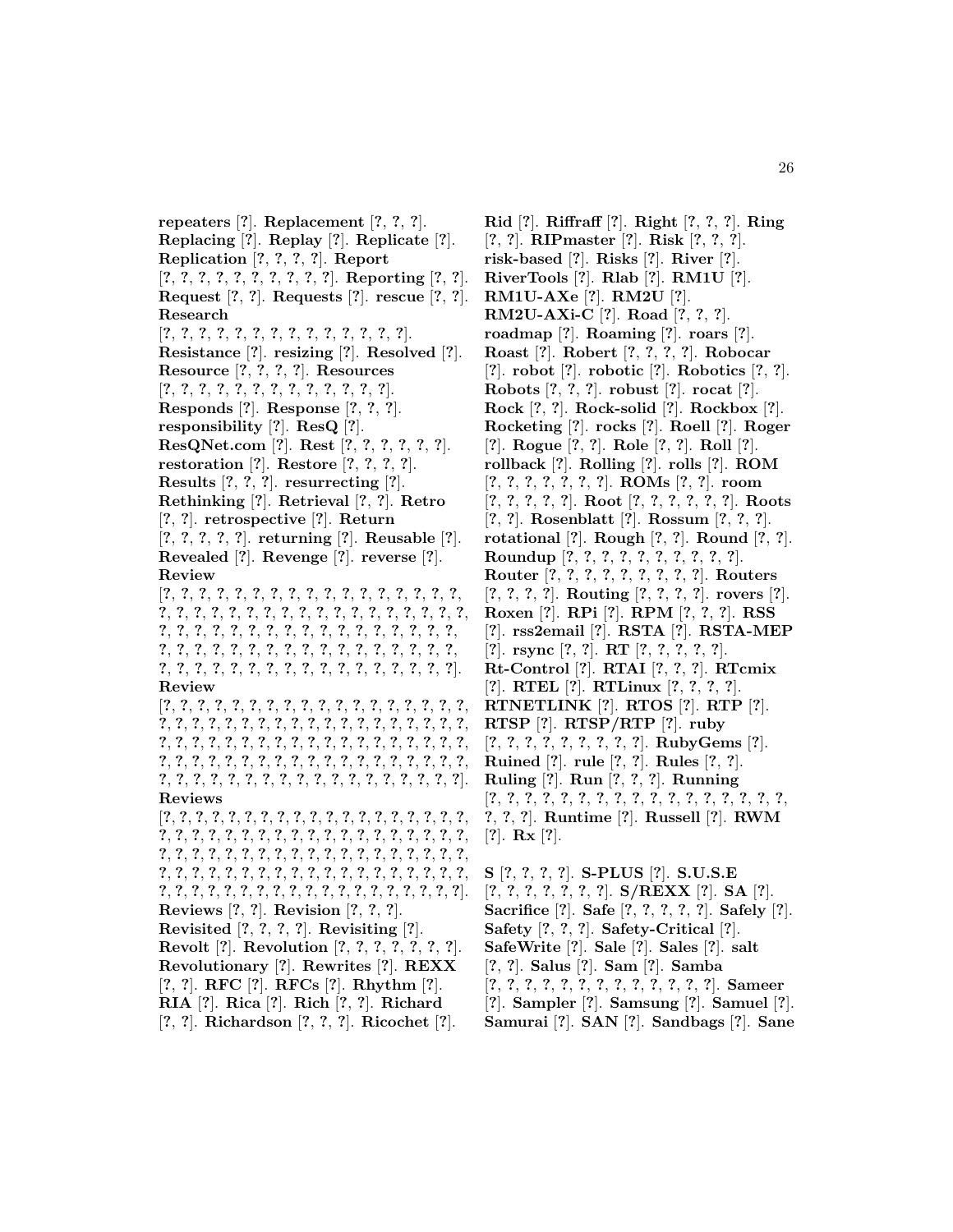**repeaters** [?]. **Replacement** [?, ?, ?]. **Replacing** [?]. **Replay** [?]. **Replicate** [?]. **Replication** [?, ?, ?, ?]. **Report** [?, ?, ?, ?, ?, ?, ?, ?, ?, ?, ?]. **Reporting** [?, ?]. **Request** [?, ?]. **Requests** [?]. **rescue** [?, ?]. **Research** [?, ?, ?, ?, ?, ?, ?, ?, ?, ?, ?, ?, ?, ?, ?]. **Resistance** [?]. **resizing** [?]. **Resolved** [?]. **Resource** [?, ?, ?, ?]. **Resources** [?, ?, ?, ?, ?, ?, ?, ?, ?, ?, ?, ?, ?, ?]. **Responds** [?]. **Response** [?, ?, ?]. **responsibility** [?]. **ResQ** [?]. **ResQNet.com** [?]. **Rest** [?, ?, ?, ?, ?, ?]. **restoration** [?]. **Restore** [?, ?, ?, ?]. **Results** [?, ?, ?]. **resurrecting** [?]. **Rethinking** [?]. **Retrieval** [?, ?]. **Retro** [?, ?]. **retrospective** [?]. **Return** [?, ?, ?, ?, ?]. **returning** [?]. **Reusable** [?]. **Revealed** [?]. **Revenge** [?]. **reverse** [?]. **Review** [?, ?, ?, ?, ?, ?, ?, ?, ?, ?, ?, ?, ?, ?, ?, ?, ?, ?, ?, ?, ?, ?, ?, ?, ?, ?, ?, ?, ?, ?, ?, ?, ?, ?, ?, ?, ?, ?, ?, ?, ?, ?, ?, ?, ?, ?, ?, ?, ?, ?, ?, ?, ?, ?, ?, ?, ?, ?, ?, ?, ?, ?, ?, ?, ?, ?, ?, ?, ?, ?, ?, ?, ?, ?, ?, ?, ?, ?, ?, ?, ?, ?, ?, ?, ?, ?, ?, ?, ?, ?, ?, ?, ?]. **Review** [?, ?, ?, ?, ?, ?, ?, ?, ?, ?, ?, ?, ?, ?, ?, ?, ?, ?, ?, ?, ?, ?, ?, ?, ?, ?, ?, ?, ?, ?, ?, ?, ?, ?, ?, ?, ?, ?, ?, ?, ?, ?, ?, ?, ?, ?, ?, ?, ?, ?, ?, ?, ?, ?, ?, ?, ?, ?, ?, ?, ?, ?, ?, ?, ?, ?, ?, ?, ?, ?, ?, ?, ?, ?, ?, ?, ?, ?, ?, ?, ?, ?, ?, ?, ?, ?, ?, ?, ?, ?, ?, ?, ?, ?, ?, ?, ?, ?, ?, ?]. **Reviews** [?, ?, ?, ?, ?, ?, ?, ?, ?, ?, ?, ?, ?, ?, ?, ?, ?, ?, ?, ?, ?, ?, ?, ?, ?, ?, ?, ?, ?, ?, ?, ?, ?, ?, ?, ?, ?, ?, ?, ?, ?, ?, ?, ?, ?, ?, ?, ?, ?, ?, ?, ?, ?, ?, ?, ?, ?, ?, ?, ?, ?, ?, ?, ?, ?, ?, ?, ?, ?, ?, ?, ?, ?, ?, ?, ?, ?, ?, ?, ?, ?, ?, ?, ?, ?, ?, ?, ?, ?, ?, ?, ?, ?, ?, ?, ?, ?, ?, ?, ?]. **Reviews** [?, ?]. **Revision** [?, ?, ?]. **Revisited** [?, ?, ?, ?]. **Revisiting** [?]. **Revolt** [?]. **Revolution** [?, ?, ?, ?, ?, ?, ?]. **Revolutionary** [?]. **Rewrites** [?]. **REXX** [?, ?]. **RFC** [?]. **RFCs** [?]. **Rhythm** [?]. **RIA** [?]. **Rica** [?]. **Rich** [?, ?]. **Richard** [?, ?]. **Richardson** [?, ?, ?]. **Ricochet** [?].

**Rid** [?]. **Riffraff** [?]. **Right** [?, ?, ?]. **Ring** [?, ?]. **RIPmaster** [?]. **Risk** [?, ?, ?]. **risk-based** [?]. **Risks** [?]. **River** [?]. **RiverTools** [?]. **Rlab** [?]. **RM1U** [?]. **RM1U-AXe** [?]. **RM2U** [?]. **RM2U-AXi-C** [?]. **Road** [?, ?, ?]. **roadmap** [?]. **Roaming** [?]. **roars** [?]. **Roast** [?]. **Robert** [?, ?, ?, ?]. **Robocar** [?]. **robot** [?]. **robotic** [?]. **Robotics** [?, ?]. **Robots** [?, ?, ?]. **robust** [?]. **rocat** [?]. **Rock** [?, ?]. **Rock-solid** [?]. **Rockbox** [?]. **Rocketing** [?]. **rocks** [?]. **Roell** [?]. **Roger** [?]. **Rogue** [?, ?]. **Role** [?, ?]. **Roll** [?]. **rollback** [?]. **Rolling** [?]. **rolls** [?]. **ROM** [?, ?, ?, ?, ?, ?, ?]. **ROMs** [?, ?]. **room** [?, ?, ?, ?, ?]. **Root** [?, ?, ?, ?, ?, ?]. **Roots** [?, ?]. **Rosenblatt** [?]. **Rossum** [?, ?, ?]. **rotational** [?]. **Rough** [?, ?]. **Round** [?, ?]. **Roundup** [?, ?, ?, ?, ?, ?, ?, ?, ?, ?]. **Router** [?, ?, ?, ?, ?, ?, ?, ?, ?]. **Routers** [?, ?, ?, ?]. **Routing** [?, ?, ?, ?]. **rovers** [?]. **Roxen** [?]. **RPi** [?]. **RPM** [?, ?, ?]. **RSS** [?]. **rss2email** [?]. **RSTA** [?]. **RSTA-MEP** [?]. **rsync** [?, ?]. **RT** [?, ?, ?, ?, ?]. **Rt-Control** [?]. **RTAI** [?, ?, ?]. **RTcmix** [?]. **RTEL** [?]. **RTLinux** [?, ?, ?, ?]. **RTNETLINK** [?]. **RTOS** [?]. **RTP** [?]. **RTSP** [?]. **RTSP/RTP** [?]. **ruby** [?, ?, ?, ?, ?, ?, ?, ?, ?]. **RubyGems** [?]. **Ruined** [?]. **rule** [?, ?]. **Rules** [?, ?]. **Ruling** [?]. **Run** [?, ?, ?]. **Running** [?, ?, ?, ?, ?, ?, ?, ?, ?, ?, ?, ?, ?, ?, ?, ?, ?, ?, ?, ?, ?]. **Runtime** [?]. **Russell** [?]. **RWM** [?]. **Rx** [?].

**S** [?, ?, ?, ?]. **S-PLUS** [?]. **S.U.S.E** [?, ?, ?, ?, ?, ?, ?]. **S/REXX** [?]. **SA** [?]. **Sacrifice** [?]. **Safe** [?, ?, ?, ?, ?]. **Safely** [?]. **Safety** [?, ?, ?]. **Safety-Critical** [?]. **SafeWrite** [?]. **Sale** [?]. **Sales** [?]. **salt** [?, ?]. **Salus** [?]. **Sam** [?]. **Samba** [?, ?, ?, ?, ?, ?, ?, ?, ?, ?, ?, ?, ?]. **Sameer** [?]. **Sampler** [?]. **Samsung** [?]. **Samuel** [?]. **Samurai** [?]. **SAN** [?]. **Sandbags** [?]. **Sane**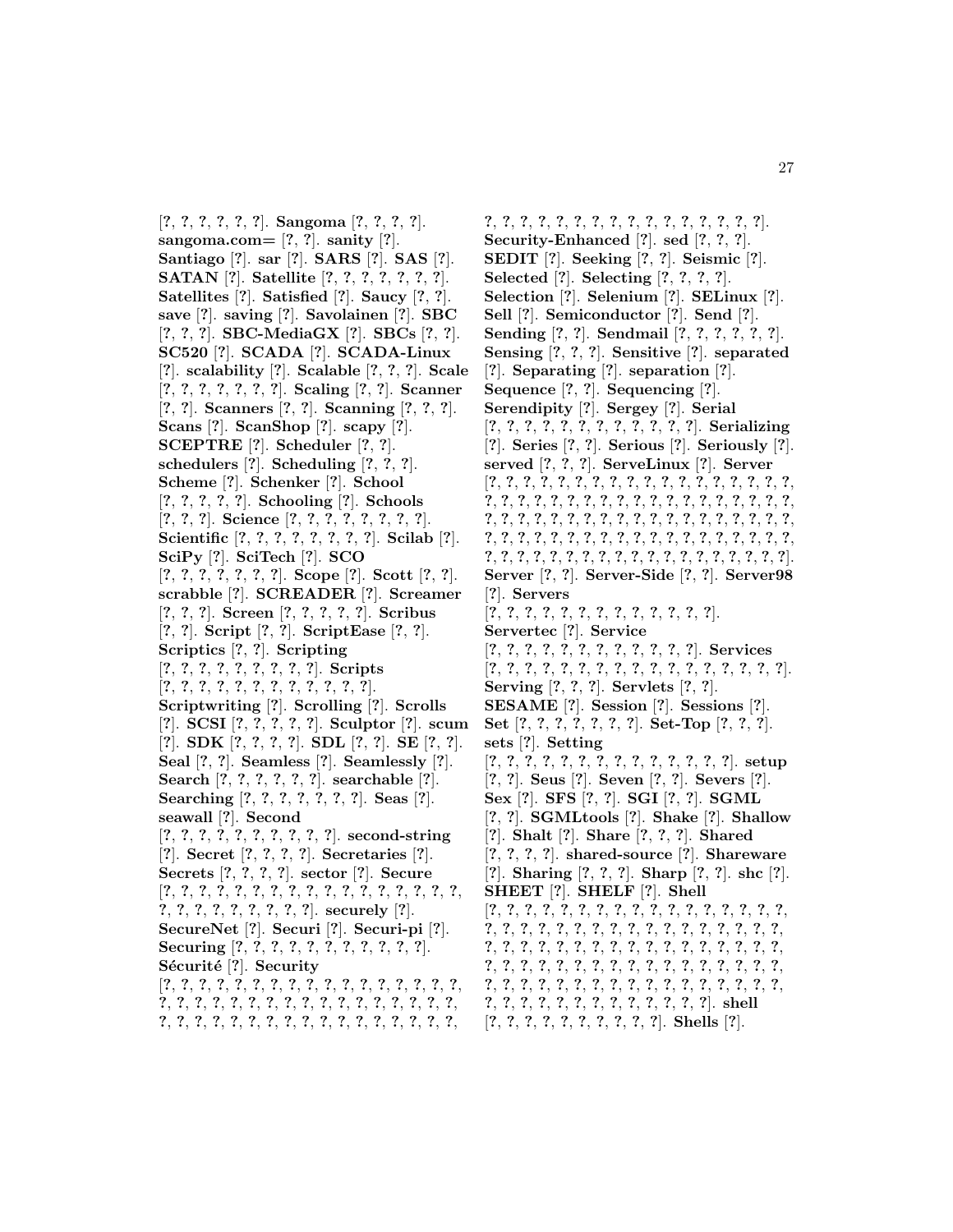[?, ?, ?, ?, ?, ?]. **Sangoma** [?, ?, ?, ?]. **sangoma.com=** [?, ?]. **sanity** [?]. **Santiago** [?]. **sar** [?]. **SARS** [?]. **SAS** [?]. **SATAN** [?]. **Satellite** [?, ?, ?, ?, ?, ?, ?]. **Satellites** [?]. **Satisfied** [?]. **Saucy** [?, ?]. **save** [?]. **saving** [?]. **Savolainen** [?]. **SBC** [?, ?, ?]. **SBC-MediaGX** [?]. **SBCs** [?, ?]. **SC520** [?]. **SCADA** [?]. **SCADA-Linux** [?]. **scalability** [?]. **Scalable** [?, ?, ?]. **Scale** [?, ?, ?, ?, ?, ?, ?]. **Scaling** [?, ?]. **Scanner** [?, ?]. **Scanners** [?, ?]. **Scanning** [?, ?, ?]. **Scans** [?]. **ScanShop** [?]. **scapy** [?]. **SCEPTRE** [?]. **Scheduler** [?, ?]. **schedulers** [?]. **Scheduling** [?, ?, ?]. **Scheme** [?]. **Schenker** [?]. **School** [?, ?, ?, ?, ?]. **Schooling** [?]. **Schools** [?, ?, ?]. **Science** [?, ?, ?, ?, ?, ?, ?, ?]. **Scientific** [?, ?, ?, ?, ?, ?, ?, ?]. **Scilab** [?]. **SciPy** [?]. **SciTech** [?]. **SCO** [?, ?, ?, ?, ?, ?, ?]. **Scope** [?]. **Scott** [?, ?]. **scrabble** [?]. **SCREADER** [?]. **Screamer** [?, ?, ?]. **Screen** [?, ?, ?, ?, ?]. **Scribus** [?, ?]. **Script** [?, ?]. **ScriptEase** [?, ?]. **Scriptics** [?, ?]. **Scripting** [?, ?, ?, ?, ?, ?, ?, ?, ?, ?]. **Scripts** [?, ?, ?, ?, ?, ?, ?, ?, ?, ?, ?, ?]. **Scriptwriting** [?]. **Scrolling** [?]. **Scrolls** [?]. **SCSI** [?, ?, ?, ?, ?]. **Sculptor** [?]. **scum** [?]. **SDK** [?, ?, ?, ?]. **SDL** [?, ?]. **SE** [?, ?]. **Seal** [?, ?]. **Seamless** [?]. **Seamlessly** [?]. **Search** [?, ?, ?, ?, ?, ?]. **searchable** [?]. **Searching** [?, ?, ?, ?, ?, ?, ?]. **Seas** [?]. **seawall** [?]. **Second** [?, ?, ?, ?, ?, ?, ?, ?, ?, ?]. **second-string** [?]. **Secret** [?, ?, ?, ?]. **Secretaries** [?]. **Secrets** [?, ?, ?, ?]. **sector** [?]. **Secure** [?, ?, ?, ?, ?, ?, ?, ?, ?, ?, ?, ?, ?, ?, ?, ?, ?, ?, ?, ?, ?, ?, ?, ?, ?, ?, ?, ?]. **securely** [?]. **SecureNet** [?]. **Securi** [?]. **Securi-pi** [?]. **Securing** [?, ?, ?, ?, ?, ?, ?, ?, ?, ?, ?]. **Sécurité** [?]. **Security** [?, ?, ?, ?, ?, ?, ?, ?, ?, ?, ?, ?, ?, ?, ?, ?, ?, ?, ?, ?, ?, ?, ?, ?, ?, ?, ?, ?, ?, ?, ?, ?, ?, ?, ?, ?, ?, ?, ?, ?, ?, ?, ?, ?, ?, ?, ?, ?, ?, ?, ?, ?, ?, ?, ?, ?, ?, ?, ?, ?, ?, ?, ?, ?, ?, ?, ?, ?, ?, ?, ?, ?, ?]. **Security-Enhanced** [?]. **sed** [?, ?, ?]. **SEDIT** [?]. **Seeking** [?, ?]. **Seismic** [?]. **Selected** [?]. **Selecting** [?, ?, ?, ?]. **Selection** [?]. **Selenium** [?]. **SELinux** [?]. **Sell** [?]. **Semiconductor** [?]. **Send** [?]. **Sending** [?, ?]. **Sendmail** [?, ?, ?, ?, ?, ?]. **Sensing** [?, ?, ?]. **Sensitive** [?]. **separated** [?]. **Separating** [?]. **separation** [?]. **Sequence** [?, ?]. **Sequencing** [?]. **Serendipity** [?]. **Sergey** [?]. **Serial** [?, ?, ?, ?, ?, ?, ?, ?, ?, ?, ?, ?, ?]. **Serializing** [?]. **Series** [?, ?]. **Serious** [?]. **Seriously** [?]. **served** [?, ?, ?]. **ServeLinux** [?]. **Server** [?, ?, ?, ?, ?, ?, ?, ?, ?, ?, ?, ?, ?, ?, ?, ?, ?, ?, ?, ?, ?, ?, ?, ?, ?, ?, ?, ?, ?, ?, ?, ?, ?, ?, ?, ?, ?, ?, ?, ?, ?, ?, ?, ?, ?, ?, ?, ?, ?, ?, ?, ?, ?, ?, ?, ?, ?, ?, ?, ?, ?, ?, ?, ?, ?, ?, ?, ?, ?, ?, ?, ?, ?, ?, ?, ?, ?, ?, ?, ?, ?, ?, ?, ?, ?, ?, ?, ?, ?, ?, ?, ?, ?, ?, ?, ?, ?, ?, ?, ?]. **Server** [?, ?]. **Server-Side** [?, ?]. **Server98** [?]. **Servers** [?, ?, ?, ?, ?, ?, ?, ?, ?, ?, ?, ?, ?, ?]. **Servertec** [?]. **Service** [?, ?, ?, ?, ?, ?, ?, ?, ?, ?, ?]. **Services** [?, ?, ?, ?, ?, ?, ?, ?, ?, ?, ?, ?, ?, ?, ?, ?, ?, ?, ?]. **Serving** [?, ?, ?]. **Servlets** [?, ?]. **SESAME** [?]. **Session** [?]. **Sessions** [?]. **Set** [?, ?, ?, ?, ?, ?, ?]. **Set-Top** [?, ?, ?]. **sets** [?]. **Setting** [?, ?, ?, ?, ?, ?, ?, ?, ?, ?, ?, ?, ?, ?, ?]. **setup** [?, ?]. **Seus** [?]. **Seven** [?, ?]. **Severs** [?]. **Sex** [?]. **SFS** [?, ?]. **SGI** [?, ?]. **SGML** [?, ?]. **SGMLtools** [?]. **Shake** [?]. **Shallow** [?]. **Shalt** [?]. **Share** [?, ?, ?]. **Shared** [?, ?, ?, ?]. **shared-source** [?]. **Shareware** [?]. **Sharing** [?, ?, ?]. **Sharp** [?, ?]. **shc** [?]. **SHEET** [?]. **SHELF** [?]. **Shell** [?, ?, ?, ?, ?, ?, ?, ?, ?, ?, ?, ?, ?, ?, ?, ?, ?, ?, ?, ?, ?, ?, ?, ?, ?, ?, ?, ?, ?, ?, ?, ?, ?, ?, ?, ?, ?, ?, ?, ?, ?, ?, ?, ?, ?, ?, ?, ?, ?, ?, ?, ?, ?, ?, ?, ?, ?, ?, ?, ?, ?, ?, ?, ?, ?, ?, ?, ?, ?, ?, ?, ?, ?, ?, ?, ?, ?, ?, ?, ?, ?, ?, ?, ?, ?, ?, ?, ?, ?, ?, ?, ?, ?, ?, ?, ?, ?, ?, ?, ?, ?, ?, ?]. **shell** [?, ?, ?, ?, ?, ?, ?, ?, ?, ?]. **Shells** [?].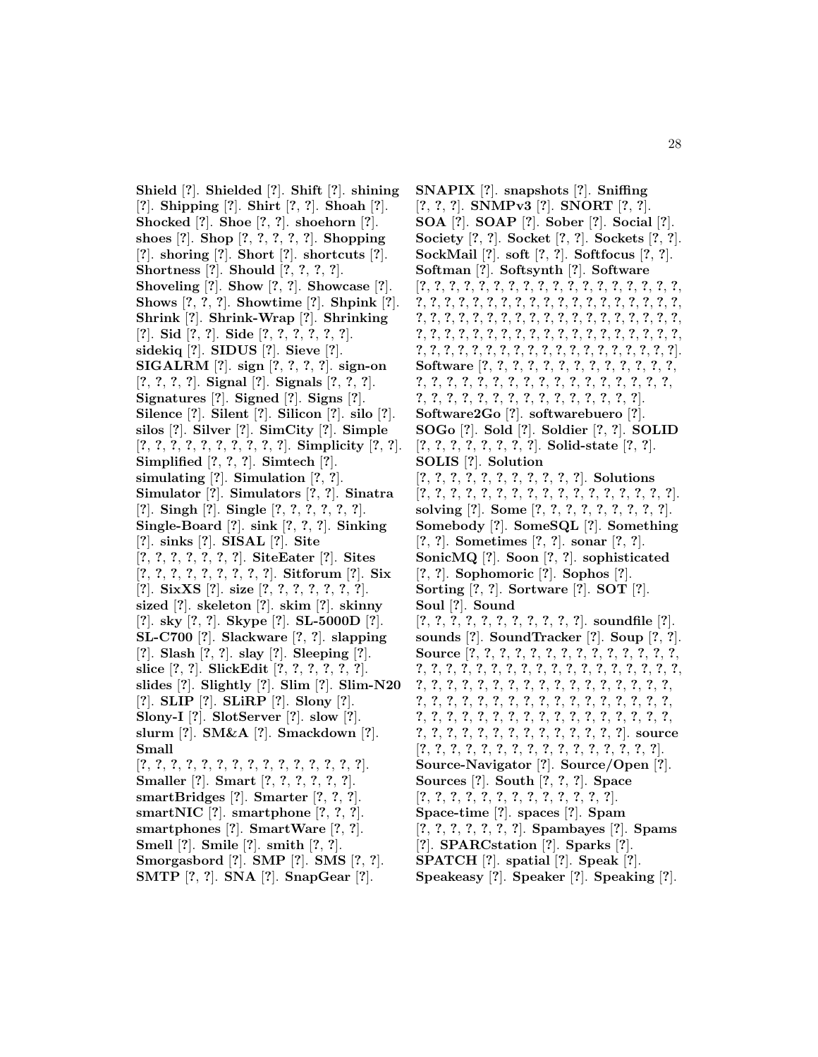**Shield** [?]. **Shielded** [?]. **Shift** [?]. **shining** [?]. **Shipping** [?]. **Shirt** [?, ?]. **Shoah** [?]. **Shocked** [?]. **Shoe** [?, ?]. **shoehorn** [?]. **shoes** [?]. **Shop** [?, ?, ?, ?, ?]. **Shopping** [?]. **shoring** [?]. **Short** [?]. **shortcuts** [?]. **Shortness** [?]. **Should** [?, ?, ?, ?]. **Shoveling** [?]. **Show** [?, ?]. **Showcase** [?]. **Shows** [?, ?, ?]. **Showtime** [?]. **Shpink** [?]. **Shrink** [?]. **Shrink-Wrap** [?]. **Shrinking** [?]. **Sid** [?, ?]. **Side** [?, ?, ?, ?, ?, ?]. **sidekiq** [?]. **SIDUS** [?]. **Sieve** [?]. **SIGALRM** [?]. **sign** [?, ?, ?, ?]. **sign-on** [?, ?, ?, ?]. **Signal** [?]. **Signals** [?, ?, ?]. **Signatures** [?]. **Signed** [?]. **Signs** [?]. **Silence** [?]. **Silent** [?]. **Silicon** [?]. **silo** [?]. **silos** [?]. **Silver** [?]. **SimCity** [?]. **Simple** [?, ?, ?, ?, ?, ?, ?, ?, ?, ?]. **Simplicity** [?, ?]. **Simplified** [?, ?, ?]. **Simtech** [?]. **simulating** [?]. **Simulation** [?, ?]. **Simulator** [?]. **Simulators** [?, ?]. **Sinatra** [?]. **Singh** [?]. **Single** [?, ?, ?, ?, ?, ?]. **Single-Board** [?]. **sink** [?, ?, ?]. **Sinking** [?]. **sinks** [?]. **SISAL** [?]. **Site** [?, ?, ?, ?, ?, ?, ?]. **SiteEater** [?]. **Sites** [?, ?, ?, ?, ?, ?, ?, ?, ?]. **Sitforum** [?]. **Six** [?]. **SixXS** [?]. **size** [?, ?, ?, ?, ?, ?, ?]. **sized** [?]. **skeleton** [?]. **skim** [?]. **skinny** [?]. **sky** [?, ?]. **Skype** [?]. **SL-5000D** [?]. **SL-C700** [?]. **Slackware** [?, ?]. **slapping** [?]. **Slash** [?, ?]. **slay** [?]. **Sleeping** [?]. **slice** [?, ?]. **SlickEdit** [?, ?, ?, ?, ?, ?]. **slides** [?]. **Slightly** [?]. **Slim** [?]. **Slim-N20** [?]. **SLIP** [?]. **SLiRP** [?]. **Slony** [?]. **Slony-I** [?]. **SlotServer** [?]. **slow** [?]. **slurm** [?]. **SM&A** [?]. **Smackdown** [?]. **Small** [?, ?, ?, ?, ?, ?, ?, ?, ?, ?, ?, ?, ?, ?, ?]. **Smaller** [?]. **Smart** [?, ?, ?, ?, ?, ?]. **smartBridges** [?]. **Smarter** [?, ?, ?]. **smartNIC** [?]. **smartphone** [?, ?, ?]. **smartphones** [?]. **SmartWare** [?, ?]. **Smell** [?]. **Smile** [?]. **smith** [?, ?]. **Smorgasbord** [?]. **SMP** [?]. **SMS** [?, ?]. **SMTP** [?, ?]. **SNA** [?]. **SnapGear** [?]. **SNAPIX** [?]. **snapshots** [?]. **Sniffing** [?, ?, ?]. **SNMPv3** [?]. **SNORT** [?, ?]. **SOA** [?]. **SOAP** [?]. **Sober** [?]. **Social** [?]. **Society** [?, ?]. **Socket** [?, ?]. **Sockets** [?, ?]. **SockMail** [?]. **soft** [?, ?]. **Softfocus** [?, ?]. **Softman** [?]. **Softsynth** [?]. **Software** [?, ?, ?, ?, ?, ?, ?, ?, ?, ?, ?, ?, ?, ?, ?, ?, ?, ?, ?, ?, ?, ?, ?, ?, ?, ?, ?, ?, ?, ?, ?, ?, ?, ?, ?, ?, ?, ?, ?, ?, ?, ?, ?, ?, ?, ?, ?, ?, ?, ?, ?, ?, ?, ?, ?, ?, ?, ?, ?, ?, ?, ?, ?, ?, ?, ?, ?, ?, ?, ?, ?, ?, ?, ?, ?, ?, ?, ?, ?, ?, ?, ?, ?, ?, ?, ?, ?, ?, ?, ?, ?, ?, ?, ?, ?, ?, ?, ?, ?, ?]. **Software** [?, ?, ?, ?, ?, ?, ?, ?, ?, ?, ?, ?, ?, ?, ?, ?, ?, ?, ?, ?, ?, ?, ?, ?, ?, ?, ?, ?, ?, ?, ?, ?, ?, ?, ?, ?, ?, ?, ?, ?, ?, ?, ?, ?, ?, ?, ?, ?, ?]. **Software2Go** [?]. **softwarebuero** [?]. **SOGo** [?]. **Sold** [?]. **Soldier** [?, ?]. **SOLID** [?, ?, ?, ?, ?, ?, ?, ?]. **Solid-state** [?, ?]. **SOLIS** [?]. **Solution** [?, ?, ?, ?, ?, ?, ?, ?, ?, ?, ?]. **Solutions** [?, ?, ?, ?, ?, ?, ?, ?, ?, ?, ?, ?, ?, ?, ?, ?, ?, ?]. **solving** [?]. **Some** [?, ?, ?, ?, ?, ?, ?, ?, ?]. **Somebody** [?]. **SomeSQL** [?]. **Something** [?, ?]. **Sometimes** [?, ?]. **sonar** [?, ?]. **SonicMQ** [?]. **Soon** [?, ?]. **sophisticated** [?, ?]. **Sophomoric** [?]. **Sophos** [?]. **Sorting** [?, ?]. **Sortware** [?]. **SOT** [?]. **Soul** [?]. **Sound** [?, ?, ?, ?, ?, ?, ?, ?, ?, ?, ?, ?]. **soundfile** [?]. **sounds** [?]. **SoundTracker** [?]. **Soup** [?, ?]. **Source** [?, ?, ?, ?, ?, ?, ?, ?, ?, ?, ?, ?, ?, ?, ?, ?, ?, ?, ?, ?, ?, ?, ?, ?, ?, ?, ?, ?, ?, ?, ?, ?, ?, ?, ?, ?, ?, ?, ?, ?, ?, ?, ?, ?, ?, ?, ?, ?, ?, ?, ?, ?, ?, ?, ?, ?, ?, ?, ?, ?, ?, ?, ?, ?, ?, ?, ?, ?, ?, ?, ?, ?, ?, ?, ?, ?, ?, ?, ?, ?, ?, ?, ?, ?, ?, ?, ?, ?, ?, ?, ?, ?, ?, ?, ?, ?, ?, ?, ?, ?, ?, ?, ?, ?]. **source** [?, ?, ?, ?, ?, ?, ?, ?, ?, ?, ?, ?, ?, ?, ?, ?, ?, ?]. **Source-Navigator** [?]. **Source/Open** [?]. **Sources** [?]. **South** [?, ?, ?]. **Space** [?, ?, ?, ?, ?, ?, ?, ?, ?, ?, ?, ?, ?, ?]. **Space-time** [?]. **spaces** [?]. **Spam** [?, ?, ?, ?, ?, ?, ?]. **Spambayes** [?]. **Spams** [?]. **SPARCstation** [?]. **Sparks** [?]. **SPATCH** [?]. **spatial** [?]. **Speak** [?]. **Speakeasy** [?]. **Speaker** [?]. **Speaking** [?].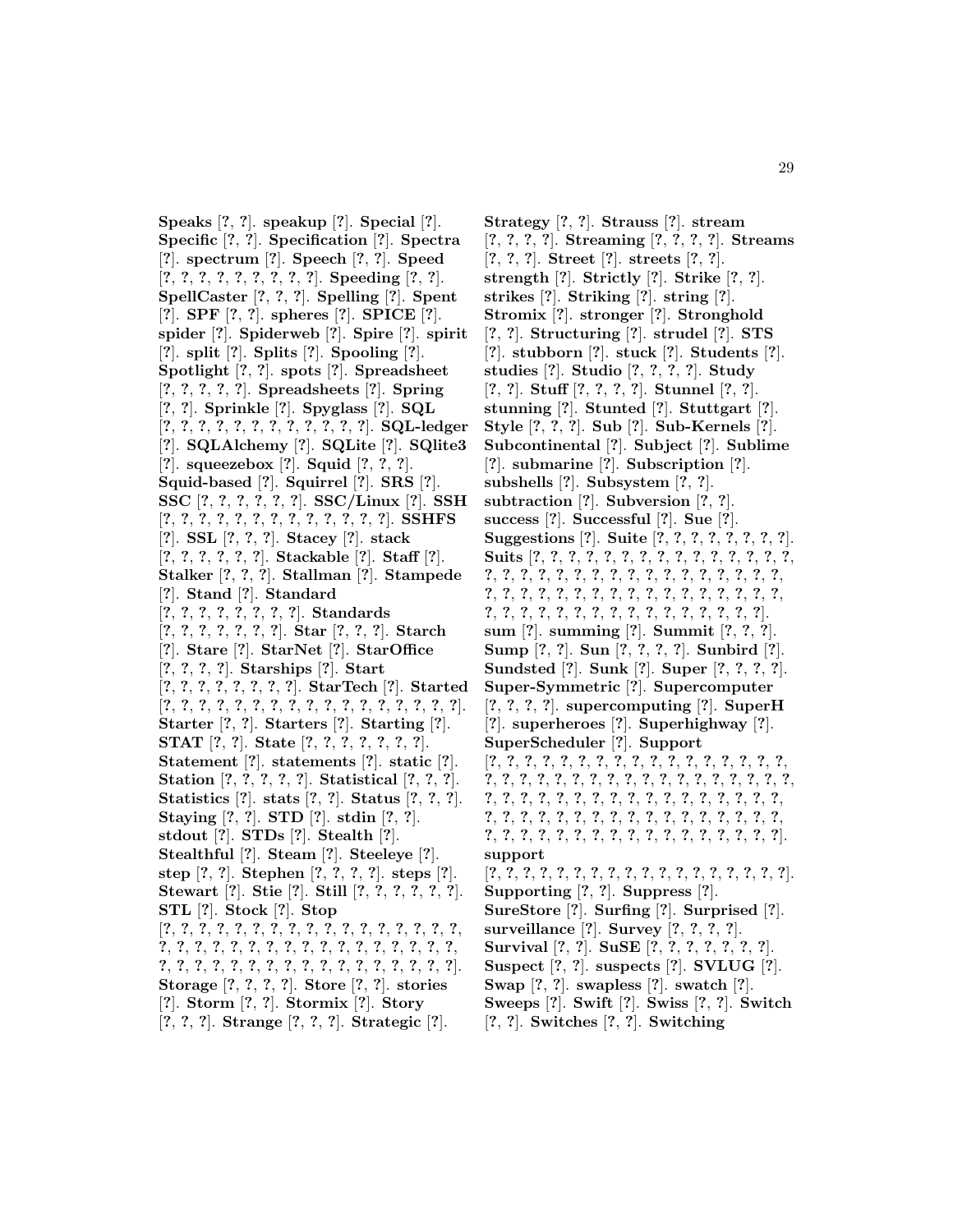**Speaks** [?, ?]. **speakup** [?]. **Special** [?]. **Specific** [?, ?]. **Specification** [?]. **Spectra** [?]. **spectrum** [?]. **Speech** [?, ?]. **Speed** [?, ?, ?, ?, ?, ?, ?, ?, ?, ?]. **Speeding** [?, ?]. **SpellCaster** [?, ?, ?]. **Spelling** [?]. **Spent** [?]. **SPF** [?, ?]. **spheres** [?]. **SPICE** [?]. **spider** [?]. **Spiderweb** [?]. **Spire** [?]. **spirit** [?]. **split** [?]. **Splits** [?]. **Spooling** [?]. **Spotlight** [?, ?]. **spots** [?]. **Spreadsheet** [?, ?, ?, ?, ?]. **Spreadsheets** [?]. **Spring** [?, ?]. **Sprinkle** [?]. **Spyglass** [?]. **SQL** [?, ?, ?, ?, ?, ?, ?, ?, ?, ?, ?, ?, ?]. **SQL-ledger** [?]. **SQLAlchemy** [?]. **SQLite** [?]. **SQlite3** [?]. **squeezebox** [?]. **Squid** [?, ?, ?]. **Squid-based** [?]. **Squirrel** [?]. **SRS** [?]. **SSC** [?, ?, ?, ?, ?, ?, ?]. **SSC/Linux** [?]. **SSH** [?, ?, ?, ?, ?, ?, ?, ?, ?, ?, ?, ?, ?, ?]. **SSHFS** [?]. **SSL** [?, ?, ?]. **Stacey** [?]. **stack** [?, ?, ?, ?, ?, ?]. **Stackable** [?]. **Staff** [?]. **Stalker** [?, ?, ?]. **Stallman** [?]. **Stampede** [?]. **Stand** [?]. **Standard** [?, ?, ?, ?, ?, ?, ?, ?, ?]. **Standards** [?, ?, ?, ?, ?, ?, ?, ?]. **Star** [?, ?, ?]. **Starch** [?]. **Stare** [?]. **StarNet** [?]. **StarOffice** [?, ?, ?, ?]. **Starships** [?]. **Start** [?, ?, ?, ?, ?, ?, ?, ?, ?]. **StarTech** [?]. **Started** [?, ?, ?, ?, ?, ?, ?, ?, ?, ?, ?, ?, ?, ?, ?, ?, ?, ?, ?]. **Starter** [?, ?]. **Starters** [?]. **Starting** [?]. **STAT** [?, ?]. **State** [?, ?, ?, ?, ?, ?, ?, ?]. **Statement** [?]. **statements** [?]. **static** [?]. **Station** [?, ?, ?, ?, ?]. **Statistical** [?, ?, ?]. **Statistics** [?]. **stats** [?, ?]. **Status** [?, ?, ?]. **Staying** [?, ?]. **STD** [?]. **stdin** [?, ?]. **stdout** [?]. **STDs** [?]. **Stealth** [?]. **Stealthful** [?]. **Steam** [?]. **Steeleye** [?]. **step** [?, ?]. **Stephen** [?, ?, ?, ?]. **steps** [?]. **Stewart** [?]. **Stie** [?]. **Still** [?, ?, ?, ?, ?, ?]. **STL** [?]. **Stock** [?]. **Stop** [?, ?, ?, ?, ?, ?, ?, ?, ?, ?, ?, ?, ?, ?, ?, ?, ?, ?, ?, ?, ?, ?, ?, ?, ?, ?, ?, ?, ?, ?, ?, ?, ?, ?, ?, ?, ?, ?, ?, ?, ?, ?, ?, ?, ?, ?, ?, ?, ?, ?, ?, ?, ?, ?, ?, ?, ?]. **Storage** [?, ?, ?, ?]. **Store** [?, ?]. **stories** [?]. **Storm** [?, ?]. **Stormix** [?]. **Story** [?, ?, ?]. **Strange** [?, ?, ?]. **Strategic** [?]. **Strategy** [?, ?]. **Strauss** [?]. **stream** [?, ?, ?, ?]. **Streaming** [?, ?, ?, ?]. **Streams** [?, ?, ?]. **Street** [?]. **streets** [?, ?]. **strength** [?]. **Strictly** [?]. **Strike** [?, ?]. **strikes** [?]. **Striking** [?]. **string** [?]. **Stromix** [?]. **stronger** [?]. **Stronghold** [?, ?]. **Structuring** [?]. **strudel** [?]. **STS** [?]. **stubborn** [?]. **stuck** [?]. **Students** [?]. **studies** [?]. **Studio** [?, ?, ?, ?]. **Study** [?, ?]. **Stuff** [?, ?, ?, ?]. **Stunnel** [?, ?]. **stunning** [?]. **Stunted** [?]. **Stuttgart** [?]. **Style** [?, ?, ?]. **Sub** [?]. **Sub-Kernels** [?]. **Subcontinental** [?]. **Subject** [?]. **Sublime** [?]. **submarine** [?]. **Subscription** [?]. **subshells** [?]. **Subsystem** [?, ?]. **subtraction** [?]. **Subversion** [?, ?]. **success** [?]. **Successful** [?]. **Sue** [?]. **Suggestions** [?]. **Suite** [?, ?, ?, ?, ?, ?, ?, ?, ?]. **Suits** [?, ?, ?, ?, ?, ?, ?, ?, ?, ?, ?, ?, ?, ?, ?, ?, ?, ?, ?, ?, ?, ?, ?, ?, ?, ?, ?, ?, ?, ?, ?, ?, ?, ?, ?, ?, ?, ?, ?, ?, ?, ?, ?, ?, ?, ?, ?, ?, ?, ?, ?, ?, ?, ?, ?, ?, ?, ?, ?, ?, ?, ?, ?, ?, ?, ?, ?, ?, ?, ?, ?, ?, ?, ?, ?, ?]. **sum** [?]. **summing** [?]. **Summit** [?, ?, ?]. **Sump** [?, ?]. **Sun** [?, ?, ?, ?]. **Sunbird** [?]. **Sundsted** [?]. **Sunk** [?]. **Super** [?, ?, ?, ?]. **Super-Symmetric** [?]. **Supercomputer** [?, ?, ?, ?]. **supercomputing** [?]. **SuperH** [?]. **superheroes** [?]. **Superhighway** [?]. **SuperScheduler** [?]. **Support** [?, ?, ?, ?, ?, ?, ?, ?, ?, ?, ?, ?, ?, ?, ?, ?, ?, ?, ?, ?, ?, ?, ?, ?, ?, ?, ?, ?, ?, ?, ?, ?, ?, ?, ?, ?, ?, ?, ?, ?, ?, ?, ?, ?, ?, ?, ?, ?, ?, ?, ?, ?, ?, ?, ?, ?, ?, ?, ?, ?, ?, ?, ?, ?, ?, ?, ?, ?, ?, ?, ?, ?, ?, ?, ?, ?, ?, ?, ?, ?, ?, ?, ?, ?, ?, ?, ?, ?, ?, ?, ?, ?, ?, ?, ?]. **support** [?, ?, ?, ?, ?, ?, ?, ?, ?, ?, ?, ?, ?, ?, ?, ?, ?, ?, ?, ?]. **Supporting** [?, ?]. **Suppress** [?]. **SureStore** [?]. **Surfing** [?]. **Surprised** [?]. **surveillance** [?]. **Survey** [?, ?, ?, ?]. **Survival** [?, ?]. **SuSE** [?, ?, ?, ?, ?, ?, ?, ?]. **Suspect** [?, ?]. **suspects** [?]. **SVLUG** [?]. **Swap** [?, ?]. **swapless** [?]. **swatch** [?]. **Sweeps** [?]. **Swift** [?]. **Swiss** [?, ?]. **Switch** [?, ?]. **Switches** [?, ?]. **Switching**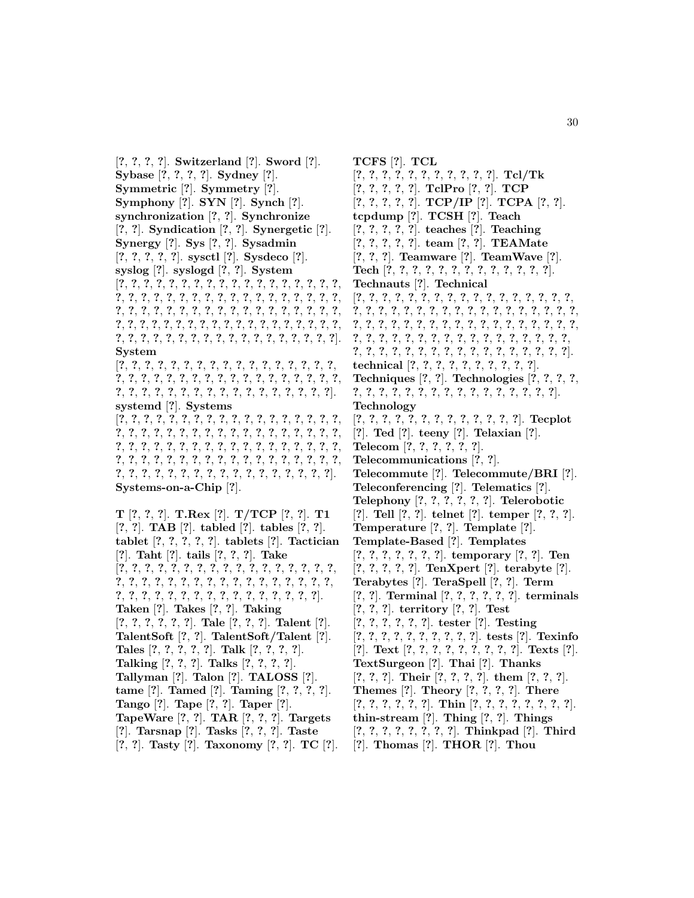[?, ?, ?, ?]. **Switzerland** [?]. **Sword** [?]. **Sybase** [?, ?, ?, ?]. **Sydney** [?]. **Symmetric** [?]. **Symmetry** [?]. **Symphony** [?]. **SYN** [?]. **Synch** [?]. **synchronization** [?, ?]. **Synchronize** [?, ?]. **Syndication** [?, ?]. **Synergetic** [?]. **Synergy** [?]. **Sys** [?, ?]. **Sysadmin** [?, ?, ?, ?, ?]. **sysctl** [?]. **Sysdeco** [?]. **syslog** [?]. **syslogd** [?, ?]. **System** [?, ?, ?, ?, ?, ?, ?, ?, ?, ?, ?, ?, ?, ?, ?, ?, ?, ?, ?, ?, ?, ?, ?, ?, ?, ?, ?, ?, ?, ?, ?, ?, ?, ?, ?, ?, ?, ?, ?, ?, ?, ?, ?, ?, ?, ?, ?, ?, ?, ?, ?, ?, ?, ?, ?, ?, ?, ?, ?, ?, ?, ?, ?, ?, ?, ?, ?, ?, ?, ?, ?, ?, ?, ?, ?, ?, ?, ?, ?, ?, ?, ?, ?, ?, ?, ?, ?, ?, ?, ?, ?, ?, ?, ?, ?, ?, ?, ?, ?, ?]. **System** [?, ?, ?, ?, ?, ?, ?, ?, ?, ?, ?, ?, ?, ?, ?, ?, ?, ?, ?, ?, ?, ?, ?, ?, ?, ?, ?, ?, ?, ?, ?, ?, ?, ?, ?, ?, ?, ?, ?, ?, ?, ?, ?, ?, ?, ?, ?, ?, ?, ?, ?, ?, ?, ?, ?, ?, ?, ?]. **systemd** [?]. **Systems** [?, ?, ?, ?, ?, ?, ?, ?, ?, ?, ?, ?, ?, ?, ?, ?, ?, ?, ?, ?, ?, ?, ?, ?, ?, ?, ?, ?, ?, ?, ?, ?, ?, ?, ?, ?, ?, ?, ?, ?, ?, ?, ?, ?, ?, ?, ?, ?, ?, ?, ?, ?, ?, ?, ?, ?, ?, ?, ?, ?, ?, ?, ?, ?, ?, ?, ?, ?, ?, ?, ?, ?, ?, ?, ?, ?, ?, ?, ?, ?, ?, ?, ?, ?, ?, ?, ?, ?, ?, ?, ?, ?, ?, ?, ?, ?, ?, ?, ?, ?]. **Systems-on-a-Chip** [?].

**T** [?, ?, ?]. **T.Rex** [?]. **T/TCP** [?, ?]. **T1** [?, ?]. **TAB** [?]. **tabled** [?]. **tables** [?, ?]. **tablet** [?, ?, ?, ?, ?]. **tablets** [?]. **Tactician** [?]. **Taht** [?]. **tails** [?, ?, ?]. **Take** [?, ?, ?, ?, ?, ?, ?, ?, ?, ?, ?, ?, ?, ?, ?, ?, ?, ?, ?, ?, ?, ?, ?, ?, ?, ?, ?, ?, ?, ?, ?, ?, ?, ?, ?, ?, ?, ?, ?, ?, ?, ?, ?, ?, ?, ?, ?, ?, ?, ?, ?, ?, ?, ?, ?, ?, ?]. **Taken** [?]. **Takes** [?, ?]. **Taking** [?, ?, ?, ?, ?, ?]. **Tale** [?, ?, ?]. **Talent** [?]. **TalentSoft** [?, ?]. **TalentSoft/Talent** [?]. **Tales** [?, ?, ?, ?, ?]. **Talk** [?, ?, ?, ?]. **Talking** [?, ?, ?]. **Talks** [?, ?, ?, ?]. **Tallyman** [?]. **Talon** [?]. **TALOSS** [?]. **tame** [?]. **Tamed** [?]. **Taming** [?, ?, ?, ?]. **Tango** [?]. **Tape** [?, ?]. **Taper** [?]. **TapeWare** [?, ?]. **TAR** [?, ?, ?]. **Targets** [?]. **Tarsnap** [?]. **Tasks** [?, ?, ?]. **Taste** [?, ?]. **Tasty** [?]. **Taxonomy** [?, ?]. **TC** [?]. **TCFS** [?]. **TCL** [?, ?, ?, ?, ?, ?, ?, ?, ?, ?, ?, ?]. **Tcl/Tk** [?, ?, ?, ?, ?]. **TclPro** [?, ?]. **TCP** [?, ?, ?, ?, ?]. **TCP/IP** [?]. **TCPA** [?, ?]. **tcpdump** [?]. **TCSH** [?]. **Teach** [?, ?, ?, ?, ?]. **teaches** [?]. **Teaching** [?, ?, ?, ?, ?]. **team** [?, ?]. **TEAMate** [?, ?, ?]. **Teamware** [?]. **TeamWave** [?]. **Tech** [?, ?, ?, ?, ?, ?, ?, ?, ?, ?, ?, ?, ?, ?]. **Technauts** [?]. **Technical** [?, ?, ?, ?, ?, ?, ?, ?, ?, ?, ?, ?, ?, ?, ?, ?, ?, ?, ?, ?, ?, ?, ?, ?, ?, ?, ?, ?, ?, ?, ?, ?, ?, ?, ?, ?, ?, ?, ?, ?, ?, ?, ?, ?, ?, ?, ?, ?, ?, ?, ?, ?, ?, ?, ?, ?, ?, ?, ?, ?, ?, ?, ?, ?, ?, ?, ?, ?, ?, ?, ?, ?, ?, ?, ?, ?, ?, ?, ?, ?, ?, ?, ?, ?, ?, ?, ?, ?, ?, ?]. **technical** [?, ?, ?, ?, ?, ?, ?, ?, ?, ?, ?]. **Techniques** [?, ?]. **Technologies** [?, ?, ?, ?, ?, ?, ?, ?, ?, ?, ?, ?, ?, ?, ?, ?, ?, ?, ?, ?, ?, ?]. **Technology** [?, ?, ?, ?, ?, ?, ?, ?, ?, ?, ?, ?, ?, ?]. **Tecplot** [?]. **Ted** [?]. **teeny** [?]. **Telaxian** [?]. **Telecom** [?, ?, ?, ?, ?, ?]. **Telecommunications** [?, ?]. **Telecommute** [?]. **Telecommute/BRI** [?]. **Teleconferencing** [?]. **Telematics** [?]. **Telephony** [?, ?, ?, ?, ?, ?]. **Telerobotic** [?]. **Tell** [?, ?]. **telnet** [?]. **temper** [?, ?, ?]. **Temperature** [?, ?]. **Template** [?]. **Template-Based** [?]. **Templates** [?, ?, ?, ?, ?, ?, ?]. **temporary** [?, ?]. **Ten** [?, ?, ?, ?, ?]. **TenXpert** [?]. **terabyte** [?]. **Terabytes** [?]. **TeraSpell** [?, ?]. **Term** [?, ?]. **Terminal** [?, ?, ?, ?, ?, ?]. **terminals** [?, ?, ?]. **territory** [?, ?]. **Test** [?, ?, ?, ?, ?, ?]. **tester** [?]. **Testing** [?, ?, ?, ?, ?, ?, ?, ?, ?, ?, ?]. **tests** [?]. **Texinfo** [?]. **Text** [?, ?, ?, ?, ?, ?, ?, ?, ?, ?]. **Texts** [?]. **TextSurgeon** [?]. **Thai** [?]. **Thanks** [?, ?, ?]. **Their** [?, ?, ?, ?]. **them** [?, ?, ?]. **Themes** [?]. **Theory** [?, ?, ?, ?]. **There** [?, ?, ?, ?, ?, ?]. **Thin** [?, ?, ?, ?, ?, ?, ?, ?, ?]. **thin-stream** [?]. **Thing** [?, ?]. **Things** [?, ?, ?, ?, ?, ?, ?, ?, ?]. **Thinkpad** [?]. **Third** [?]. **Thomas** [?]. **THOR** [?]. **Thou**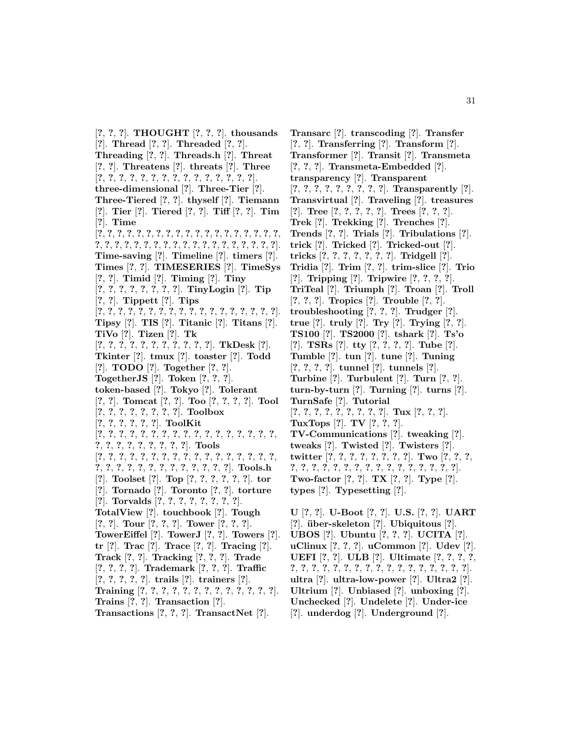[?, ?, ?]. **THOUGHT** [?, ?, ?]. **thousands** [?]. **Thread** [?, ?]. **Threaded** [?, ?]. **Threading** [?, ?]. **Threads.h** [?]. **Threat** [?, ?]. **Threatens** [?]. **threats** [?]. **Three** [?, ?, ?, ?, ?, ?, ?, ?, ?, ?, ?, ?, ?, ?, ?, ?]. **three-dimensional** [?]. **Three-Tier** [?]. **Three-Tiered** [?, ?]. **thyself** [?]. **Tiemann** [?]. **Tier** [?]. **Tiered** [?, ?]. **Tiff** [?, ?]. **Tim** [?]. **Time** [?, ?, ?, ?, ?, ?, ?, ?, ?, ?, ?, ?, ?, ?, ?, ?, ?, ?, ?, ?, ?, ?, ?, ?, ?, ?, ?, ?, ?, ?, ?, ?, ?, ?, ?, ?, ?, ?, ?, ?, ?, ?]. **Time-saving** [?]. **Timeline** [?]. **timers** [?]. **Times** [?, ?]. **TIMESERIES** [?]. **TimeSys** [?, ?]. **Timid** [?]. **Timing** [?]. **Tiny** [?, ?, ?, ?, ?, ?, ?, ?, ?]. **TinyLogin** [?]. **Tip** [?, ?]. **Tippett** [?]. **Tips** [?, ?, ?, ?, ?, ?, ?, ?, ?, ?, ?, ?, ?, ?, ?, ?, ?, ?, ?, ?]. **Tipsy** [?]. **TIS** [?]. **Titanic** [?]. **Titans** [?]. **TiVo** [?]. **Tizen** [?]. **Tk** [?, ?, ?, ?, ?, ?, ?, ?, ?, ?, ?, ?]. **TkDesk** [?]. **Tkinter** [?]. **tmux** [?]. **toaster** [?]. **Todd** [?]. **TODO** [?]. **Together** [?, ?]. **TogetherJS** [?]. **Token** [?, ?, ?]. **token-based** [?]. **Tokyo** [?]. **Tolerant** [?, ?]. **Tomcat** [?, ?]. **Too** [?, ?, ?, ?]. **Tool** [?, ?, ?, ?, ?, ?, ?, ?, ?]. **Toolbox** [?, ?, ?, ?, ?, ?, ?]. **ToolKit** [?, ?, ?, ?, ?, ?, ?, ?, ?, ?, ?, ?, ?, ?, ?, ?, ?, ?, ?, ?, ?, ?, ?, ?, ?, ?, ?, ?, ?, ?]. **Tools** [?, ?, ?, ?, ?, ?, ?, ?, ?, ?, ?, ?, ?, ?, ?, ?, ?, ?, ?, ?, ?, ?, ?, ?, ?, ?, ?, ?, ?, ?, ?, ?, ?, ?, ?, ?]. **Tools.h** [?]. **Toolset** [?]. **Top** [?, ?, ?, ?, ?, ?]. **tor** [?]. **Tornado** [?]. **Toronto** [?, ?]. **torture** [?]. **Torvalds** [?, ?, ?, ?, ?, ?, ?, ?, ?]. **TotalView** [?]. **touchbook** [?]. **Tough** [?, ?]. **Tour** [?, ?, ?]. **Tower** [?, ?, ?]. **TowerEiffel** [?]. **TowerJ** [?, ?]. **Towers** [?]. **tr** [?]. **Trac** [?]. **Trace** [?, ?]. **Tracing** [?]. **Track** [?, ?]. **Tracking** [?, ?, ?]. **Trade** [?, ?, ?, ?]. **Trademark** [?, ?, ?]. **Traffic** [?, ?, ?, ?, ?]. **trails** [?]. **trainers** [?]. **Training** [?, ?, ?, ?, ?, ?, ?, ?, ?, ?, ?, ?, ?, ?]. **Trains** [?, ?]. **Transaction** [?]. **Transactions** [?, ?, ?]. **TransactNet** [?]. **Transarc** [?]. **transcoding** [?]. **Transfer** [?, ?]. **Transferring** [?]. **Transform** [?]. **Transformer** [?]. **Transit** [?]. **Transmeta** [?, ?, ?]. **Transmeta-Embedded** [?]. **transparency** [?]. **Transparent** [?, ?, ?, ?, ?, ?, ?, ?, ?, ?]. **Transparently** [?]. **Transvirtual** [?]. **Traveling** [?]. **treasures** [?]. **Tree** [?, ?, ?, ?, ?]. **Trees** [?, ?, ?]. **Trek** [?]. **Trekking** [?]. **Trenches** [?]. **Trends** [?, ?]. **Trials** [?]. **Tribulations** [?]. **trick** [?]. **Tricked** [?]. **Tricked-out** [?]. **tricks** [?, ?, ?, ?, ?, ?, ?]. **Tridgell** [?]. **Tridia** [?]. **Trim** [?, ?]. **trim-slice** [?]. **Trio** [?]. **Tripping** [?]. **Tripwire** [?, ?, ?, ?]. **TriTeal** [?]. **Triumph** [?]. **Troan** [?]. **Troll** [?, ?, ?]. **Tropics** [?]. **Trouble** [?, ?]. **troubleshooting** [?, ?, ?]. **Trudger** [?]. **true** [?]. **truly** [?]. **Try** [?]. **Trying** [?, ?]. **TS100** [?]. **TS2000** [?]. **tshark** [?]. **Ts'o** [?]. **TSRs** [?]. **tty** [?, ?, ?, ?]. **Tube** [?]. **Tumble** [?]. **tun** [?]. **tune** [?]. **Tuning** [?, ?, ?, ?]. **tunnel** [?]. **tunnels** [?]. **Turbine** [?]. **Turbulent** [?]. **Turn** [?, ?]. **turn-by-turn** [?]. **Turning** [?]. **turns** [?]. **TurnSafe** [?]. **Tutorial** [?, ?, ?, ?, ?, ?, ?, ?, ?, ?]. **Tux** [?, ?, ?]. **TuxTops** [?]. **TV** [?, ?, ?]. **TV-Communications** [?]. **tweaking** [?]. **tweaks** [?]. **Twisted** [?]. **Twisters** [?]. **twitter** [?, ?, ?, ?, ?, ?, ?, ?]. **Two** [?, ?, ?, ?, ?, ?, ?, ?, ?, ?, ?, ?, ?, ?, ?, ?, ?, ?, ?, ?, ?]. **Two-factor** [?, ?]. **TX** [?, ?]. **Type** [?]. **types** [?]. **Typesetting** [?].

**U** [?, ?]. **U-Boot** [?, ?]. **U.S.** [?, ?]. **UART** [?]. **über-skeleton** [?]. **Ubiquitous** [?]. **UBOS** [?]. **Ubuntu** [?, ?, ?]. **UCITA** [?]. **uClinux** [?, ?, ?]. **uCommon** [?]. **Udev** [?]. **UEFI** [?, ?]. **ULB** [?]. **Ultimate** [?, ?, ?, ?, ?, ?, ?, ?, ?, ?, ?, ?, ?, ?, ?, ?, ?, ?, ?, ?, ?, ?]. **ultra** [?]. **ultra-low-power** [?]. **Ultra2** [?]. **Ultrium** [?]. **Unbiased** [?]. **unboxing** [?]. **Unchecked** [?]. **Undelete** [?]. **Under-ice** [?]. **underdog** [?]. **Underground** [?].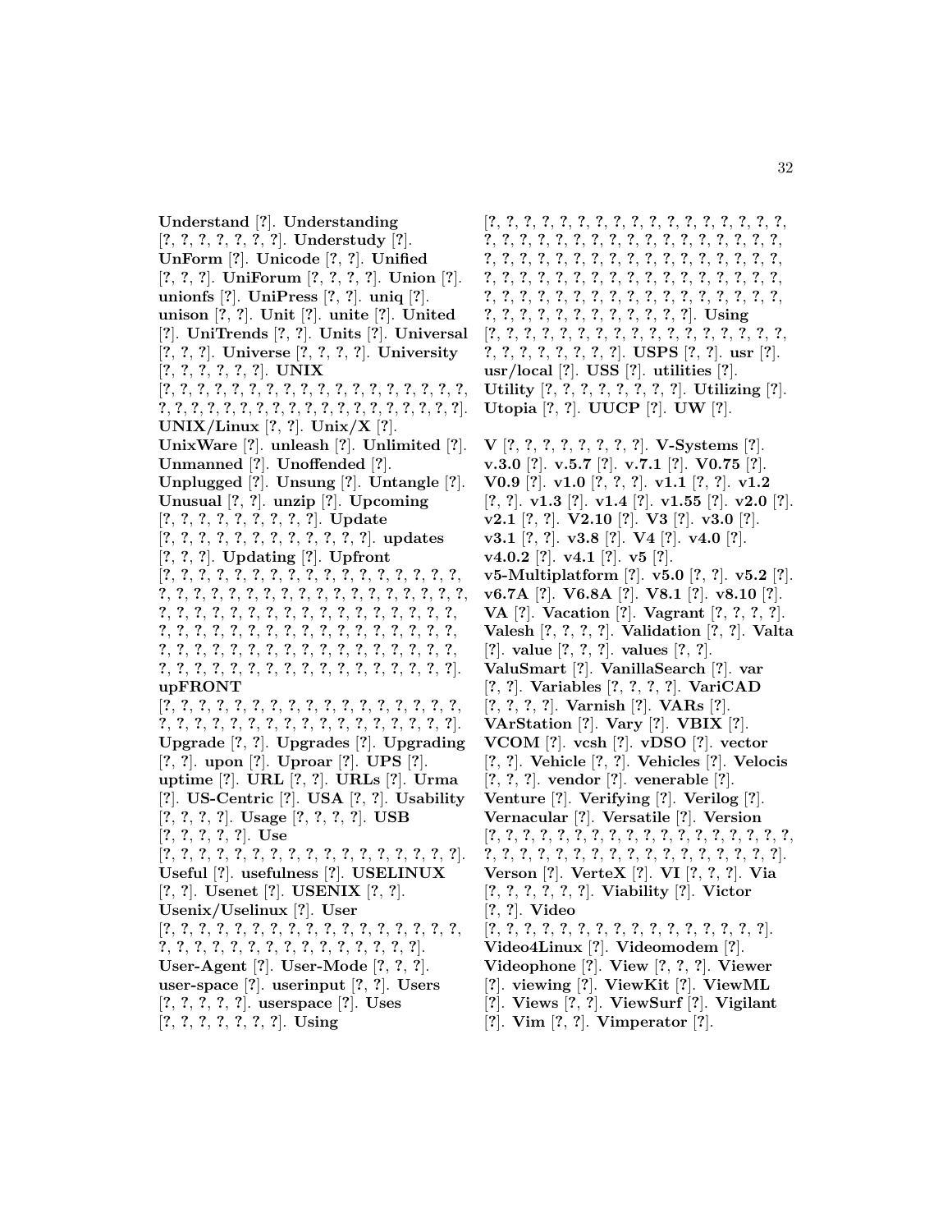**Understand** [?]. **Understanding** [?, ?, ?, ?, ?, ?, ?, ?]. **Understudy** [?]. **UnForm** [?]. **Unicode** [?, ?]. **Unified** [?, ?, ?]. **UniForum** [?, ?, ?, ?]. **Union** [?]. **unionfs** [?]. **UniPress** [?, ?]. **uniq** [?]. **unison** [?, ?]. **Unit** [?]. **unite** [?]. **United** [?]. **UniTrends** [?, ?]. **Units** [?]. **Universal** [?, ?, ?]. **Universe** [?, ?, ?, ?]. **University** [?, ?, ?, ?, ?, ?]. **UNIX** [?, ?, ?, ?, ?, ?, ?, ?, ?, ?, ?, ?, ?, ?, ?, ?, ?, ?, ?, ?, ?, ?, ?, ?, ?, ?, ?, ?, ?, ?, ?, ?, ?, ?, ?, ?, ?, ?, ?, ?]. **UNIX/Linux** [?, ?]. **Unix/X** [?]. **UnixWare** [?]. **unleash** [?]. **Unlimited** [?]. **Unmanned** [?]. **Unoffended** [?]. **Unplugged** [?]. **Unsung** [?]. **Untangle** [?]. **Unusual** [?, ?]. **unzip** [?]. **Upcoming** [?, ?, ?, ?, ?, ?, ?, ?, ?, ?]. **Update** [?, ?, ?, ?, ?, ?, ?, ?, ?, ?, ?, ?, ?]. **updates** [?, ?, ?]. **Updating** [?]. **Upfront** [?, ?, ?, ?, ?, ?, ?, ?, ?, ?, ?, ?, ?, ?, ?, ?, ?, ?, ?, ?, ?, ?, ?, ?, ?, ?, ?, ?, ?, ?, ?, ?, ?, ?, ?, ?, ?, ?, ?, ?, ?, ?, ?, ?, ?, ?, ?, ?, ?, ?, ?, ?, ?, ?, ?, ?, ?, ?, ?, ?, ?, ?, ?, ?, ?, ?, ?, ?, ?, ?, ?, ?, ?, ?, ?, ?, ?, ?, ?, ?, ?, ?, ?, ?, ?, ?, ?, ?, ?, ?, ?, ?, ?, ?, ?, ?, ?, ?, ?, ?, ?, ?, ?, ?, ?, ?, ?, ?, ?, ?, ?, ?, ?, ?, ?, ?, ?, ?, ?, ?]. **upFRONT** [?, ?, ?, ?, ?, ?, ?, ?, ?, ?, ?, ?, ?, ?, ?, ?, ?, ?, ?, ?, ?, ?, ?, ?, ?, ?, ?, ?, ?, ?, ?, ?, ?, ?, ?, ?, ?, ?, ?, ?]. **Upgrade** [?, ?]. **Upgrades** [?]. **Upgrading** [?, ?]. **upon** [?]. **Uproar** [?]. **UPS** [?]. **uptime** [?]. **URL** [?, ?]. **URLs** [?]. **Urma** [?]. **US-Centric** [?]. **USA** [?, ?]. **Usability** [?, ?, ?, ?]. **Usage** [?, ?, ?, ?]. **USB** [?, ?, ?, ?, ?]. **Use** [?, ?, ?, ?, ?, ?, ?, ?, ?, ?, ?, ?, ?, ?, ?, ?, ?, ?, ?, ?]. **Useful** [?]. **usefulness** [?]. **USELINUX** [?, ?]. **Usenet** [?]. **USENIX** [?, ?]. **Usenix/Uselinux** [?]. **User** [?, ?, ?, ?, ?, ?, ?, ?, ?, ?, ?, ?, ?, ?, ?, ?, ?, ?, ?, ?, ?, ?, ?, ?, ?, ?, ?, ?, ?, ?, ?, ?, ?, ?, ?, ?, ?, ?]. **User-Agent** [?]. **User-Mode** [?, ?, ?]. **user-space** [?]. **userinput** [?, ?]. **Users** [?, ?, ?, ?, ?]. **userspace** [?]. **Uses** [?, ?, ?, ?, ?, ?, ?]. **Using** [?, ?, ?, ?, ?, ?, ?, ?, ?, ?, ?, ?, ?, ?, ?, ?, ?, ?, ?, ?, ?, ?, ?, ?, ?, ?, ?, ?, ?, ?, ?, ?, ?, ?, ?, ?, ?, ?, ?, ?, ?, ?, ?, ?, ?, ?, ?, ?, ?, ?, ?, ?, ?, ?, ?, ?, ?, ?, ?, ?, ?, ?, ?, ?, ?, ?, ?, ?, ?, ?, ?, ?, ?, ?, ?, ?, ?, ?, ?, ?, ?, ?, ?, ?, ?, ?, ?, ?, ?, ?, ?, ?, ?, ?, ?, ?, ?, ?, ?, ?, ?]. **Using** [?, ?, ?, ?, ?, ?, ?, ?, ?, ?, ?, ?, ?, ?, ?, ?, ?, ?, ?, ?, ?, ?, ?, ?, ?, ?, ?]. **USPS** [?, ?]. **usr** [?]. **usr/local** [?]. **USS** [?]. **utilities** [?]. **Utility** [?, ?, ?, ?, ?, ?, ?, ?]. **Utilizing** [?]. **Utopia** [?, ?]. **UUCP** [?]. **UW** [?].

**V** [?, ?, ?, ?, ?, ?, ?, ?]. **V-Systems** [?]. **v.3.0** [?]. **v.5.7** [?]. **v.7.1** [?]. **V0.75** [?]. **V0.9** [?]. **v1.0** [?, ?, ?]. **v1.1** [?, ?]. **v1.2** [?, ?]. **v1.3** [?]. **v1.4** [?]. **v1.55** [?]. **v2.0** [?]. **v2.1** [?, ?]. **V2.10** [?]. **V3** [?]. **v3.0** [?]. **v3.1** [?, ?]. **v3.8** [?]. **V4** [?]. **v4.0** [?]. **v4.0.2** [?]. **v4.1** [?]. **v5** [?]. **v5-Multiplatform** [?]. **v5.0** [?, ?]. **v5.2** [?]. **v6.7A** [?]. **V6.8A** [?]. **V8.1** [?]. **v8.10** [?]. **VA** [?]. **Vacation** [?]. **Vagrant** [?, ?, ?, ?]. **Valesh** [?, ?, ?, ?]. **Validation** [?, ?]. **Valta** [?]. **value** [?, ?, ?]. **values** [?, ?]. **ValuSmart** [?]. **VanillaSearch** [?]. **var** [?, ?]. **Variables** [?, ?, ?, ?]. **VariCAD** [?, ?, ?, ?]. **Varnish** [?]. **VARs** [?]. **VArStation** [?]. **Vary** [?]. **VBIX** [?]. **VCOM** [?]. **vcsh** [?]. **vDSO** [?]. **vector** [?, ?]. **Vehicle** [?, ?]. **Vehicles** [?]. **Velocis** [?, ?, ?]. **vendor** [?]. **venerable** [?]. **Venture** [?]. **Verifying** [?]. **Verilog** [?]. **Vernacular** [?]. **Versatile** [?]. **Version** [?, ?, ?, ?, ?, ?, ?, ?, ?, ?, ?, ?, ?, ?, ?, ?, ?, ?, ?, ?, ?, ?, ?, ?, ?, ?, ?, ?, ?, ?, ?, ?, ?, ?, ?, ?, ?, ?, ?, ?]. **Verson** [?]. **VerteX** [?]. **VI** [?, ?, ?]. **Via** [?, ?, ?, ?, ?, ?]. **Viability** [?]. **Victor** [?, ?]. **Video** [?, ?, ?, ?, ?, ?, ?, ?, ?, ?, ?, ?, ?, ?, ?, ?, ?]. **Video4Linux** [?]. **Videomodem** [?]. **Videophone** [?]. **View** [?, ?, ?]. **Viewer** [?]. **viewing** [?]. **ViewKit** [?]. **ViewML** [?]. **Views** [?, ?]. **ViewSurf** [?]. **Vigilant** [?]. **Vim** [?, ?]. **Vimperator** [?].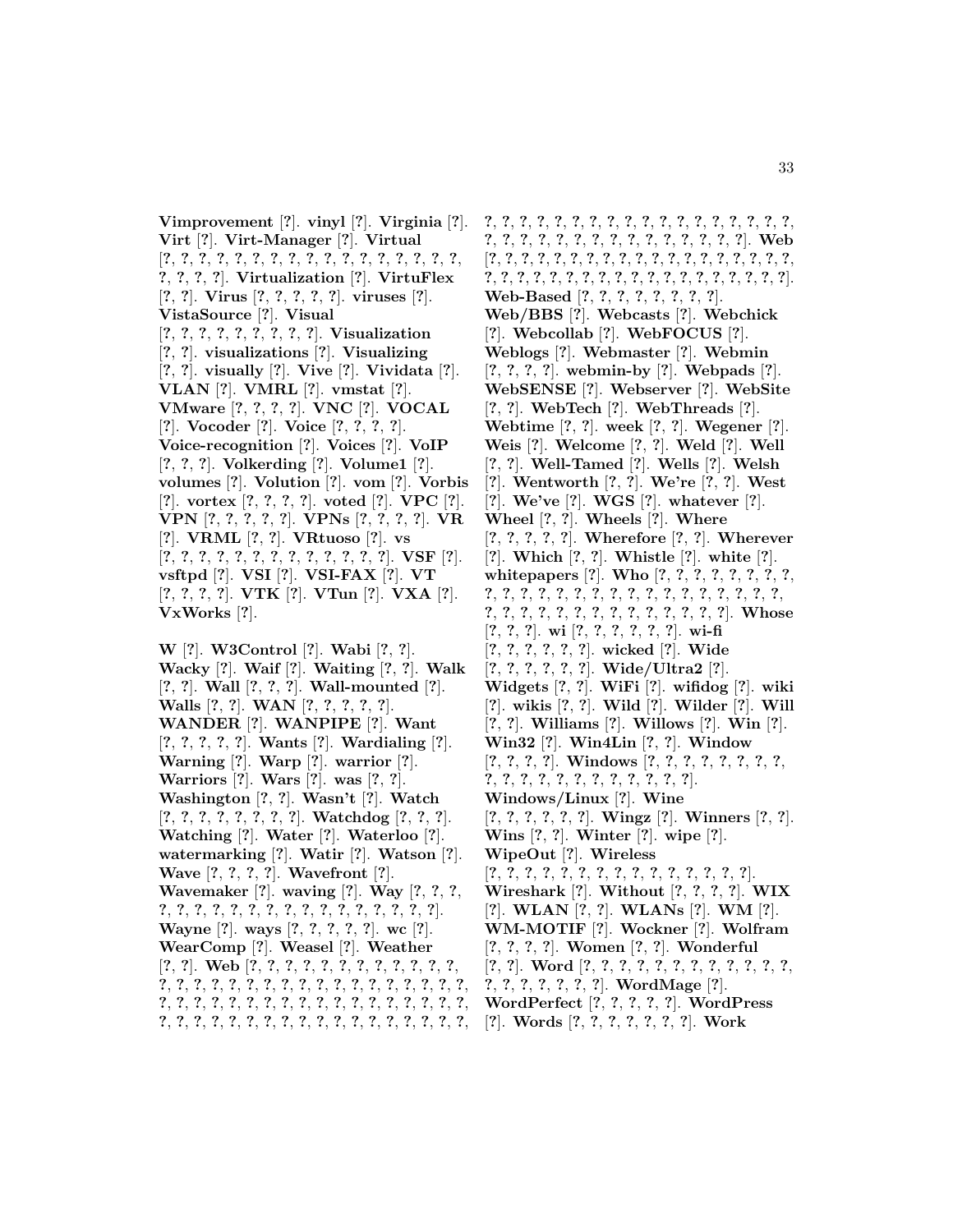**Vimprovement** [?]. **vinyl** [?]. **Virginia** [?]. **Virt** [?]. **Virt-Manager** [?]. **Virtual** [?, ?, ?, ?, ?, ?, ?, ?, ?, ?, ?, ?, ?, ?, ?, ?, ?, ?, ?, ?, ?]. **Virtualization** [?]. **VirtuFlex** [?, ?]. **Virus** [?, ?, ?, ?, ?]. **viruses** [?]. **VistaSource** [?]. **Visual** [?, ?, ?, ?, ?, ?, ?, ?, ?, ?]. **Visualization** [?, ?]. **visualizations** [?]. **Visualizing** [?, ?]. **visually** [?]. **Vive** [?]. **Vividata** [?]. **VLAN** [?]. **VMRL** [?]. **vmstat** [?]. **VMware** [?, ?, ?, ?]. **VNC** [?]. **VOCAL** [?]. **Vocoder** [?]. **Voice** [?, ?, ?, ?]. **Voice-recognition** [?]. **Voices** [?]. **VoIP** [?, ?, ?]. **Volkerding** [?]. **Volume1** [?]. **volumes** [?]. **Volution** [?]. **vom** [?]. **Vorbis** [?]. **vortex** [?, ?, ?, ?]. **voted** [?]. **VPC** [?]. **VPN** [?, ?, ?, ?, ?]. **VPNs** [?, ?, ?, ?]. **VR** [?]. **VRML** [?, ?]. **VRtuoso** [?]. **vs** [?, ?, ?, ?, ?, ?, ?, ?, ?, ?, ?, ?, ?]. **VSF** [?]. **vsftpd** [?]. **VSI** [?]. **VSI-FAX** [?]. **VT** [?, ?, ?, ?]. **VTK** [?]. **VTun** [?]. **VXA** [?]. **VxWorks** [?].

**W** [?]. **W3Control** [?]. **Wabi** [?, ?]. **Wacky** [?]. **Waif** [?]. **Waiting** [?, ?]. **Walk** [?, ?]. **Wall** [?, ?, ?]. **Wall-mounted** [?]. **Walls** [?, ?]. **WAN** [?, ?, ?, ?, ?]. **WANDER** [?]. **WANPIPE** [?]. **Want** [?, ?, ?, ?, ?]. **Wants** [?]. **Wardialing** [?]. **Warning** [?]. **Warp** [?]. **warrior** [?]. **Warriors** [?]. **Wars** [?]. **was** [?, ?]. **Washington** [?, ?]. **Wasn't** [?]. **Watch** [?, ?, ?, ?, ?, ?, ?, ?]. **Watchdog** [?, ?, ?]. **Watching** [?]. **Water** [?]. **Waterloo** [?]. **watermarking** [?]. **Watir** [?]. **Watson** [?]. **Wave** [?, ?, ?, ?]. **Wavefront** [?]. **Wavemaker** [?]. **waving** [?]. **Way** [?, ?, ?, ?, ?, ?, ?, ?, ?, ?, ?, ?, ?, ?, ?, ?, ?, ?, ?, ?, ?]. **Wayne** [?]. **ways** [?, ?, ?, ?, ?]. **wc** [?]. **WearComp** [?]. **Weasel** [?]. **Weather** [?, ?]. **Web** [?, ?, ?, ?, ?, ?, ?, ?, ?, ?, ?, ?, ?, ?, ?, ?, ?, ?, ?, ?, ?, ?, ?, ?, ?, ?, ?, ?, ?, ?, ?, ?, ?, ?, ?, ?, ?, ?, ?, ?, ?, ?, ?, ?, ?, ?, ?, ?, ?, ?, ?, ?, ?, ?, ?, ?, ?, ?, ?, ?, ?, ?, ?, ?, ?, ?, ?, ?, ?, ?, ?, ?, ?, ?, ?, ?, ?, ?, ?, ?, ?, ?, ?, ?, ?, ?, ?, ?, ?, ?, ?, ?, ?, ?, ?, ?, ?, ?, ?, ?, ?, ?, ?, ?, ?, ?, ?, ?, ?, ?, ?, ?, ?, ?, ?, ?]. **Web** [?, ?, ?, ?, ?, ?, ?, ?, ?, ?, ?, ?, ?, ?, ?, ?, ?, ?, ?, ?, ?, ?, ?, ?, ?, ?, ?, ?, ?, ?, ?, ?, ?, ?, ?, ?, ?, ?, ?, ?, ?, ?, ?]. **Web-Based** [?, ?, ?, ?, ?, ?, ?, ?]. **Web/BBS** [?]. **Webcasts** [?]. **Webchick** [?]. **Webcollab** [?]. **WebFOCUS** [?]. **Weblogs** [?]. **Webmaster** [?]. **Webmin** [?, ?, ?, ?]. **webmin-by** [?]. **Webpads** [?]. **WebSENSE** [?]. **Webserver** [?]. **WebSite** [?, ?]. **WebTech** [?]. **WebThreads** [?]. **Webtime** [?, ?]. **week** [?, ?]. **Wegener** [?]. **Weis** [?]. **Welcome** [?, ?]. **Weld** [?]. **Well** [?, ?]. **Well-Tamed** [?]. **Wells** [?]. **Welsh** [?]. **Wentworth** [?, ?]. **We're** [?, ?]. **West** [?]. **We've** [?]. **WGS** [?]. **whatever** [?]. **Wheel** [?, ?]. **Wheels** [?]. **Where** [?, ?, ?, ?, ?]. **Wherefore** [?, ?]. **Wherever** [?]. **Which** [?, ?]. **Whistle** [?]. **white** [?]. **whitepapers** [?]. **Who** [?, ?, ?, ?, ?, ?, ?, ?, ?, ?, ?, ?, ?, ?, ?, ?, ?, ?, ?, ?, ?, ?, ?, ?, ?, ?, ?, ?, ?, ?, ?, ?, ?, ?, ?, ?, ?, ?, ?]. **Whose** [?, ?, ?]. **wi** [?, ?, ?, ?, ?, ?]. **wi-fi** [?, ?, ?, ?, ?, ?]. **wicked** [?]. **Wide** [?, ?, ?, ?, ?, ?]. **Wide/Ultra2** [?]. **Widgets** [?, ?]. **WiFi** [?]. **wifidog** [?]. **wiki** [?]. **wikis** [?, ?]. **Wild** [?]. **Wilder** [?]. **Will** [?, ?]. **Williams** [?]. **Willows** [?]. **Win** [?]. **Win32** [?]. **Win4Lin** [?, ?]. **Window** [?, ?, ?, ?]. **Windows** [?, ?, ?, ?, ?, ?, ?, ?, ?, ?, ?, ?, ?, ?, ?, ?, ?, ?, ?, ?, ?]. **Windows/Linux** [?]. **Wine** [?, ?, ?, ?, ?, ?]. **Wingz** [?]. **Winners** [?, ?]. **Wins** [?, ?]. **Winter** [?]. **wipe** [?]. **WipeOut** [?]. **Wireless** [?, ?, ?, ?, ?, ?, ?, ?, ?, ?, ?, ?, ?, ?, ?, ?]. **Wireshark** [?]. **Without** [?, ?, ?, ?]. **WIX** [?]. **WLAN** [?, ?]. **WLANs** [?]. **WM** [?]. **WM-MOTIF** [?]. **Wockner** [?]. **Wolfram** [?, ?, ?, ?]. **Women** [?, ?]. **Wonderful** [?, ?]. **Word** [?, ?, ?, ?, ?, ?, ?, ?, ?, ?, ?, ?, ?, ?, ?, ?, ?, ?, ?, ?]. **WordMage** [?]. **WordPerfect** [?, ?, ?, ?, ?]. **WordPress** [?]. **Words** [?, ?, ?, ?, ?, ?, ?]. **Work**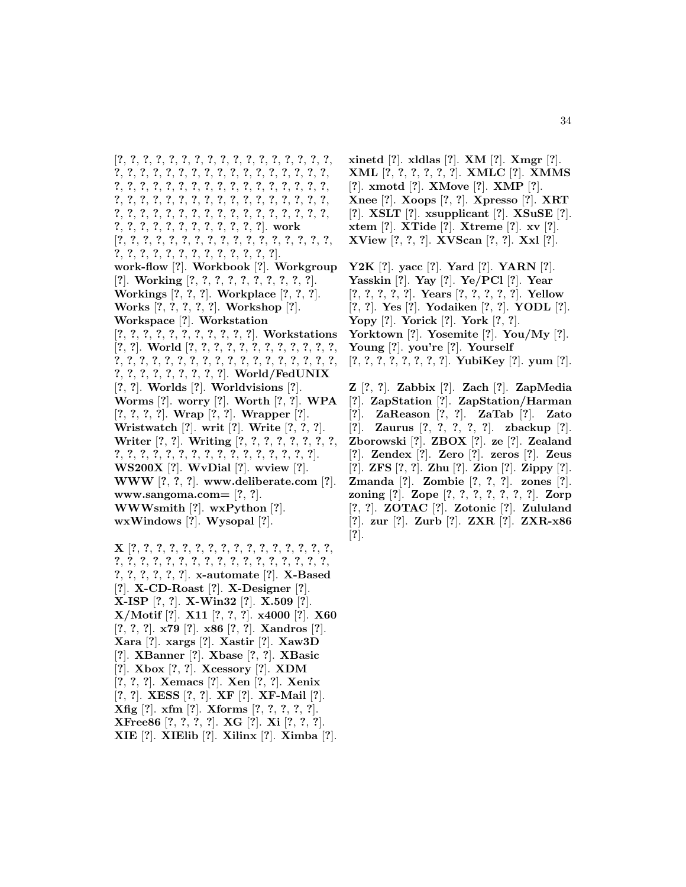[?, ?, ?, ?, ?, ?, ?, ?, ?, ?, ?, ?, ?, ?, ?, ?, ?, ?, ?, ?, ?, ?, ?, ?, ?, ?, ?, ?, ?, ?, ?, ?, ?, ?, ?, ?, ?, ?, ?, ?, ?, ?, ?, ?, ?, ?, ?, ?, ?, ?, ?, ?, ?, ?, ?, ?, ?, ?, ?, ?, ?, ?, ?, ?, ?, ?, ?, ?, ?, ?, ?, ?, ?, ?, ?, ?, ?, ?, ?, ?, ?, ?, ?, ?, ?, ?, ?, ?, ?, ?, ?, ?, ?, ?, ?, ?, ?, ?, ?, ?, ?, ?, ?, ?, ?, ?, ?, ?, ?]. **work** [?, ?, ?, ?, ?, ?, ?, ?, ?, ?, ?, ?, ?, ?, ?, ?, ?, ?, ?, ?, ?, ?, ?, ?, ?, ?, ?, ?, ?, ?, ?, ?, ?]. **work-flow** [?]. **Workbook** [?]. **Workgroup** [?]. **Working** [?, ?, ?, ?, ?, ?, ?, ?, ?, ?, ?]. **Workings** [?, ?, ?]. **Workplace** [?, ?, ?]. **Works** [?, ?, ?, ?, ?]. **Workshop** [?]. **Workspace** [?]. **Workstation** [?, ?, ?, ?, ?, ?, ?, ?, ?, ?, ?, ?]. **Workstations** [?, ?]. **World** [?, ?, ?, ?, ?, ?, ?, ?, ?, ?, ?, ?, ?, ?, ?, ?, ?, ?, ?, ?, ?, ?, ?, ?, ?, ?, ?, ?, ?, ?, ?, ?, ?, ?, ?, ?, ?, ?, ?, ?, ?]. **World/FedUNIX** [?, ?]. **Worlds** [?]. **Worldvisions** [?]. **Worms** [?]. **worry** [?]. **Worth** [?, ?]. **WPA** [?, ?, ?, ?]. **Wrap** [?, ?]. **Wrapper** [?]. **Wristwatch** [?]. **writ** [?]. **Write** [?, ?, ?]. **Writer** [?, ?]. **Writing** [?, ?, ?, ?, ?, ?, ?, ?, ?, ?, ?, ?, ?, ?, ?, ?, ?, ?, ?, ?, ?, ?, ?, ?, ?, ?]. **WS200X** [?]. **WvDial** [?]. **wview** [?]. **WWW** [?, ?, ?]. **www.deliberate.com** [?]. **www.sangoma.com=** [?, ?]. **WWWsmith** [?]. **wxPython** [?]. **wxWindows** [?]. **Wysopal** [?].

**X** [?, ?, ?, ?, ?, ?, ?, ?, ?, ?, ?, ?, ?, ?, ?, ?, ?, ?, ?, ?, ?, ?, ?, ?, ?, ?, ?, ?, ?, ?, ?, ?, ?, ?, ?, ?, ?, ?, ?, ?, ?, ?, ?, ?]. **x-automate** [?]. **X-Based** [?]. **X-CD-Roast** [?]. **X-Designer** [?]. **X-ISP** [?, ?]. **X-Win32** [?]. **X.509** [?]. **X/Motif** [?]. **X11** [?, ?, ?]. **x4000** [?]. **X60** [?, ?, ?]. **x79** [?]. **x86** [?, ?]. **Xandros** [?]. **Xara** [?]. **xargs** [?]. **Xastir** [?]. **Xaw3D** [?]. **XBanner** [?]. **Xbase** [?, ?]. **XBasic** [?]. **Xbox** [?, ?]. **Xcessory** [?]. **XDM** [?, ?, ?]. **Xemacs** [?]. **Xen** [?, ?]. **Xenix** [?, ?]. **XESS** [?, ?]. **XF** [?]. **XF-Mail** [?]. **Xfig** [?]. **xfm** [?]. **Xforms** [?, ?, ?, ?, ?]. **XFree86** [?, ?, ?, ?]. **XG** [?]. **Xi** [?, ?, ?]. **XIE** [?]. **XIElib** [?]. **Xilinx** [?]. **Ximba** [?]. **xinetd** [?]. **xldlas** [?]. **XM** [?]. **Xmgr** [?]. **XML** [?, ?, ?, ?, ?, ?]. **XMLC** [?]. **XMMS** [?]. **xmotd** [?]. **XMove** [?]. **XMP** [?]. **Xnee** [?]. **Xoops** [?, ?]. **Xpresso** [?]. **XRT** [?]. **XSLT** [?]. **xsupplicant** [?]. **XSuSE** [?]. **xtem** [?]. **XTide** [?]. **Xtreme** [?]. **xv** [?]. **XView** [?, ?, ?]. **XVScan** [?, ?]. **Xxl** [?].

**Y2K** [?]. **yacc** [?]. **Yard** [?]. **YARN** [?]. **Yasskin** [?]. **Yay** [?]. **Ye/PCl** [?]. **Year** [?, ?, ?, ?, ?]. **Years** [?, ?, ?, ?, ?]. **Yellow** [?, ?]. **Yes** [?]. **Yodaiken** [?, ?]. **YODL** [?]. **Yopy** [?]. **Yorick** [?]. **York** [?, ?]. **Yorktown** [?]. **Yosemite** [?]. **You/My** [?]. **Young** [?]. **you're** [?]. **Yourself** [?, ?, ?, ?, ?, ?, ?, ?]. **YubiKey** [?]. **yum** [?].

**Z** [?, ?]. **Zabbix** [?]. **Zach** [?]. **ZapMedia** [?]. **ZapStation** [?]. **ZapStation/Harman** [?]. **ZaReason** [?, ?]. **ZaTab** [?]. **Zato** [?]. **Zaurus** [?, ?, ?, ?, ?]. **zbackup** [?]. **Zborowski** [?]. **ZBOX** [?]. **ze** [?]. **Zealand** [?]. **Zendex** [?]. **Zero** [?]. **zeros** [?]. **Zeus** [?]. **ZFS** [?, ?]. **Zhu** [?]. **Zion** [?]. **Zippy** [?]. **Zmanda** [?]. **Zombie** [?, ?, ?]. **zones** [?]. **zoning** [?]. **Zope** [?, ?, ?, ?, ?, ?, ?]. **Zorp** [?, ?]. **ZOTAC** [?]. **Zotonic** [?]. **Zululand** [?]. **zur** [?]. **Zurb** [?]. **ZXR** [?]. **ZXR-x86** [?].